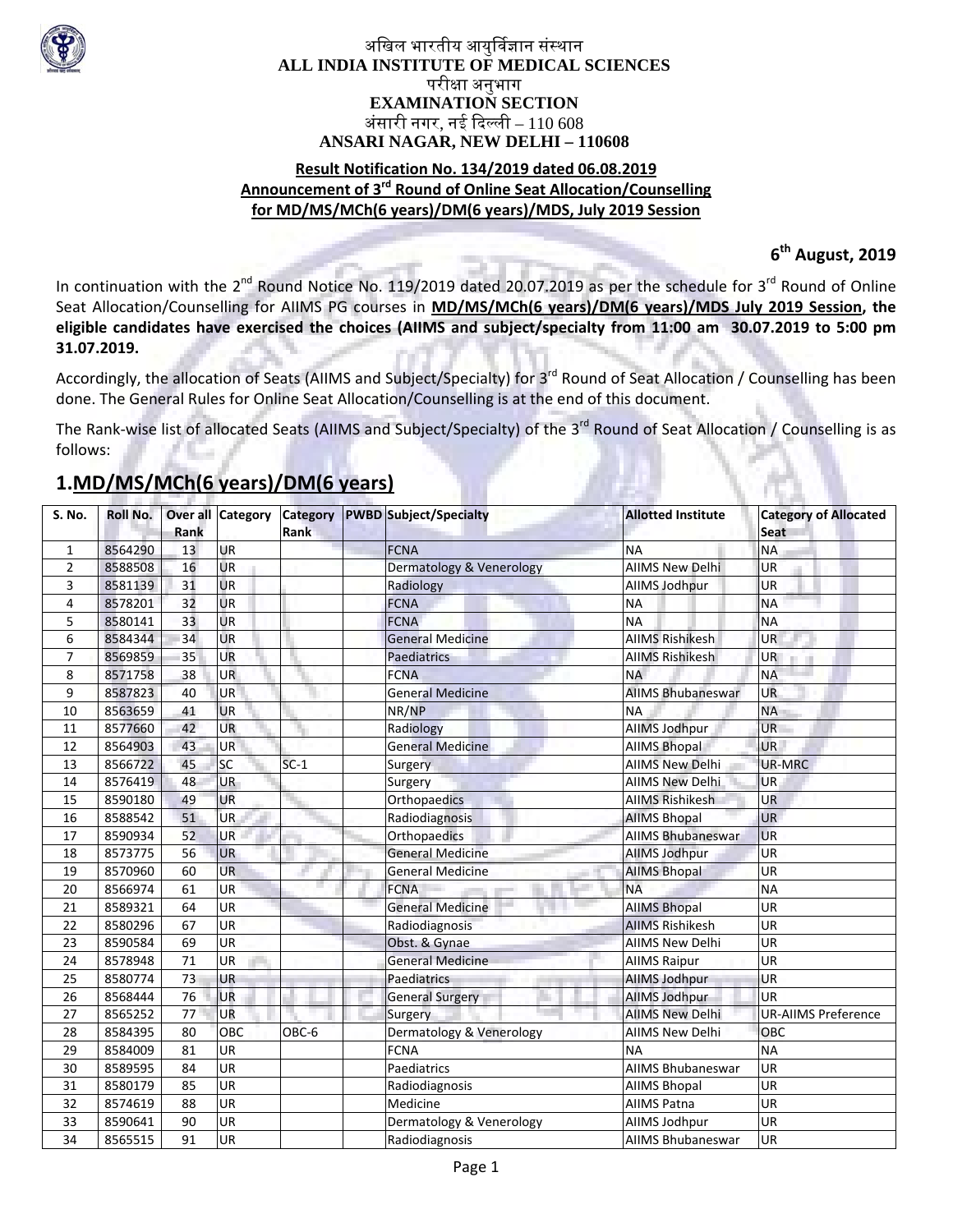अखिल भारतीय आयुर्विज्ञान संस्थान
**ALL INDIA INSTITUTE OF MEDICAL SCIENCES**
परीक्षा अनुभाग
**EXAMINATION SECTION**
अंसारी नगर, नई दिल्ली – 110 608
**ANSARI NAGAR, NEW DELHI – 110608**

**Result Notification No. 134/2019 dated 06.08.2019**
**Announcement of 3rd Round of Online Seat Allocation/Counselling for MD/MS/MCh(6 years)/DM(6 years)/MDS, July 2019 Session**

**6th August, 2019**

In continuation with the 2nd Round Notice No. 119/2019 dated 20.07.2019 as per the schedule for 3rd Round of Online Seat Allocation/Counselling for AIIMS PG courses in **MD/MS/MCh(6 years)/DM(6 years)/MDS July 2019 Session, the eligible candidates have exercised the choices (AIIMS and subject/specialty from 11:00 am 30.07.2019 to 5:00 pm 31.07.2019.**

Accordingly, the allocation of Seats (AIIMS and Subject/Specialty) for 3rd Round of Seat Allocation / Counselling has been done. The General Rules for Online Seat Allocation/Counselling is at the end of this document.

The Rank-wise list of allocated Seats (AIIMS and Subject/Specialty) of the 3rd Round of Seat Allocation / Counselling is as follows:

## 1.MD/MS/MCh(6 years)/DM(6 years)

| S. No. | Roll No. | Over all Rank | Category | Category Rank | PWBD | Subject/Specialty | Allotted Institute | Category of Allocated Seat |
|---|---|---|---|---|---|---|---|---|
| 1 | 8564290 | 13 | UR | | | FCNA | NA | NA |
| 2 | 8588508 | 16 | UR | | | Dermatology & Venerology | AIIMS New Delhi | UR |
| 3 | 8581139 | 31 | UR | | | Radiology | AIIMS Jodhpur | UR |
| 4 | 8578201 | 32 | UR | | | FCNA | NA | NA |
| 5 | 8580141 | 33 | UR | | | FCNA | NA | NA |
| 6 | 8584344 | 34 | UR | | | General Medicine | AIIMS Rishikesh | UR |
| 7 | 8569859 | 35 | UR | | | Paediatrics | AIIMS Rishikesh | UR |
| 8 | 8571758 | 38 | UR | | | FCNA | NA | NA |
| 9 | 8587823 | 40 | UR | | | General Medicine | AIIMS Bhubaneswar | UR |
| 10 | 8563659 | 41 | UR | | | NR/NP | NA | NA |
| 11 | 8577660 | 42 | UR | | | Radiology | AIIMS Jodhpur | UR |
| 12 | 8564903 | 43 | UR | | | General Medicine | AIIMS Bhopal | UR |
| 13 | 8566722 | 45 | SC | SC-1 | | Surgery | AIIMS New Delhi | UR-MRC |
| 14 | 8576419 | 48 | UR | | | Surgery | AIIMS New Delhi | UR |
| 15 | 8590180 | 49 | UR | | | Orthopaedics | AIIMS Rishikesh | UR |
| 16 | 8588542 | 51 | UR | | | Radiodiagnosis | AIIMS Bhopal | UR |
| 17 | 8590934 | 52 | UR | | | Orthopaedics | AIIMS Bhubaneswar | UR |
| 18 | 8573775 | 56 | UR | | | General Medicine | AIIMS Jodhpur | UR |
| 19 | 8570960 | 60 | UR | | | General Medicine | AIIMS Bhopal | UR |
| 20 | 8566974 | 61 | UR | | | FCNA | NA | NA |
| 21 | 8589321 | 64 | UR | | | General Medicine | AIIMS Bhopal | UR |
| 22 | 8580296 | 67 | UR | | | Radiodiagnosis | AIIMS Rishikesh | UR |
| 23 | 8590584 | 69 | UR | | | Obst. & Gynae | AIIMS New Delhi | UR |
| 24 | 8578948 | 71 | UR | | | General Medicine | AIIMS Raipur | UR |
| 25 | 8580774 | 73 | UR | | | Paediatrics | AIIMS Jodhpur | UR |
| 26 | 8568444 | 76 | UR | | | General Surgery | AIIMS Jodhpur | UR |
| 27 | 8565252 | 77 | UR | | | Surgery | AIIMS New Delhi | UR-AIIMS Preference |
| 28 | 8584395 | 80 | OBC | OBC-6 | | Dermatology & Venerology | AIIMS New Delhi | OBC |
| 29 | 8584009 | 81 | UR | | | FCNA | NA | NA |
| 30 | 8589595 | 84 | UR | | | Paediatrics | AIIMS Bhubaneswar | UR |
| 31 | 8580179 | 85 | UR | | | Radiodiagnosis | AIIMS Bhopal | UR |
| 32 | 8574619 | 88 | UR | | | Medicine | AIIMS Patna | UR |
| 33 | 8590641 | 90 | UR | | | Dermatology & Venerology | AIIMS Jodhpur | UR |
| 34 | 8565515 | 91 | UR | | | Radiodiagnosis | AIIMS Bhubaneswar | UR |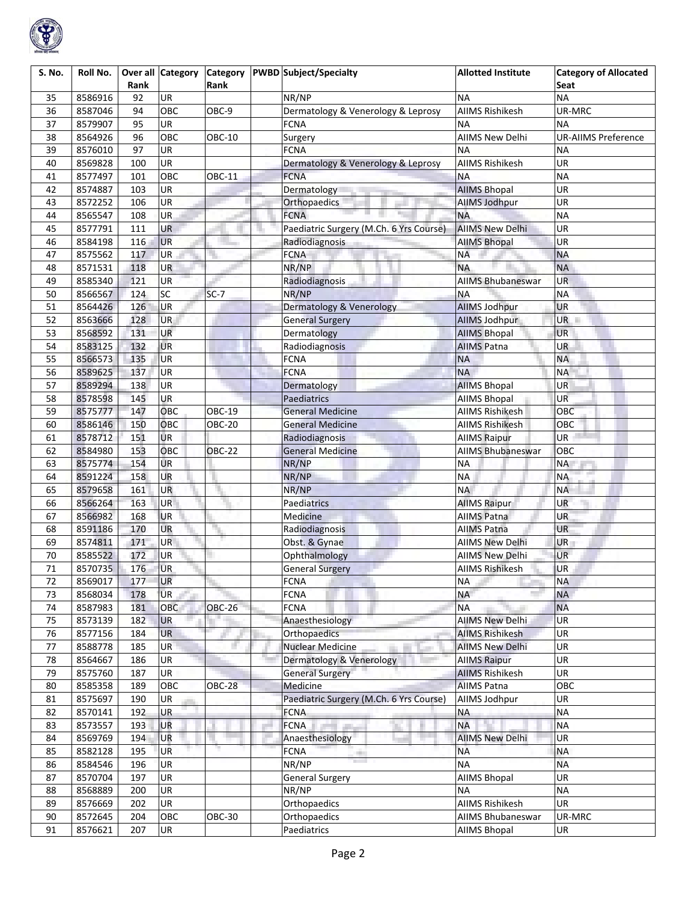| S. No. | Roll No. | Over all Rank | Category | Category Rank | PWBD | Subject/Specialty | Allotted Institute | Category of Allocated Seat |
|---|---|---|---|---|---|---|---|---|
| 35 | 8586916 | 92 | UR | | | NR/NP | NA | NA |
| 36 | 8587046 | 94 | OBC | OBC-9 | | Dermatology & Venerology & Leprosy | AIIMS Rishikesh | UR-MRC |
| 37 | 8579907 | 95 | UR | | | FCNA | NA | NA |
| 38 | 8564926 | 96 | OBC | OBC-10 | | Surgery | AIIMS New Delhi | UR-AIIMS Preference |
| 39 | 8576010 | 97 | UR | | | FCNA | NA | NA |
| 40 | 8569828 | 100 | UR | | | Dermatology & Venerology & Leprosy | AIIMS Rishikesh | UR |
| 41 | 8577497 | 101 | OBC | OBC-11 | | FCNA | NA | NA |
| 42 | 8574887 | 103 | UR | | | Dermatology | AIIMS Bhopal | UR |
| 43 | 8572252 | 106 | UR | | | Orthopaedics | AIIMS Jodhpur | UR |
| 44 | 8565547 | 108 | UR | | | FCNA | NA | NA |
| 45 | 8577791 | 111 | UR | | | Paediatric Surgery (M.Ch. 6 Yrs Course) | AIIMS New Delhi | UR |
| 46 | 8584198 | 116 | UR | | | Radiodiagnosis | AIIMS Bhopal | UR |
| 47 | 8575562 | 117 | UR | | | FCNA | NA | NA |
| 48 | 8571531 | 118 | UR | | | NR/NP | NA | NA |
| 49 | 8585340 | 121 | UR | | | Radiodiagnosis | AIIMS Bhubaneswar | UR |
| 50 | 8566567 | 124 | SC | SC-7 | | NR/NP | NA | NA |
| 51 | 8564426 | 126 | UR | | | Dermatology & Venerology | AIIMS Jodhpur | UR |
| 52 | 8563666 | 128 | UR | | | General Surgery | AIIMS Jodhpur | UR |
| 53 | 8568592 | 131 | UR | | | Dermatology | AIIMS Bhopal | UR |
| 54 | 8583125 | 132 | UR | | | Radiodiagnosis | AIIMS Patna | UR |
| 55 | 8566573 | 135 | UR | | | FCNA | NA | NA |
| 56 | 8589625 | 137 | UR | | | FCNA | NA | NA |
| 57 | 8589294 | 138 | UR | | | Dermatology | AIIMS Bhopal | UR |
| 58 | 8578598 | 145 | UR | | | Paediatrics | AIIMS Bhopal | UR |
| 59 | 8575777 | 147 | OBC | OBC-19 | | General Medicine | AIIMS Rishikesh | OBC |
| 60 | 8586146 | 150 | OBC | OBC-20 | | General Medicine | AIIMS Rishikesh | OBC |
| 61 | 8578712 | 151 | UR | | | Radiodiagnosis | AIIMS Raipur | UR |
| 62 | 8584980 | 153 | OBC | OBC-22 | | General Medicine | AIIMS Bhubaneswar | OBC |
| 63 | 8575774 | 154 | UR | | | NR/NP | NA | NA |
| 64 | 8591224 | 158 | UR | | | NR/NP | NA | NA |
| 65 | 8579658 | 161 | UR | | | NR/NP | NA | NA |
| 66 | 8566264 | 163 | UR | | | Paediatrics | AIIMS Raipur | UR |
| 67 | 8566982 | 168 | UR | | | Medicine | AIIMS Patna | UR |
| 68 | 8591186 | 170 | UR | | | Radiodiagnosis | AIIMS Patna | UR |
| 69 | 8574811 | 171 | UR | | | Obst. & Gynae | AIIMS New Delhi | UR |
| 70 | 8585522 | 172 | UR | | | Ophthalmology | AIIMS New Delhi | UR |
| 71 | 8570735 | 176 | UR | | | General Surgery | AIIMS Rishikesh | UR |
| 72 | 8569017 | 177 | UR | | | FCNA | NA | NA |
| 73 | 8568034 | 178 | UR | | | FCNA | NA | NA |
| 74 | 8587983 | 181 | OBC | OBC-26 | | FCNA | NA | NA |
| 75 | 8573139 | 182 | UR | | | Anaesthesiology | AIIMS New Delhi | UR |
| 76 | 8577156 | 184 | UR | | | Orthopaedics | AIIMS Rishikesh | UR |
| 77 | 8588778 | 185 | UR | | | Nuclear Medicine | AIIMS New Delhi | UR |
| 78 | 8564667 | 186 | UR | | | Dermatology & Venerology | AIIMS Raipur | UR |
| 79 | 8575760 | 187 | UR | | | General Surgery | AIIMS Rishikesh | UR |
| 80 | 8585358 | 189 | OBC | OBC-28 | | Medicine | AIIMS Patna | OBC |
| 81 | 8575697 | 190 | UR | | | Paediatric Surgery (M.Ch. 6 Yrs Course) | AIIMS Jodhpur | UR |
| 82 | 8570141 | 192 | UR | | | FCNA | NA | NA |
| 83 | 8573557 | 193 | UR | | | FCNA | NA | NA |
| 84 | 8569769 | 194 | UR | | | Anaesthesiology | AIIMS New Delhi | UR |
| 85 | 8582128 | 195 | UR | | | FCNA | NA | NA |
| 86 | 8584546 | 196 | UR | | | NR/NP | NA | NA |
| 87 | 8570704 | 197 | UR | | | General Surgery | AIIMS Bhopal | UR |
| 88 | 8568889 | 200 | UR | | | NR/NP | NA | NA |
| 89 | 8576669 | 202 | UR | | | Orthopaedics | AIIMS Rishikesh | UR |
| 90 | 8572645 | 204 | OBC | OBC-30 | | Orthopaedics | AIIMS Bhubaneswar | UR-MRC |
| 91 | 8576621 | 207 | UR | | | Paediatrics | AIIMS Bhopal | UR |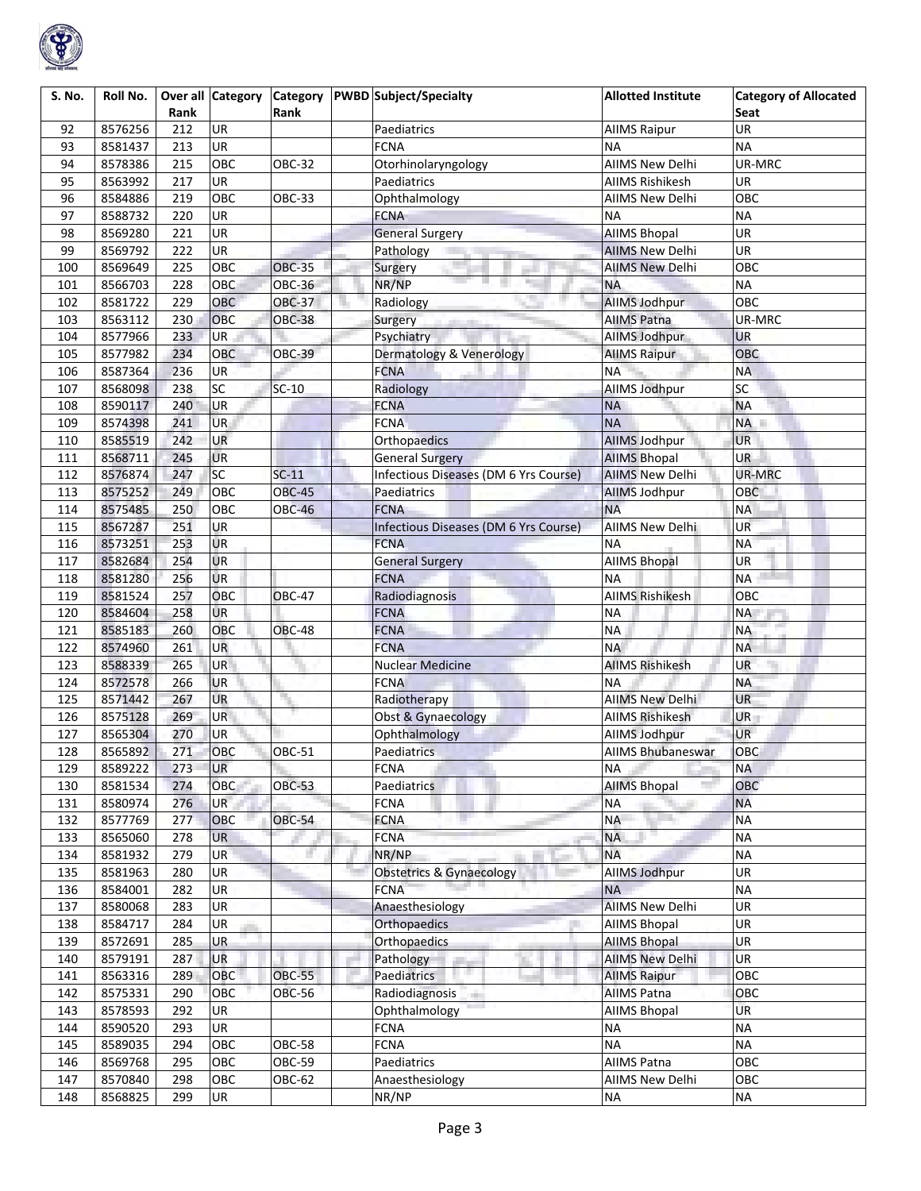| S. No. | Roll No. | Over all Rank | Category | Category Rank | PWBD | Subject/Specialty | Allotted Institute | Category of Allocated Seat |
|---|---|---|---|---|---|---|---|---|
| 92 | 8576256 | 212 | UR | | | Paediatrics | AIIMS Raipur | UR |
| 93 | 8581437 | 213 | UR | | | FCNA | NA | NA |
| 94 | 8578386 | 215 | OBC | OBC-32 | | Otorhinolaryngology | AIIMS New Delhi | UR-MRC |
| 95 | 8563992 | 217 | UR | | | Paediatrics | AIIMS Rishikesh | UR |
| 96 | 8584886 | 219 | OBC | OBC-33 | | Ophthalmology | AIIMS New Delhi | OBC |
| 97 | 8588732 | 220 | UR | | | FCNA | NA | NA |
| 98 | 8569280 | 221 | UR | | | General Surgery | AIIMS Bhopal | UR |
| 99 | 8569792 | 222 | UR | | | Pathology | AIIMS New Delhi | UR |
| 100 | 8569649 | 225 | OBC | OBC-35 | | Surgery | AIIMS New Delhi | OBC |
| 101 | 8566703 | 228 | OBC | OBC-36 | | NR/NP | NA | NA |
| 102 | 8581722 | 229 | OBC | OBC-37 | | Radiology | AIIMS Jodhpur | OBC |
| 103 | 8563112 | 230 | OBC | OBC-38 | | Surgery | AIIMS Patna | UR-MRC |
| 104 | 8577966 | 233 | UR | | | Psychiatry | AIIMS Jodhpur | UR |
| 105 | 8577982 | 234 | OBC | OBC-39 | | Dermatology & Venerology | AIIMS Raipur | OBC |
| 106 | 8587364 | 236 | UR | | | FCNA | NA | NA |
| 107 | 8568098 | 238 | SC | SC-10 | | Radiology | AIIMS Jodhpur | SC |
| 108 | 8590117 | 240 | UR | | | FCNA | NA | NA |
| 109 | 8574398 | 241 | UR | | | FCNA | NA | NA |
| 110 | 8585519 | 242 | UR | | | Orthopaedics | AIIMS Jodhpur | UR |
| 111 | 8568711 | 245 | UR | | | General Surgery | AIIMS Bhopal | UR |
| 112 | 8576874 | 247 | SC | SC-11 | | Infectious Diseases (DM 6 Yrs Course) | AIIMS New Delhi | UR-MRC |
| 113 | 8575252 | 249 | OBC | OBC-45 | | Paediatrics | AIIMS Jodhpur | OBC |
| 114 | 8575485 | 250 | OBC | OBC-46 | | FCNA | NA | NA |
| 115 | 8567287 | 251 | UR | | | Infectious Diseases (DM 6 Yrs Course) | AIIMS New Delhi | UR |
| 116 | 8573251 | 253 | UR | | | FCNA | NA | NA |
| 117 | 8582684 | 254 | UR | | | General Surgery | AIIMS Bhopal | UR |
| 118 | 8581280 | 256 | UR | | | FCNA | NA | NA |
| 119 | 8581524 | 257 | OBC | OBC-47 | | Radiodiagnosis | AIIMS Rishikesh | OBC |
| 120 | 8584604 | 258 | UR | | | FCNA | NA | NA |
| 121 | 8585183 | 260 | OBC | OBC-48 | | FCNA | NA | NA |
| 122 | 8574960 | 261 | UR | | | FCNA | NA | NA |
| 123 | 8588339 | 265 | UR | | | Nuclear Medicine | AIIMS Rishikesh | UR |
| 124 | 8572578 | 266 | UR | | | FCNA | NA | NA |
| 125 | 8571442 | 267 | UR | | | Radiotherapy | AIIMS New Delhi | UR |
| 126 | 8575128 | 269 | UR | | | Obst & Gynaecology | AIIMS Rishikesh | UR |
| 127 | 8565304 | 270 | UR | | | Ophthalmology | AIIMS Jodhpur | UR |
| 128 | 8565892 | 271 | OBC | OBC-51 | | Paediatrics | AIIMS Bhubaneswar | OBC |
| 129 | 8589222 | 273 | UR | | | FCNA | NA | NA |
| 130 | 8581534 | 274 | OBC | OBC-53 | | Paediatrics | AIIMS Bhopal | OBC |
| 131 | 8580974 | 276 | UR | | | FCNA | NA | NA |
| 132 | 8577769 | 277 | OBC | OBC-54 | | FCNA | NA | NA |
| 133 | 8565060 | 278 | UR | | | FCNA | NA | NA |
| 134 | 8581932 | 279 | UR | | | NR/NP | NA | NA |
| 135 | 8581963 | 280 | UR | | | Obstetrics & Gynaecology | AIIMS Jodhpur | UR |
| 136 | 8584001 | 282 | UR | | | FCNA | NA | NA |
| 137 | 8580068 | 283 | UR | | | Anaesthesiology | AIIMS New Delhi | UR |
| 138 | 8584717 | 284 | UR | | | Orthopaedics | AIIMS Bhopal | UR |
| 139 | 8572691 | 285 | UR | | | Orthopaedics | AIIMS Bhopal | UR |
| 140 | 8579191 | 287 | UR | | | Pathology | AIIMS New Delhi | UR |
| 141 | 8563316 | 289 | OBC | OBC-55 | | Paediatrics | AIIMS Raipur | OBC |
| 142 | 8575331 | 290 | OBC | OBC-56 | | Radiodiagnosis | AIIMS Patna | OBC |
| 143 | 8578593 | 292 | UR | | | Ophthalmology | AIIMS Bhopal | UR |
| 144 | 8590520 | 293 | UR | | | FCNA | NA | NA |
| 145 | 8589035 | 294 | OBC | OBC-58 | | FCNA | NA | NA |
| 146 | 8569768 | 295 | OBC | OBC-59 | | Paediatrics | AIIMS Patna | OBC |
| 147 | 8570840 | 298 | OBC | OBC-62 | | Anaesthesiology | AIIMS New Delhi | OBC |
| 148 | 8568825 | 299 | UR | | | NR/NP | NA | NA |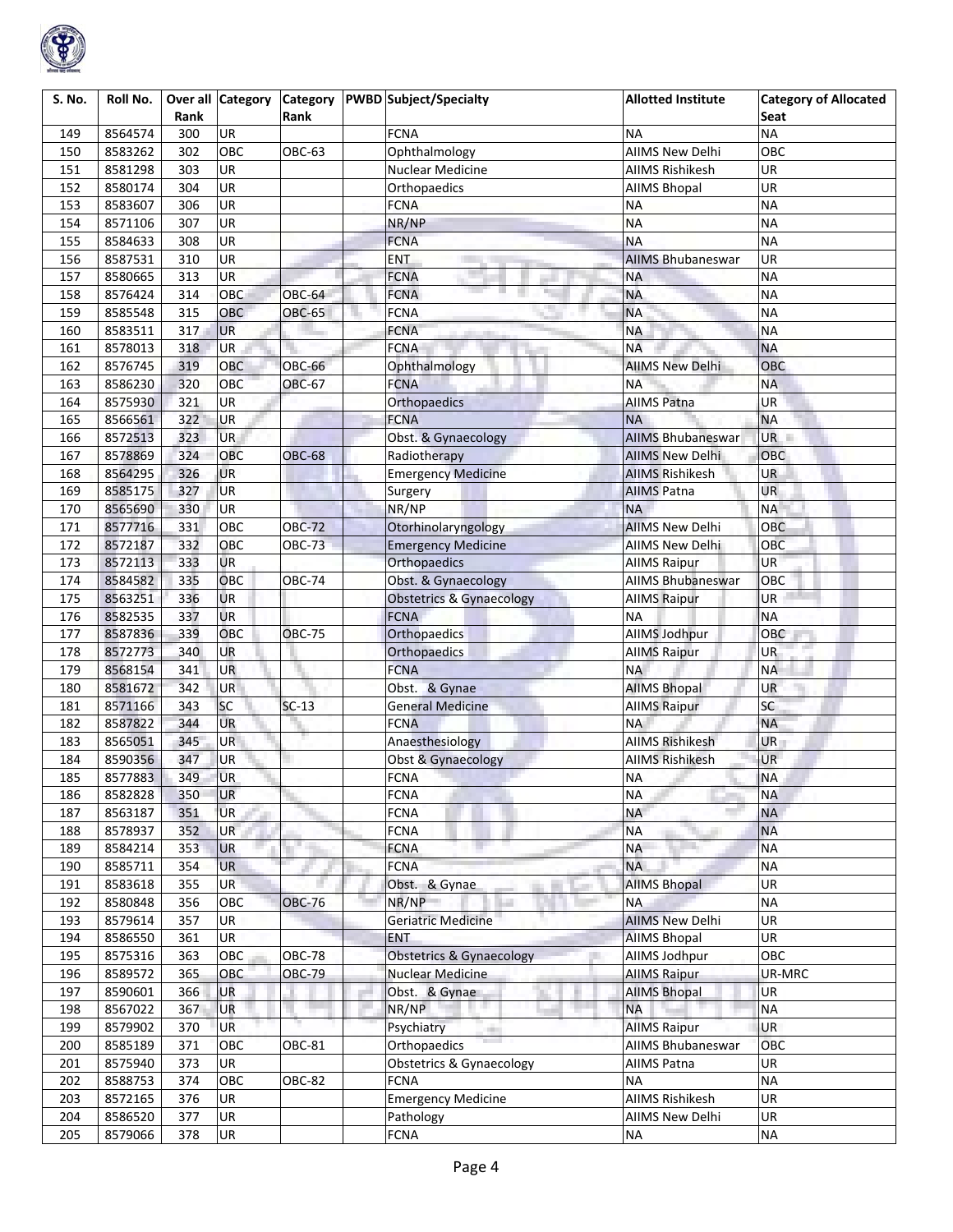| S. No. | Roll No. | Over all Rank | Category | Category Rank | PWBD | Subject/Specialty | Allotted Institute | Category of Allocated Seat |
|---|---|---|---|---|---|---|---|---|
| 149 | 8564574 | 300 | UR | | | FCNA | NA | NA |
| 150 | 8583262 | 302 | OBC | OBC-63 | | Ophthalmology | AIIMS New Delhi | OBC |
| 151 | 8581298 | 303 | UR | | | Nuclear Medicine | AIIMS Rishikesh | UR |
| 152 | 8580174 | 304 | UR | | | Orthopaedics | AIIMS Bhopal | UR |
| 153 | 8583607 | 306 | UR | | | FCNA | NA | NA |
| 154 | 8571106 | 307 | UR | | | NR/NP | NA | NA |
| 155 | 8584633 | 308 | UR | | | FCNA | NA | NA |
| 156 | 8587531 | 310 | UR | | | ENT | AIIMS Bhubaneswar | UR |
| 157 | 8580665 | 313 | UR | | | FCNA | NA | NA |
| 158 | 8576424 | 314 | OBC | OBC-64 | | FCNA | NA | NA |
| 159 | 8585548 | 315 | OBC | OBC-65 | | FCNA | NA | NA |
| 160 | 8583511 | 317 | UR | | | FCNA | NA | NA |
| 161 | 8578013 | 318 | UR | | | FCNA | NA | NA |
| 162 | 8576745 | 319 | OBC | OBC-66 | | Ophthalmology | AIIMS New Delhi | OBC |
| 163 | 8586230 | 320 | OBC | OBC-67 | | FCNA | NA | NA |
| 164 | 8575930 | 321 | UR | | | Orthopaedics | AIIMS Patna | UR |
| 165 | 8566561 | 322 | UR | | | FCNA | NA | NA |
| 166 | 8572513 | 323 | UR | | | Obst. & Gynaecology | AIIMS Bhubaneswar | UR |
| 167 | 8578869 | 324 | OBC | OBC-68 | | Radiotherapy | AIIMS New Delhi | OBC |
| 168 | 8564295 | 326 | UR | | | Emergency Medicine | AIIMS Rishikesh | UR |
| 169 | 8585175 | 327 | UR | | | Surgery | AIIMS Patna | UR |
| 170 | 8565690 | 330 | UR | | | NR/NP | NA | NA |
| 171 | 8577716 | 331 | OBC | OBC-72 | | Otorhinolaryngology | AIIMS New Delhi | OBC |
| 172 | 8572187 | 332 | OBC | OBC-73 | | Emergency Medicine | AIIMS New Delhi | OBC |
| 173 | 8572113 | 333 | UR | | | Orthopaedics | AIIMS Raipur | UR |
| 174 | 8584582 | 335 | OBC | OBC-74 | | Obst. & Gynaecology | AIIMS Bhubaneswar | OBC |
| 175 | 8563251 | 336 | UR | | | Obstetrics & Gynaecology | AIIMS Raipur | UR |
| 176 | 8582535 | 337 | UR | | | FCNA | NA | NA |
| 177 | 8587836 | 339 | OBC | OBC-75 | | Orthopaedics | AIIMS Jodhpur | OBC |
| 178 | 8572773 | 340 | UR | | | Orthopaedics | AIIMS Raipur | UR |
| 179 | 8568154 | 341 | UR | | | FCNA | NA | NA |
| 180 | 8581672 | 342 | UR | | | Obst. & Gynae | AIIMS Bhopal | UR |
| 181 | 8571166 | 343 | SC | SC-13 | | General Medicine | AIIMS Raipur | SC |
| 182 | 8587822 | 344 | UR | | | FCNA | NA | NA |
| 183 | 8565051 | 345 | UR | | | Anaesthesiology | AIIMS Rishikesh | UR |
| 184 | 8590356 | 347 | UR | | | Obst & Gynaecology | AIIMS Rishikesh | UR |
| 185 | 8577883 | 349 | UR | | | FCNA | NA | NA |
| 186 | 8582828 | 350 | UR | | | FCNA | NA | NA |
| 187 | 8563187 | 351 | UR | | | FCNA | NA | NA |
| 188 | 8578937 | 352 | UR | | | FCNA | NA | NA |
| 189 | 8584214 | 353 | UR | | | FCNA | NA | NA |
| 190 | 8585711 | 354 | UR | | | FCNA | NA | NA |
| 191 | 8583618 | 355 | UR | | | Obst. & Gynae | AIIMS Bhopal | UR |
| 192 | 8580848 | 356 | OBC | OBC-76 | | NR/NP | NA | NA |
| 193 | 8579614 | 357 | UR | | | Geriatric Medicine | AIIMS New Delhi | UR |
| 194 | 8586550 | 361 | UR | | | ENT | AIIMS Bhopal | UR |
| 195 | 8575316 | 363 | OBC | OBC-78 | | Obstetrics & Gynaecology | AIIMS Jodhpur | OBC |
| 196 | 8589572 | 365 | OBC | OBC-79 | | Nuclear Medicine | AIIMS Raipur | UR-MRC |
| 197 | 8590601 | 366 | UR | | | Obst. & Gynae | AIIMS Bhopal | UR |
| 198 | 8567022 | 367 | UR | | | NR/NP | NA | NA |
| 199 | 8579902 | 370 | UR | | | Psychiatry | AIIMS Raipur | UR |
| 200 | 8585189 | 371 | OBC | OBC-81 | | Orthopaedics | AIIMS Bhubaneswar | OBC |
| 201 | 8575940 | 373 | UR | | | Obstetrics & Gynaecology | AIIMS Patna | UR |
| 202 | 8588753 | 374 | OBC | OBC-82 | | FCNA | NA | NA |
| 203 | 8572165 | 376 | UR | | | Emergency Medicine | AIIMS Rishikesh | UR |
| 204 | 8586520 | 377 | UR | | | Pathology | AIIMS New Delhi | UR |
| 205 | 8579066 | 378 | UR | | | FCNA | NA | NA |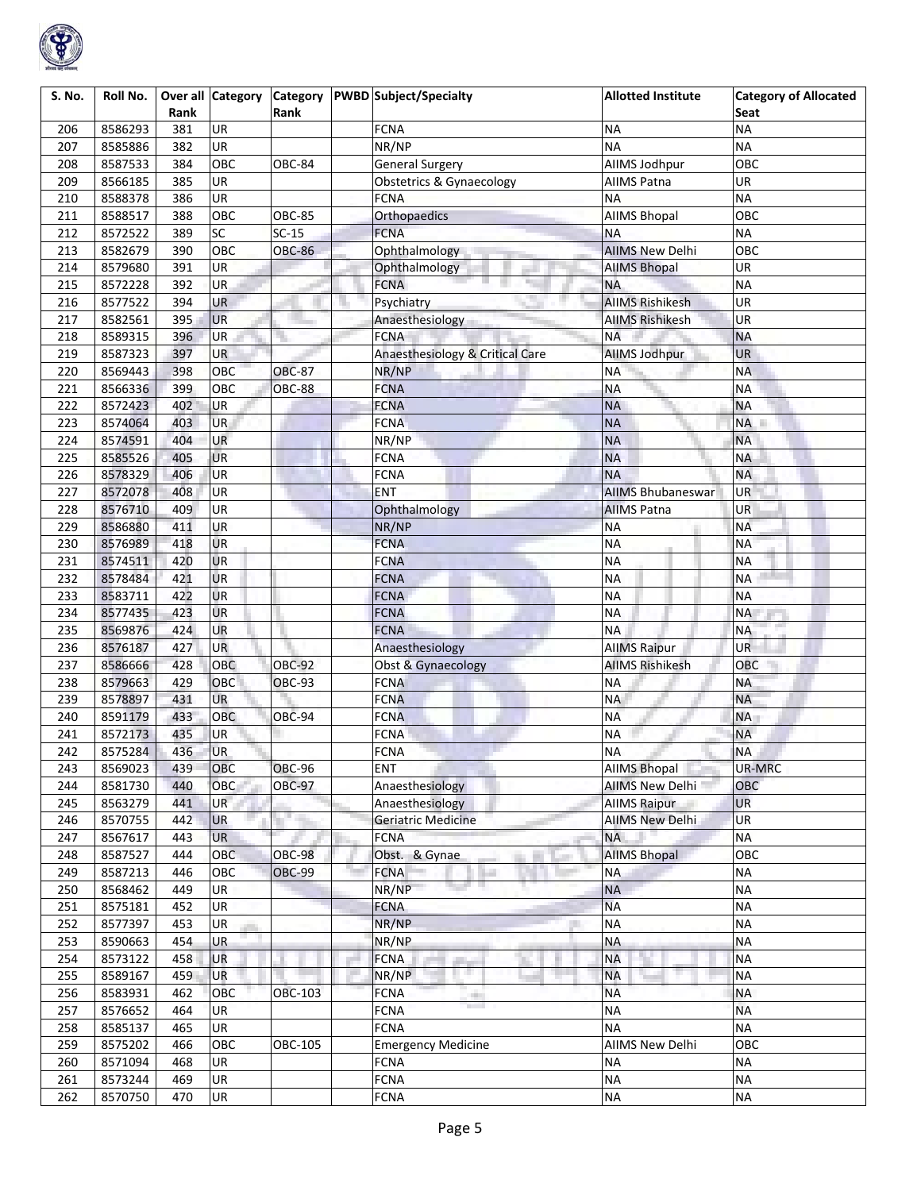| S. No. | Roll No. | Over all Rank | Category | Category Rank | PWBD | Subject/Specialty | Allotted Institute | Category of Allocated Seat |
|---|---|---|---|---|---|---|---|---|
| 206 | 8586293 | 381 | UR | | | FCNA | NA | NA |
| 207 | 8585886 | 382 | UR | | | NR/NP | NA | NA |
| 208 | 8587533 | 384 | OBC | OBC-84 | | General Surgery | AIIMS Jodhpur | OBC |
| 209 | 8566185 | 385 | UR | | | Obstetrics & Gynaecology | AIIMS Patna | UR |
| 210 | 8588378 | 386 | UR | | | FCNA | NA | NA |
| 211 | 8588517 | 388 | OBC | OBC-85 | | Orthopaedics | AIIMS Bhopal | OBC |
| 212 | 8572522 | 389 | SC | SC-15 | | FCNA | NA | NA |
| 213 | 8582679 | 390 | OBC | OBC-86 | | Ophthalmology | AIIMS New Delhi | OBC |
| 214 | 8579680 | 391 | UR | | | Ophthalmology | AIIMS Bhopal | UR |
| 215 | 8572228 | 392 | UR | | | FCNA | NA | NA |
| 216 | 8577522 | 394 | UR | | | Psychiatry | AIIMS Rishikesh | UR |
| 217 | 8582561 | 395 | UR | | | Anaesthesiology | AIIMS Rishikesh | UR |
| 218 | 8589315 | 396 | UR | | | FCNA | NA | NA |
| 219 | 8587323 | 397 | UR | | | Anaesthesiology & Critical Care | AIIMS Jodhpur | UR |
| 220 | 8569443 | 398 | OBC | OBC-87 | | NR/NP | NA | NA |
| 221 | 8566336 | 399 | OBC | OBC-88 | | FCNA | NA | NA |
| 222 | 8572423 | 402 | UR | | | FCNA | NA | NA |
| 223 | 8574064 | 403 | UR | | | FCNA | NA | NA |
| 224 | 8574591 | 404 | UR | | | NR/NP | NA | NA |
| 225 | 8585526 | 405 | UR | | | FCNA | NA | NA |
| 226 | 8578329 | 406 | UR | | | FCNA | NA | NA |
| 227 | 8572078 | 408 | UR | | | ENT | AIIMS Bhubaneswar | UR |
| 228 | 8576710 | 409 | UR | | | Ophthalmology | AIIMS Patna | UR |
| 229 | 8586880 | 411 | UR | | | NR/NP | NA | NA |
| 230 | 8576989 | 418 | UR | | | FCNA | NA | NA |
| 231 | 8574511 | 420 | UR | | | FCNA | NA | NA |
| 232 | 8578484 | 421 | UR | | | FCNA | NA | NA |
| 233 | 8583711 | 422 | UR | | | FCNA | NA | NA |
| 234 | 8577435 | 423 | UR | | | FCNA | NA | NA |
| 235 | 8569876 | 424 | UR | | | FCNA | NA | NA |
| 236 | 8576187 | 427 | UR | | | Anaesthesiology | AIIMS Raipur | UR |
| 237 | 8586666 | 428 | OBC | OBC-92 | | Obst & Gynaecology | AIIMS Rishikesh | OBC |
| 238 | 8579663 | 429 | OBC | OBC-93 | | FCNA | NA | NA |
| 239 | 8578897 | 431 | UR | | | FCNA | NA | NA |
| 240 | 8591179 | 433 | OBC | OBC-94 | | FCNA | NA | NA |
| 241 | 8572173 | 435 | UR | | | FCNA | NA | NA |
| 242 | 8575284 | 436 | UR | | | FCNA | NA | NA |
| 243 | 8569023 | 439 | OBC | OBC-96 | | ENT | AIIMS Bhopal | UR-MRC |
| 244 | 8581730 | 440 | OBC | OBC-97 | | Anaesthesiology | AIIMS New Delhi | OBC |
| 245 | 8563279 | 441 | UR | | | Anaesthesiology | AIIMS Raipur | UR |
| 246 | 8570755 | 442 | UR | | | Geriatric Medicine | AIIMS New Delhi | UR |
| 247 | 8567617 | 443 | UR | | | FCNA | NA | NA |
| 248 | 8587527 | 444 | OBC | OBC-98 | | Obst. & Gynae | AIIMS Bhopal | OBC |
| 249 | 8587213 | 446 | OBC | OBC-99 | | FCNA | NA | NA |
| 250 | 8568462 | 449 | UR | | | NR/NP | NA | NA |
| 251 | 8575181 | 452 | UR | | | FCNA | NA | NA |
| 252 | 8577397 | 453 | UR | | | NR/NP | NA | NA |
| 253 | 8590663 | 454 | UR | | | NR/NP | NA | NA |
| 254 | 8573122 | 458 | UR | | | FCNA | NA | NA |
| 255 | 8589167 | 459 | UR | | | NR/NP | NA | NA |
| 256 | 8583931 | 462 | OBC | OBC-103 | | FCNA | NA | NA |
| 257 | 8576652 | 464 | UR | | | FCNA | NA | NA |
| 258 | 8585137 | 465 | UR | | | FCNA | NA | NA |
| 259 | 8575202 | 466 | OBC | OBC-105 | | Emergency Medicine | AIIMS New Delhi | OBC |
| 260 | 8571094 | 468 | UR | | | FCNA | NA | NA |
| 261 | 8573244 | 469 | UR | | | FCNA | NA | NA |
| 262 | 8570750 | 470 | UR | | | FCNA | NA | NA |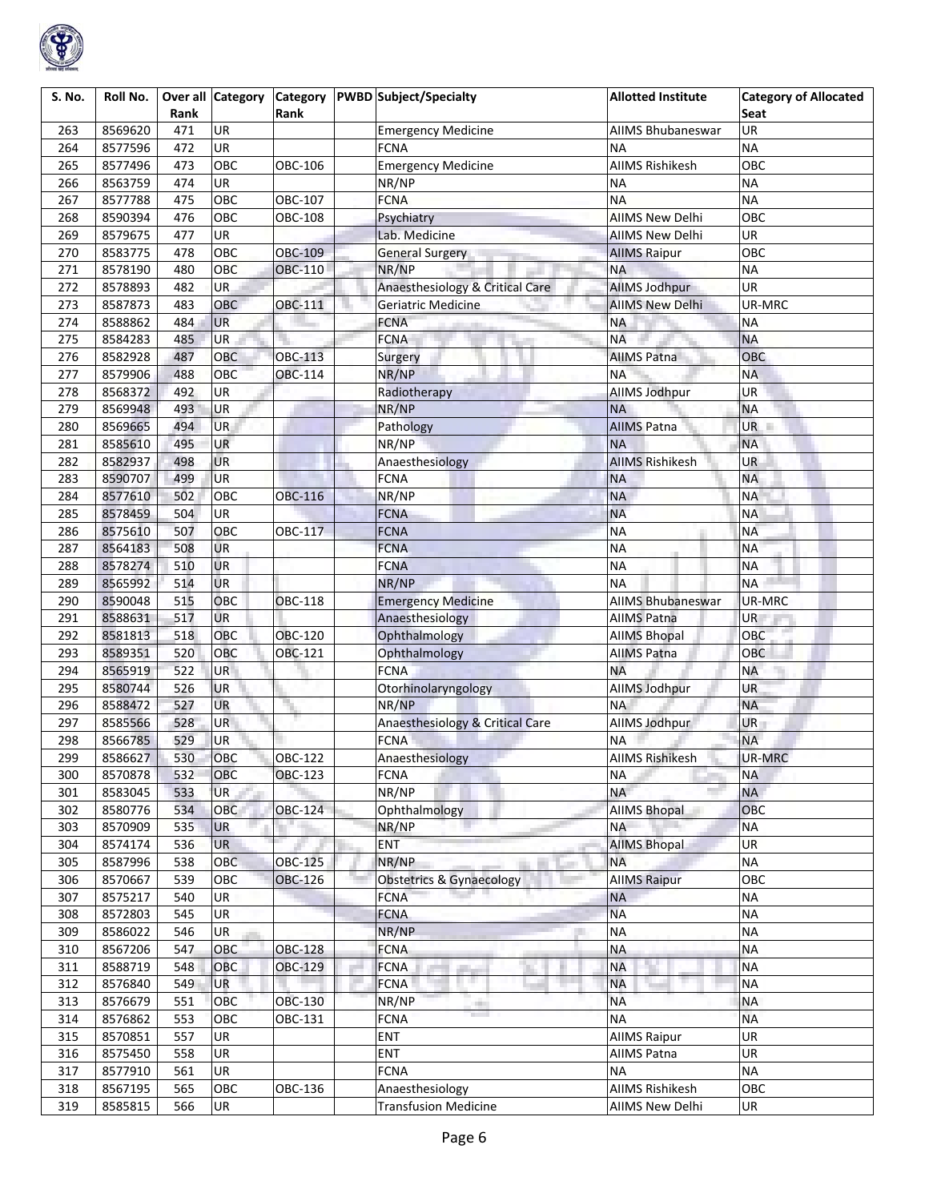| S. No. | Roll No. | Over all Rank | Category | Category Rank | PWBD | Subject/Specialty | Allotted Institute | Category of Allocated Seat |
|---|---|---|---|---|---|---|---|---|
| 263 | 8569620 | 471 | UR | | | Emergency Medicine | AIIMS Bhubaneswar | UR |
| 264 | 8577596 | 472 | UR | | | FCNA | NA | NA |
| 265 | 8577496 | 473 | OBC | OBC-106 | | Emergency Medicine | AIIMS Rishikesh | OBC |
| 266 | 8563759 | 474 | UR | | | NR/NP | NA | NA |
| 267 | 8577788 | 475 | OBC | OBC-107 | | FCNA | NA | NA |
| 268 | 8590394 | 476 | OBC | OBC-108 | | Psychiatry | AIIMS New Delhi | OBC |
| 269 | 8579675 | 477 | UR | | | Lab. Medicine | AIIMS New Delhi | UR |
| 270 | 8583775 | 478 | OBC | OBC-109 | | General Surgery | AIIMS Raipur | OBC |
| 271 | 8578190 | 480 | OBC | OBC-110 | | NR/NP | NA | NA |
| 272 | 8578893 | 482 | UR | | | Anaesthesiology & Critical Care | AIIMS Jodhpur | UR |
| 273 | 8587873 | 483 | OBC | OBC-111 | | Geriatric Medicine | AIIMS New Delhi | UR-MRC |
| 274 | 8588862 | 484 | UR | | | FCNA | NA | NA |
| 275 | 8584283 | 485 | UR | | | FCNA | NA | NA |
| 276 | 8582928 | 487 | OBC | OBC-113 | | Surgery | AIIMS Patna | OBC |
| 277 | 8579906 | 488 | OBC | OBC-114 | | NR/NP | NA | NA |
| 278 | 8568372 | 492 | UR | | | Radiotherapy | AIIMS Jodhpur | UR |
| 279 | 8569948 | 493 | UR | | | NR/NP | NA | NA |
| 280 | 8569665 | 494 | UR | | | Pathology | AIIMS Patna | UR |
| 281 | 8585610 | 495 | UR | | | NR/NP | NA | NA |
| 282 | 8582937 | 498 | UR | | | Anaesthesiology | AIIMS Rishikesh | UR |
| 283 | 8590707 | 499 | UR | | | FCNA | NA | NA |
| 284 | 8577610 | 502 | OBC | OBC-116 | | NR/NP | NA | NA |
| 285 | 8578459 | 504 | UR | | | FCNA | NA | NA |
| 286 | 8575610 | 507 | OBC | OBC-117 | | FCNA | NA | NA |
| 287 | 8564183 | 508 | UR | | | FCNA | NA | NA |
| 288 | 8578274 | 510 | UR | | | FCNA | NA | NA |
| 289 | 8565992 | 514 | UR | | | NR/NP | NA | NA |
| 290 | 8590048 | 515 | OBC | OBC-118 | | Emergency Medicine | AIIMS Bhubaneswar | UR-MRC |
| 291 | 8588631 | 517 | UR | | | Anaesthesiology | AIIMS Patna | UR |
| 292 | 8581813 | 518 | OBC | OBC-120 | | Ophthalmology | AIIMS Bhopal | OBC |
| 293 | 8589351 | 520 | OBC | OBC-121 | | Ophthalmology | AIIMS Patna | OBC |
| 294 | 8565919 | 522 | UR | | | FCNA | NA | NA |
| 295 | 8580744 | 526 | UR | | | Otorhinolaryngology | AIIMS Jodhpur | UR |
| 296 | 8588472 | 527 | UR | | | NR/NP | NA | NA |
| 297 | 8585566 | 528 | UR | | | Anaesthesiology & Critical Care | AIIMS Jodhpur | UR |
| 298 | 8566785 | 529 | UR | | | FCNA | NA | NA |
| 299 | 8586627 | 530 | OBC | OBC-122 | | Anaesthesiology | AIIMS Rishikesh | UR-MRC |
| 300 | 8570878 | 532 | OBC | OBC-123 | | FCNA | NA | NA |
| 301 | 8583045 | 533 | UR | | | NR/NP | NA | NA |
| 302 | 8580776 | 534 | OBC | OBC-124 | | Ophthalmology | AIIMS Bhopal | OBC |
| 303 | 8570909 | 535 | UR | | | NR/NP | NA | NA |
| 304 | 8574174 | 536 | UR | | | ENT | AIIMS Bhopal | UR |
| 305 | 8587996 | 538 | OBC | OBC-125 | | NR/NP | NA | NA |
| 306 | 8570667 | 539 | OBC | OBC-126 | | Obstetrics & Gynaecology | AIIMS Raipur | OBC |
| 307 | 8575217 | 540 | UR | | | FCNA | NA | NA |
| 308 | 8572803 | 545 | UR | | | FCNA | NA | NA |
| 309 | 8586022 | 546 | UR | | | NR/NP | NA | NA |
| 310 | 8567206 | 547 | OBC | OBC-128 | | FCNA | NA | NA |
| 311 | 8588719 | 548 | OBC | OBC-129 | | FCNA | NA | NA |
| 312 | 8576840 | 549 | UR | | | FCNA | NA | NA |
| 313 | 8576679 | 551 | OBC | OBC-130 | | NR/NP | NA | NA |
| 314 | 8576862 | 553 | OBC | OBC-131 | | FCNA | NA | NA |
| 315 | 8570851 | 557 | UR | | | ENT | AIIMS Raipur | UR |
| 316 | 8575450 | 558 | UR | | | ENT | AIIMS Patna | UR |
| 317 | 8577910 | 561 | UR | | | FCNA | NA | NA |
| 318 | 8567195 | 565 | OBC | OBC-136 | | Anaesthesiology | AIIMS Rishikesh | OBC |
| 319 | 8585815 | 566 | UR | | | Transfusion Medicine | AIIMS New Delhi | UR |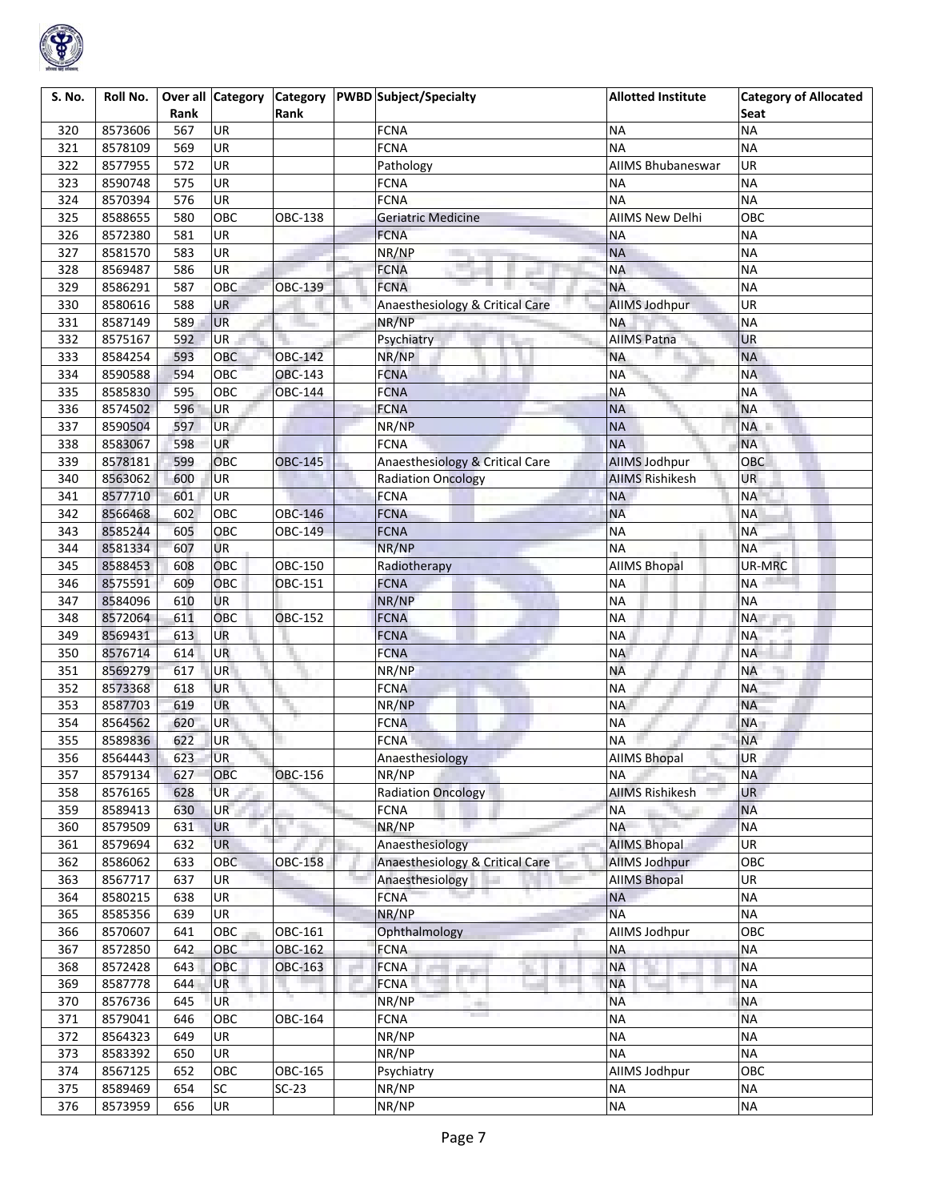| S. No. | Roll No. | Over all Rank | Category | Category Rank | PWBD | Subject/Specialty | Allotted Institute | Category of Allocated Seat |
|---|---|---|---|---|---|---|---|---|
| 320 | 8573606 | 567 | UR | | | FCNA | NA | NA |
| 321 | 8578109 | 569 | UR | | | FCNA | NA | NA |
| 322 | 8577955 | 572 | UR | | | Pathology | AIIMS Bhubaneswar | UR |
| 323 | 8590748 | 575 | UR | | | FCNA | NA | NA |
| 324 | 8570394 | 576 | UR | | | FCNA | NA | NA |
| 325 | 8588655 | 580 | OBC | OBC-138 | | Geriatric Medicine | AIIMS New Delhi | OBC |
| 326 | 8572380 | 581 | UR | | | FCNA | NA | NA |
| 327 | 8581570 | 583 | UR | | | NR/NP | NA | NA |
| 328 | 8569487 | 586 | UR | | | FCNA | NA | NA |
| 329 | 8586291 | 587 | OBC | OBC-139 | | FCNA | NA | NA |
| 330 | 8580616 | 588 | UR | | | Anaesthesiology & Critical Care | AIIMS Jodhpur | UR |
| 331 | 8587149 | 589 | UR | | | NR/NP | NA | NA |
| 332 | 8575167 | 592 | UR | | | Psychiatry | AIIMS Patna | UR |
| 333 | 8584254 | 593 | OBC | OBC-142 | | NR/NP | NA | NA |
| 334 | 8590588 | 594 | OBC | OBC-143 | | FCNA | NA | NA |
| 335 | 8585830 | 595 | OBC | OBC-144 | | FCNA | NA | NA |
| 336 | 8574502 | 596 | UR | | | FCNA | NA | NA |
| 337 | 8590504 | 597 | UR | | | NR/NP | NA | NA |
| 338 | 8583067 | 598 | UR | | | FCNA | NA | NA |
| 339 | 8578181 | 599 | OBC | OBC-145 | | Anaesthesiology & Critical Care | AIIMS Jodhpur | OBC |
| 340 | 8563062 | 600 | UR | | | Radiation Oncology | AIIMS Rishikesh | UR |
| 341 | 8577710 | 601 | UR | | | FCNA | NA | NA |
| 342 | 8566468 | 602 | OBC | OBC-146 | | FCNA | NA | NA |
| 343 | 8585244 | 605 | OBC | OBC-149 | | FCNA | NA | NA |
| 344 | 8581334 | 607 | UR | | | NR/NP | NA | NA |
| 345 | 8588453 | 608 | OBC | OBC-150 | | Radiotherapy | AIIMS Bhopal | UR-MRC |
| 346 | 8575591 | 609 | OBC | OBC-151 | | FCNA | NA | NA |
| 347 | 8584096 | 610 | UR | | | NR/NP | NA | NA |
| 348 | 8572064 | 611 | OBC | OBC-152 | | FCNA | NA | NA |
| 349 | 8569431 | 613 | UR | | | FCNA | NA | NA |
| 350 | 8576714 | 614 | UR | | | FCNA | NA | NA |
| 351 | 8569279 | 617 | UR | | | NR/NP | NA | NA |
| 352 | 8573368 | 618 | UR | | | FCNA | NA | NA |
| 353 | 8587703 | 619 | UR | | | NR/NP | NA | NA |
| 354 | 8564562 | 620 | UR | | | FCNA | NA | NA |
| 355 | 8589836 | 622 | UR | | | FCNA | NA | NA |
| 356 | 8564443 | 623 | UR | | | Anaesthesiology | AIIMS Bhopal | UR |
| 357 | 8579134 | 627 | OBC | OBC-156 | | NR/NP | NA | NA |
| 358 | 8576165 | 628 | UR | | | Radiation Oncology | AIIMS Rishikesh | UR |
| 359 | 8589413 | 630 | UR | | | FCNA | NA | NA |
| 360 | 8579509 | 631 | UR | | | NR/NP | NA | NA |
| 361 | 8579694 | 632 | UR | | | Anaesthesiology | AIIMS Bhopal | UR |
| 362 | 8586062 | 633 | OBC | OBC-158 | | Anaesthesiology & Critical Care | AIIMS Jodhpur | OBC |
| 363 | 8567717 | 637 | UR | | | Anaesthesiology | AIIMS Bhopal | UR |
| 364 | 8580215 | 638 | UR | | | FCNA | NA | NA |
| 365 | 8585356 | 639 | UR | | | NR/NP | NA | NA |
| 366 | 8570607 | 641 | OBC | OBC-161 | | Ophthalmology | AIIMS Jodhpur | OBC |
| 367 | 8572850 | 642 | OBC | OBC-162 | | FCNA | NA | NA |
| 368 | 8572428 | 643 | OBC | OBC-163 | | FCNA | NA | NA |
| 369 | 8587778 | 644 | UR | | | FCNA | NA | NA |
| 370 | 8576736 | 645 | UR | | | NR/NP | NA | NA |
| 371 | 8579041 | 646 | OBC | OBC-164 | | FCNA | NA | NA |
| 372 | 8564323 | 649 | UR | | | NR/NP | NA | NA |
| 373 | 8583392 | 650 | UR | | | NR/NP | NA | NA |
| 374 | 8567125 | 652 | OBC | OBC-165 | | Psychiatry | AIIMS Jodhpur | OBC |
| 375 | 8589469 | 654 | SC | SC-23 | | NR/NP | NA | NA |
| 376 | 8573959 | 656 | UR | | | NR/NP | NA | NA |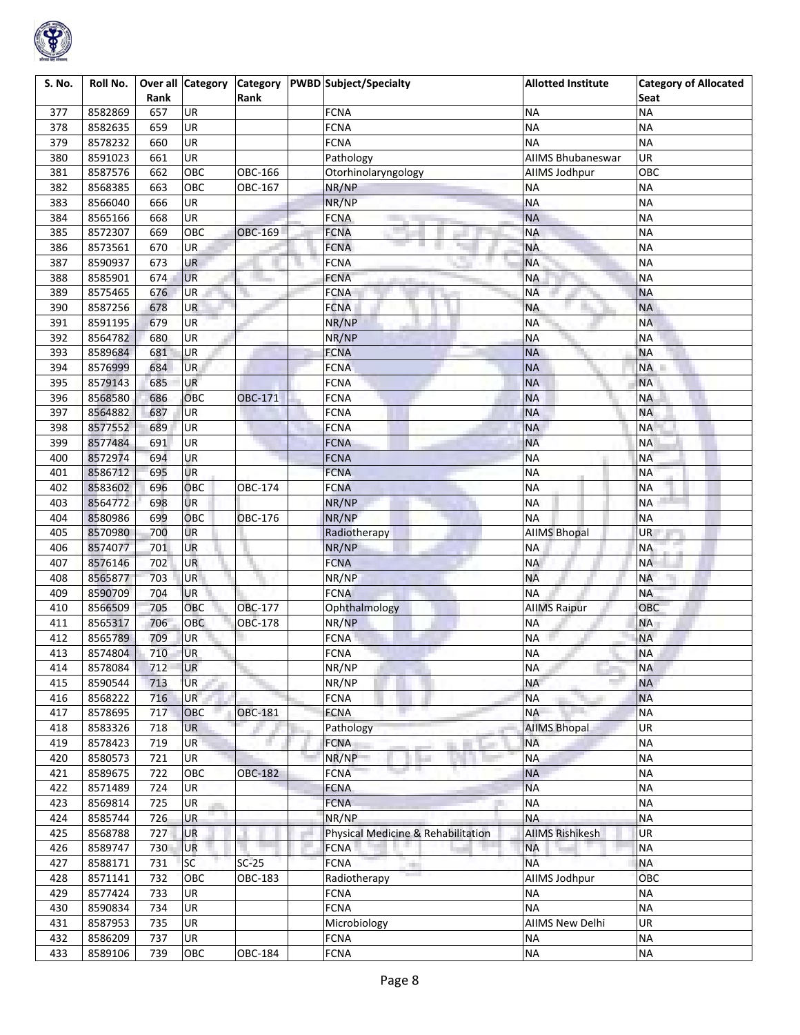| S. No. | Roll No. | Over all Rank | Category | Category Rank | PWBD | Subject/Specialty | Allotted Institute | Category of Allocated Seat |
|---|---|---|---|---|---|---|---|---|
| 377 | 8582869 | 657 | UR | | | FCNA | NA | NA |
| 378 | 8582635 | 659 | UR | | | FCNA | NA | NA |
| 379 | 8578232 | 660 | UR | | | FCNA | NA | NA |
| 380 | 8591023 | 661 | UR | | | Pathology | AIIMS Bhubaneswar | UR |
| 381 | 8587576 | 662 | OBC | OBC-166 | | Otorhinolaryngology | AIIMS Jodhpur | OBC |
| 382 | 8568385 | 663 | OBC | OBC-167 | | NR/NP | NA | NA |
| 383 | 8566040 | 666 | UR | | | NR/NP | NA | NA |
| 384 | 8565166 | 668 | UR | | | FCNA | NA | NA |
| 385 | 8572307 | 669 | OBC | OBC-169 | | FCNA | NA | NA |
| 386 | 8573561 | 670 | UR | | | FCNA | NA | NA |
| 387 | 8590937 | 673 | UR | | | FCNA | NA | NA |
| 388 | 8585901 | 674 | UR | | | FCNA | NA | NA |
| 389 | 8575465 | 676 | UR | | | FCNA | NA | NA |
| 390 | 8587256 | 678 | UR | | | FCNA | NA | NA |
| 391 | 8591195 | 679 | UR | | | NR/NP | NA | NA |
| 392 | 8564782 | 680 | UR | | | NR/NP | NA | NA |
| 393 | 8589684 | 681 | UR | | | FCNA | NA | NA |
| 394 | 8576999 | 684 | UR | | | FCNA | NA | NA |
| 395 | 8579143 | 685 | UR | | | FCNA | NA | NA |
| 396 | 8568580 | 686 | OBC | OBC-171 | | FCNA | NA | NA |
| 397 | 8564882 | 687 | UR | | | FCNA | NA | NA |
| 398 | 8577552 | 689 | UR | | | FCNA | NA | NA |
| 399 | 8577484 | 691 | UR | | | FCNA | NA | NA |
| 400 | 8572974 | 694 | UR | | | FCNA | NA | NA |
| 401 | 8586712 | 695 | UR | | | FCNA | NA | NA |
| 402 | 8583602 | 696 | OBC | OBC-174 | | FCNA | NA | NA |
| 403 | 8564772 | 698 | UR | | | NR/NP | NA | NA |
| 404 | 8580986 | 699 | OBC | OBC-176 | | NR/NP | NA | NA |
| 405 | 8570980 | 700 | UR | | | Radiotherapy | AIIMS Bhopal | UR |
| 406 | 8574077 | 701 | UR | | | NR/NP | NA | NA |
| 407 | 8576146 | 702 | UR | | | FCNA | NA | NA |
| 408 | 8565877 | 703 | UR | | | NR/NP | NA | NA |
| 409 | 8590709 | 704 | UR | | | FCNA | NA | NA |
| 410 | 8566509 | 705 | OBC | OBC-177 | | Ophthalmology | AIIMS Raipur | OBC |
| 411 | 8565317 | 706 | OBC | OBC-178 | | NR/NP | NA | NA |
| 412 | 8565789 | 709 | UR | | | FCNA | NA | NA |
| 413 | 8574804 | 710 | UR | | | FCNA | NA | NA |
| 414 | 8578084 | 712 | UR | | | NR/NP | NA | NA |
| 415 | 8590544 | 713 | UR | | | NR/NP | NA | NA |
| 416 | 8568222 | 716 | UR | | | FCNA | NA | NA |
| 417 | 8578695 | 717 | OBC | OBC-181 | | FCNA | NA | NA |
| 418 | 8583326 | 718 | UR | | | Pathology | AIIMS Bhopal | UR |
| 419 | 8578423 | 719 | UR | | | FCNA | NA | NA |
| 420 | 8580573 | 721 | UR | | | NR/NP | NA | NA |
| 421 | 8589675 | 722 | OBC | OBC-182 | | FCNA | NA | NA |
| 422 | 8571489 | 724 | UR | | | FCNA | NA | NA |
| 423 | 8569814 | 725 | UR | | | FCNA | NA | NA |
| 424 | 8585744 | 726 | UR | | | NR/NP | NA | NA |
| 425 | 8568788 | 727 | UR | | | Physical Medicine & Rehabilitation | AIIMS Rishikesh | UR |
| 426 | 8589747 | 730 | UR | | | FCNA | NA | NA |
| 427 | 8588171 | 731 | SC | SC-25 | | FCNA | NA | NA |
| 428 | 8571141 | 732 | OBC | OBC-183 | | Radiotherapy | AIIMS Jodhpur | OBC |
| 429 | 8577424 | 733 | UR | | | FCNA | NA | NA |
| 430 | 8590834 | 734 | UR | | | FCNA | NA | NA |
| 431 | 8587953 | 735 | UR | | | Microbiology | AIIMS New Delhi | UR |
| 432 | 8586209 | 737 | UR | | | FCNA | NA | NA |
| 433 | 8589106 | 739 | OBC | OBC-184 | | FCNA | NA | NA |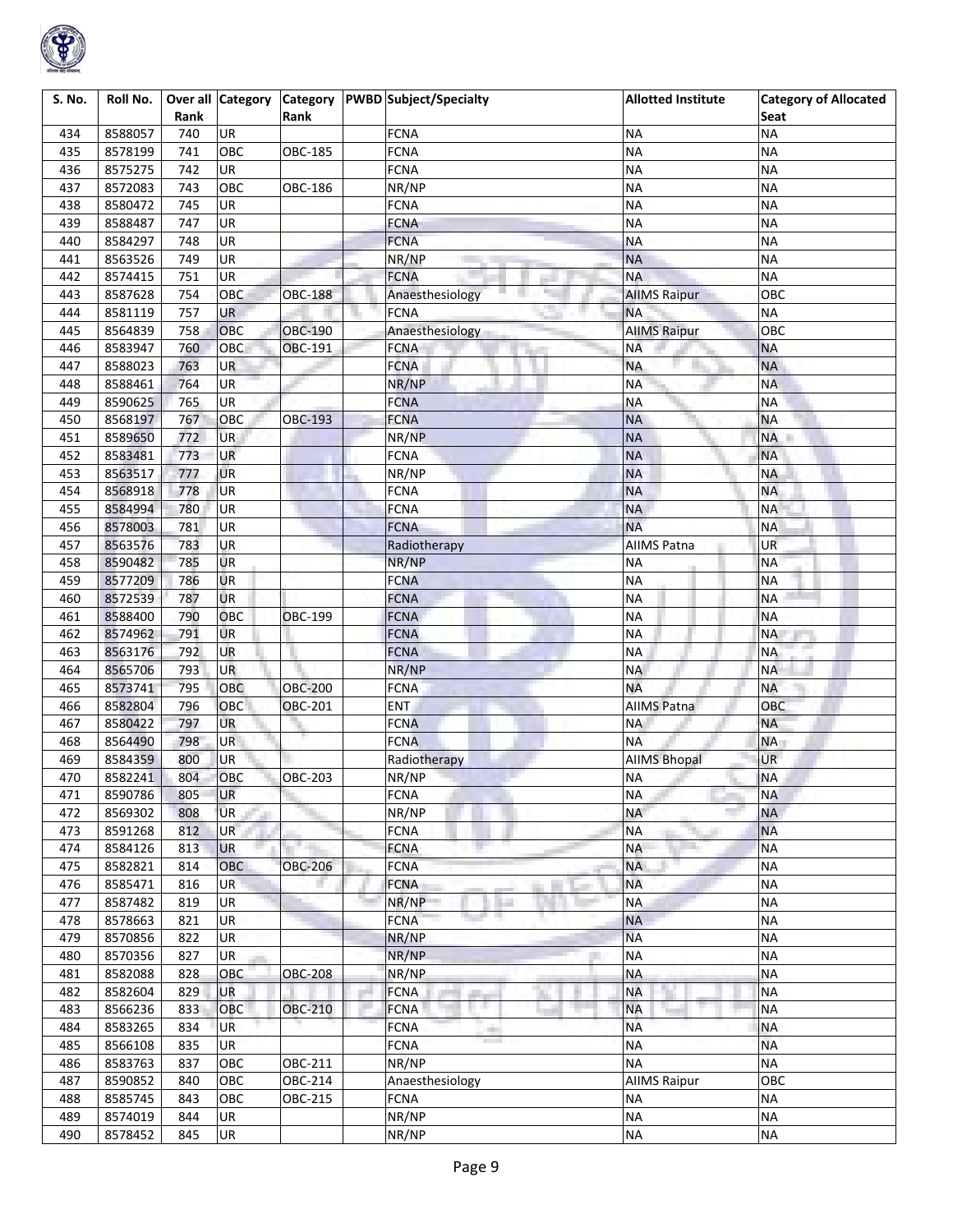| S. No. | Roll No. | Over all Rank | Category | Category Rank | PWBD | Subject/Specialty | Allotted Institute | Category of Allocated Seat |
|---|---|---|---|---|---|---|---|---|
| 434 | 8588057 | 740 | UR | | | FCNA | NA | NA |
| 435 | 8578199 | 741 | OBC | OBC-185 | | FCNA | NA | NA |
| 436 | 8575275 | 742 | UR | | | FCNA | NA | NA |
| 437 | 8572083 | 743 | OBC | OBC-186 | | NR/NP | NA | NA |
| 438 | 8580472 | 745 | UR | | | FCNA | NA | NA |
| 439 | 8588487 | 747 | UR | | | FCNA | NA | NA |
| 440 | 8584297 | 748 | UR | | | FCNA | NA | NA |
| 441 | 8563526 | 749 | UR | | | NR/NP | NA | NA |
| 442 | 8574415 | 751 | UR | | | FCNA | NA | NA |
| 443 | 8587628 | 754 | OBC | OBC-188 | | Anaesthesiology | AIIMS Raipur | OBC |
| 444 | 8581119 | 757 | UR | | | FCNA | NA | NA |
| 445 | 8564839 | 758 | OBC | OBC-190 | | Anaesthesiology | AIIMS Raipur | OBC |
| 446 | 8583947 | 760 | OBC | OBC-191 | | FCNA | NA | NA |
| 447 | 8588023 | 763 | UR | | | FCNA | NA | NA |
| 448 | 8588461 | 764 | UR | | | NR/NP | NA | NA |
| 449 | 8590625 | 765 | UR | | | FCNA | NA | NA |
| 450 | 8568197 | 767 | OBC | OBC-193 | | FCNA | NA | NA |
| 451 | 8589650 | 772 | UR | | | NR/NP | NA | NA |
| 452 | 8583481 | 773 | UR | | | FCNA | NA | NA |
| 453 | 8563517 | 777 | UR | | | NR/NP | NA | NA |
| 454 | 8568918 | 778 | UR | | | FCNA | NA | NA |
| 455 | 8584994 | 780 | UR | | | FCNA | NA | NA |
| 456 | 8578003 | 781 | UR | | | FCNA | NA | NA |
| 457 | 8563576 | 783 | UR | | | Radiotherapy | AIIMS Patna | UR |
| 458 | 8590482 | 785 | UR | | | NR/NP | NA | NA |
| 459 | 8577209 | 786 | UR | | | FCNA | NA | NA |
| 460 | 8572539 | 787 | UR | | | FCNA | NA | NA |
| 461 | 8588400 | 790 | OBC | OBC-199 | | FCNA | NA | NA |
| 462 | 8574962 | 791 | UR | | | FCNA | NA | NA |
| 463 | 8563176 | 792 | UR | | | FCNA | NA | NA |
| 464 | 8565706 | 793 | UR | | | NR/NP | NA | NA |
| 465 | 8573741 | 795 | OBC | OBC-200 | | FCNA | NA | NA |
| 466 | 8582804 | 796 | OBC | OBC-201 | | ENT | AIIMS Patna | OBC |
| 467 | 8580422 | 797 | UR | | | FCNA | NA | NA |
| 468 | 8564490 | 798 | UR | | | FCNA | NA | NA |
| 469 | 8584359 | 800 | UR | | | Radiotherapy | AIIMS Bhopal | UR |
| 470 | 8582241 | 804 | OBC | OBC-203 | | NR/NP | NA | NA |
| 471 | 8590786 | 805 | UR | | | FCNA | NA | NA |
| 472 | 8569302 | 808 | UR | | | NR/NP | NA | NA |
| 473 | 8591268 | 812 | UR | | | FCNA | NA | NA |
| 474 | 8584126 | 813 | UR | | | FCNA | NA | NA |
| 475 | 8582821 | 814 | OBC | OBC-206 | | FCNA | NA | NA |
| 476 | 8585471 | 816 | UR | | | FCNA | NA | NA |
| 477 | 8587482 | 819 | UR | | | NR/NP | NA | NA |
| 478 | 8578663 | 821 | UR | | | FCNA | NA | NA |
| 479 | 8570856 | 822 | UR | | | NR/NP | NA | NA |
| 480 | 8570356 | 827 | UR | | | NR/NP | NA | NA |
| 481 | 8582088 | 828 | OBC | OBC-208 | | NR/NP | NA | NA |
| 482 | 8582604 | 829 | UR | | | FCNA | NA | NA |
| 483 | 8566236 | 833 | OBC | OBC-210 | | FCNA | NA | NA |
| 484 | 8583265 | 834 | UR | | | FCNA | NA | NA |
| 485 | 8566108 | 835 | UR | | | FCNA | NA | NA |
| 486 | 8583763 | 837 | OBC | OBC-211 | | NR/NP | NA | NA |
| 487 | 8590852 | 840 | OBC | OBC-214 | | Anaesthesiology | AIIMS Raipur | OBC |
| 488 | 8585745 | 843 | OBC | OBC-215 | | FCNA | NA | NA |
| 489 | 8574019 | 844 | UR | | | NR/NP | NA | NA |
| 490 | 8578452 | 845 | UR | | | NR/NP | NA | NA |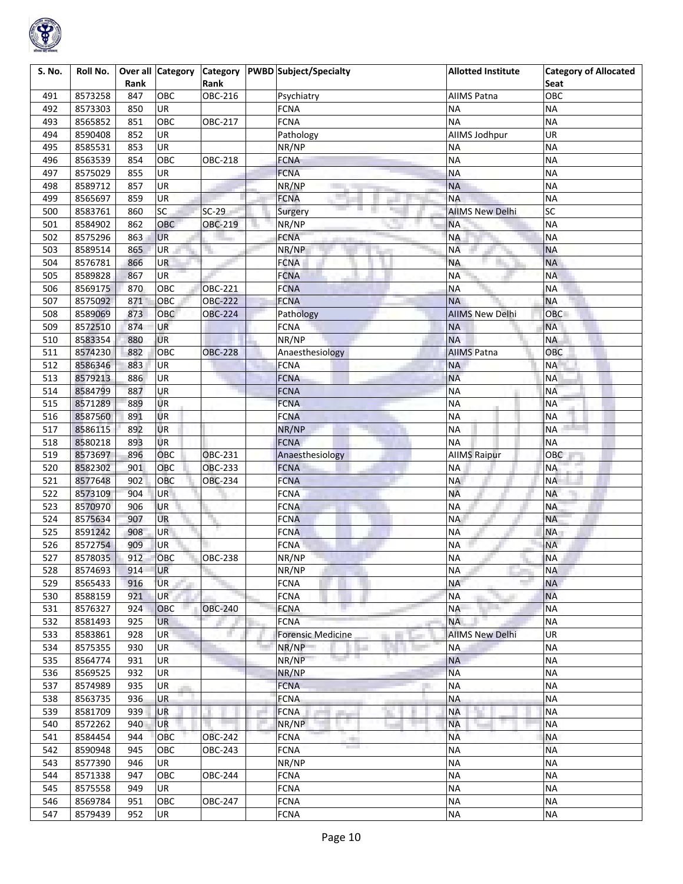| S. No. | Roll No. | Over all Rank | Category | Category Rank | PWBD | Subject/Specialty | Allotted Institute | Category of Allocated Seat |
|---|---|---|---|---|---|---|---|---|
| 491 | 8573258 | 847 | OBC | OBC-216 | | Psychiatry | AIIMS Patna | OBC |
| 492 | 8573303 | 850 | UR | | | FCNA | NA | NA |
| 493 | 8565852 | 851 | OBC | OBC-217 | | FCNA | NA | NA |
| 494 | 8590408 | 852 | UR | | | Pathology | AIIMS Jodhpur | UR |
| 495 | 8585531 | 853 | UR | | | NR/NP | NA | NA |
| 496 | 8563539 | 854 | OBC | OBC-218 | | FCNA | NA | NA |
| 497 | 8575029 | 855 | UR | | | FCNA | NA | NA |
| 498 | 8589712 | 857 | UR | | | NR/NP | NA | NA |
| 499 | 8565697 | 859 | UR | | | FCNA | NA | NA |
| 500 | 8583761 | 860 | SC | SC-29 | | Surgery | AIIMS New Delhi | SC |
| 501 | 8584902 | 862 | OBC | OBC-219 | | NR/NP | NA | NA |
| 502 | 8575296 | 863 | UR | | | FCNA | NA | NA |
| 503 | 8589514 | 865 | UR | | | NR/NP | NA | NA |
| 504 | 8576781 | 866 | UR | | | FCNA | NA | NA |
| 505 | 8589828 | 867 | UR | | | FCNA | NA | NA |
| 506 | 8569175 | 870 | OBC | OBC-221 | | FCNA | NA | NA |
| 507 | 8575092 | 871 | OBC | OBC-222 | | FCNA | NA | NA |
| 508 | 8589069 | 873 | OBC | OBC-224 | | Pathology | AIIMS New Delhi | OBC |
| 509 | 8572510 | 874 | UR | | | FCNA | NA | NA |
| 510 | 8583354 | 880 | UR | | | NR/NP | NA | NA |
| 511 | 8574230 | 882 | OBC | OBC-228 | | Anaesthesiology | AIIMS Patna | OBC |
| 512 | 8586346 | 883 | UR | | | FCNA | NA | NA |
| 513 | 8579213 | 886 | UR | | | FCNA | NA | NA |
| 514 | 8584799 | 887 | UR | | | FCNA | NA | NA |
| 515 | 8571289 | 889 | UR | | | FCNA | NA | NA |
| 516 | 8587560 | 891 | UR | | | FCNA | NA | NA |
| 517 | 8586115 | 892 | UR | | | NR/NP | NA | NA |
| 518 | 8580218 | 893 | UR | | | FCNA | NA | NA |
| 519 | 8573697 | 896 | OBC | OBC-231 | | Anaesthesiology | AIIMS Raipur | OBC |
| 520 | 8582302 | 901 | OBC | OBC-233 | | FCNA | NA | NA |
| 521 | 8577648 | 902 | OBC | OBC-234 | | FCNA | NA | NA |
| 522 | 8573109 | 904 | UR | | | FCNA | NA | NA |
| 523 | 8570970 | 906 | UR | | | FCNA | NA | NA |
| 524 | 8575634 | 907 | UR | | | FCNA | NA | NA |
| 525 | 8591242 | 908 | UR | | | FCNA | NA | NA |
| 526 | 8572754 | 909 | UR | | | FCNA | NA | NA |
| 527 | 8578035 | 912 | OBC | OBC-238 | | NR/NP | NA | NA |
| 528 | 8574693 | 914 | UR | | | NR/NP | NA | NA |
| 529 | 8565433 | 916 | UR | | | FCNA | NA | NA |
| 530 | 8588159 | 921 | UR | | | FCNA | NA | NA |
| 531 | 8576327 | 924 | OBC | OBC-240 | | FCNA | NA | NA |
| 532 | 8581493 | 925 | UR | | | FCNA | NA | NA |
| 533 | 8583861 | 928 | UR | | | Forensic Medicine | AIIMS New Delhi | UR |
| 534 | 8575355 | 930 | UR | | | NR/NP | NA | NA |
| 535 | 8564774 | 931 | UR | | | NR/NP | NA | NA |
| 536 | 8569525 | 932 | UR | | | NR/NP | NA | NA |
| 537 | 8574989 | 935 | UR | | | FCNA | NA | NA |
| 538 | 8563735 | 936 | UR | | | FCNA | NA | NA |
| 539 | 8581709 | 939 | UR | | | FCNA | NA | NA |
| 540 | 8572262 | 940 | UR | | | NR/NP | NA | NA |
| 541 | 8584454 | 944 | OBC | OBC-242 | | FCNA | NA | NA |
| 542 | 8590948 | 945 | OBC | OBC-243 | | FCNA | NA | NA |
| 543 | 8577390 | 946 | UR | | | NR/NP | NA | NA |
| 544 | 8571338 | 947 | OBC | OBC-244 | | FCNA | NA | NA |
| 545 | 8575558 | 949 | UR | | | FCNA | NA | NA |
| 546 | 8569784 | 951 | OBC | OBC-247 | | FCNA | NA | NA |
| 547 | 8579439 | 952 | UR | | | FCNA | NA | NA |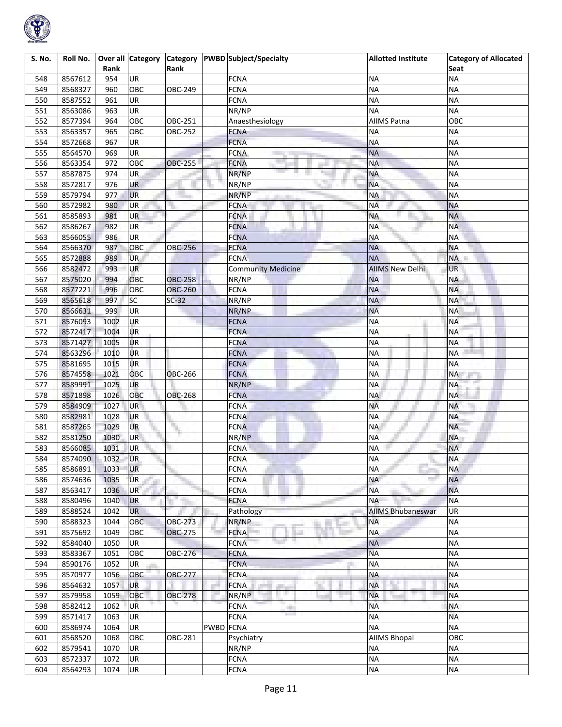| S. No. | Roll No. | Over all Rank | Category | Category Rank | PWBD | Subject/Specialty | Allotted Institute | Category of Allocated Seat |
|---|---|---|---|---|---|---|---|---|
| 548 | 8567612 | 954 | UR | | | FCNA | NA | NA |
| 549 | 8568327 | 960 | OBC | OBC-249 | | FCNA | NA | NA |
| 550 | 8587552 | 961 | UR | | | FCNA | NA | NA |
| 551 | 8563086 | 963 | UR | | | NR/NP | NA | NA |
| 552 | 8577394 | 964 | OBC | OBC-251 | | Anaesthesiology | AIIMS Patna | OBC |
| 553 | 8563357 | 965 | OBC | OBC-252 | | FCNA | NA | NA |
| 554 | 8572668 | 967 | UR | | | FCNA | NA | NA |
| 555 | 8564570 | 969 | UR | | | FCNA | NA | NA |
| 556 | 8563354 | 972 | OBC | OBC-255 | | FCNA | NA | NA |
| 557 | 8587875 | 974 | UR | | | NR/NP | NA | NA |
| 558 | 8572817 | 976 | UR | | | NR/NP | NA | NA |
| 559 | 8579794 | 977 | UR | | | NR/NP | NA | NA |
| 560 | 8572982 | 980 | UR | | | FCNA | NA | NA |
| 561 | 8585893 | 981 | UR | | | FCNA | NA | NA |
| 562 | 8586267 | 982 | UR | | | FCNA | NA | NA |
| 563 | 8566055 | 986 | UR | | | FCNA | NA | NA |
| 564 | 8566370 | 987 | OBC | OBC-256 | | FCNA | NA | NA |
| 565 | 8572888 | 989 | UR | | | FCNA | NA | NA |
| 566 | 8582472 | 993 | UR | | | Community Medicine | AIIMS New Delhi | UR |
| 567 | 8575020 | 994 | OBC | OBC-258 | | NR/NP | NA | NA |
| 568 | 8577221 | 996 | OBC | OBC-260 | | FCNA | NA | NA |
| 569 | 8565618 | 997 | SC | SC-32 | | NR/NP | NA | NA |
| 570 | 8566631 | 999 | UR | | | NR/NP | NA | NA |
| 571 | 8576093 | 1002 | UR | | | FCNA | NA | NA |
| 572 | 8572417 | 1004 | UR | | | FCNA | NA | NA |
| 573 | 8571427 | 1005 | UR | | | FCNA | NA | NA |
| 574 | 8563296 | 1010 | UR | | | FCNA | NA | NA |
| 575 | 8581695 | 1015 | UR | | | FCNA | NA | NA |
| 576 | 8574558 | 1021 | OBC | OBC-266 | | FCNA | NA | NA |
| 577 | 8589991 | 1025 | UR | | | NR/NP | NA | NA |
| 578 | 8571898 | 1026 | OBC | OBC-268 | | FCNA | NA | NA |
| 579 | 8584909 | 1027 | UR | | | FCNA | NA | NA |
| 580 | 8582981 | 1028 | UR | | | FCNA | NA | NA |
| 581 | 8587265 | 1029 | UR | | | FCNA | NA | NA |
| 582 | 8581250 | 1030 | UR | | | NR/NP | NA | NA |
| 583 | 8566085 | 1031 | UR | | | FCNA | NA | NA |
| 584 | 8574090 | 1032 | UR | | | FCNA | NA | NA |
| 585 | 8586891 | 1033 | UR | | | FCNA | NA | NA |
| 586 | 8574636 | 1035 | UR | | | FCNA | NA | NA |
| 587 | 8563417 | 1036 | UR | | | FCNA | NA | NA |
| 588 | 8580496 | 1040 | UR | | | FCNA | NA | NA |
| 589 | 8588524 | 1042 | UR | | | Pathology | AIIMS Bhubaneswar | UR |
| 590 | 8588323 | 1044 | OBC | OBC-273 | | NR/NP | NA | NA |
| 591 | 8575692 | 1049 | OBC | OBC-275 | | FCNA | NA | NA |
| 592 | 8584040 | 1050 | UR | | | FCNA | NA | NA |
| 593 | 8583367 | 1051 | OBC | OBC-276 | | FCNA | NA | NA |
| 594 | 8590176 | 1052 | UR | | | FCNA | NA | NA |
| 595 | 8570977 | 1056 | OBC | OBC-277 | | FCNA | NA | NA |
| 596 | 8564632 | 1057 | UR | | | FCNA | NA | NA |
| 597 | 8579958 | 1059 | OBC | OBC-278 | | NR/NP | NA | NA |
| 598 | 8582412 | 1062 | UR | | | FCNA | NA | NA |
| 599 | 8571417 | 1063 | UR | | | FCNA | NA | NA |
| 600 | 8586974 | 1064 | UR | | PWBD | FCNA | NA | NA |
| 601 | 8568520 | 1068 | OBC | OBC-281 | | Psychiatry | AIIMS Bhopal | OBC |
| 602 | 8579541 | 1070 | UR | | | NR/NP | NA | NA |
| 603 | 8572337 | 1072 | UR | | | FCNA | NA | NA |
| 604 | 8564293 | 1074 | UR | | | FCNA | NA | NA |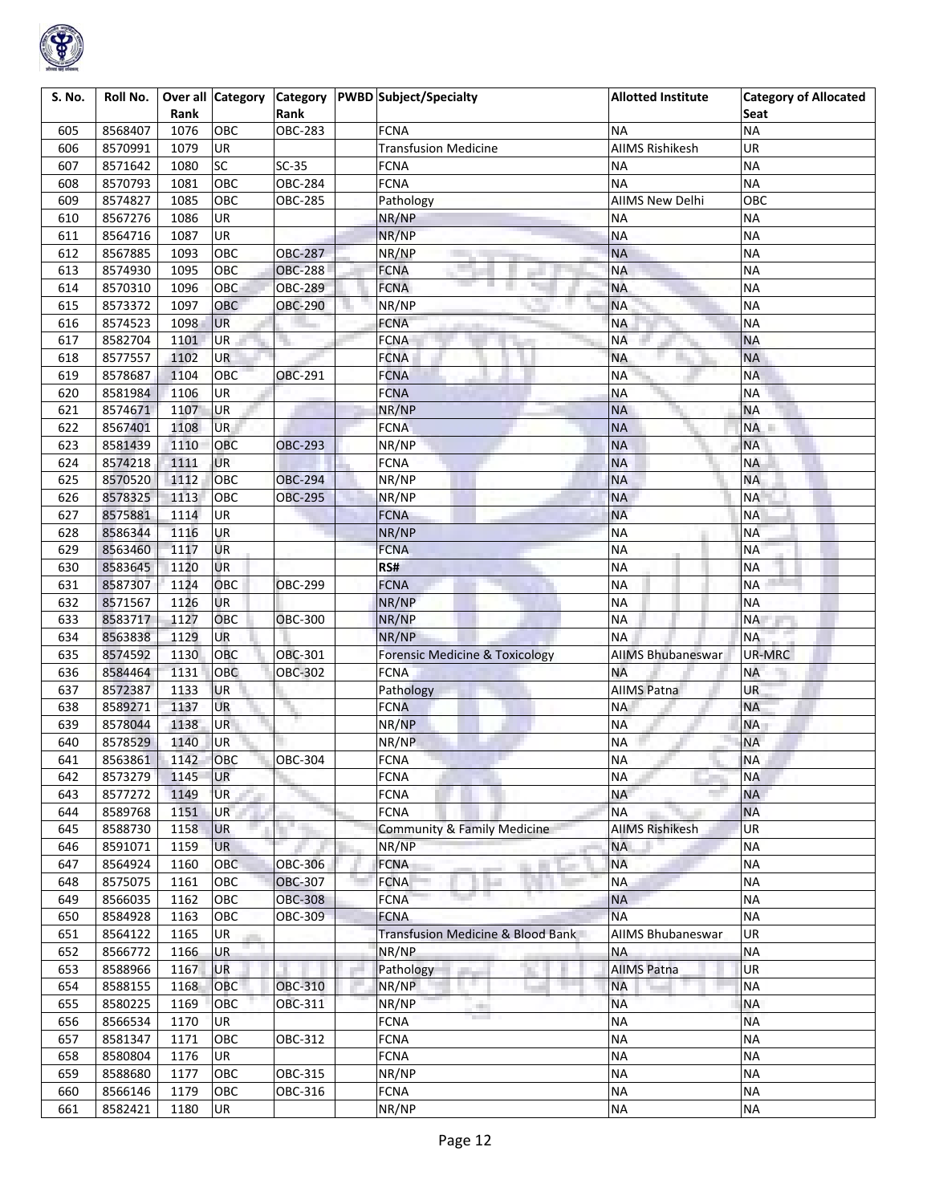| S. No. | Roll No. | Over all Rank | Category | Category Rank | PWBD | Subject/Specialty | Allotted Institute | Category of Allocated Seat |
|---|---|---|---|---|---|---|---|---|
| 605 | 8568407 | 1076 | OBC | OBC-283 | | FCNA | NA | NA |
| 606 | 8570991 | 1079 | UR | | | Transfusion Medicine | AIIMS Rishikesh | UR |
| 607 | 8571642 | 1080 | SC | SC-35 | | FCNA | NA | NA |
| 608 | 8570793 | 1081 | OBC | OBC-284 | | FCNA | NA | NA |
| 609 | 8574827 | 1085 | OBC | OBC-285 | | Pathology | AIIMS New Delhi | OBC |
| 610 | 8567276 | 1086 | UR | | | NR/NP | NA | NA |
| 611 | 8564716 | 1087 | UR | | | NR/NP | NA | NA |
| 612 | 8567885 | 1093 | OBC | OBC-287 | | NR/NP | NA | NA |
| 613 | 8574930 | 1095 | OBC | OBC-288 | | FCNA | NA | NA |
| 614 | 8570310 | 1096 | OBC | OBC-289 | | FCNA | NA | NA |
| 615 | 8573372 | 1097 | OBC | OBC-290 | | NR/NP | NA | NA |
| 616 | 8574523 | 1098 | UR | | | FCNA | NA | NA |
| 617 | 8582704 | 1101 | UR | | | FCNA | NA | NA |
| 618 | 8577557 | 1102 | UR | | | FCNA | NA | NA |
| 619 | 8578687 | 1104 | OBC | OBC-291 | | FCNA | NA | NA |
| 620 | 8581984 | 1106 | UR | | | FCNA | NA | NA |
| 621 | 8574671 | 1107 | UR | | | NR/NP | NA | NA |
| 622 | 8567401 | 1108 | UR | | | FCNA | NA | NA |
| 623 | 8581439 | 1110 | OBC | OBC-293 | | NR/NP | NA | NA |
| 624 | 8574218 | 1111 | UR | | | FCNA | NA | NA |
| 625 | 8570520 | 1112 | OBC | OBC-294 | | NR/NP | NA | NA |
| 626 | 8578325 | 1113 | OBC | OBC-295 | | NR/NP | NA | NA |
| 627 | 8575881 | 1114 | UR | | | FCNA | NA | NA |
| 628 | 8586344 | 1116 | UR | | | NR/NP | NA | NA |
| 629 | 8563460 | 1117 | UR | | | FCNA | NA | NA |
| 630 | 8583645 | 1120 | UR | | | **RS#** | NA | NA |
| 631 | 8587307 | 1124 | OBC | OBC-299 | | FCNA | NA | NA |
| 632 | 8571567 | 1126 | UR | | | NR/NP | NA | NA |
| 633 | 8583717 | 1127 | OBC | OBC-300 | | NR/NP | NA | NA |
| 634 | 8563838 | 1129 | UR | | | NR/NP | NA | NA |
| 635 | 8574592 | 1130 | OBC | OBC-301 | | Forensic Medicine & Toxicology | AIIMS Bhubaneswar | UR-MRC |
| 636 | 8584464 | 1131 | OBC | OBC-302 | | FCNA | NA | NA |
| 637 | 8572387 | 1133 | UR | | | Pathology | AIIMS Patna | UR |
| 638 | 8589271 | 1137 | UR | | | FCNA | NA | NA |
| 639 | 8578044 | 1138 | UR | | | NR/NP | NA | NA |
| 640 | 8578529 | 1140 | UR | | | NR/NP | NA | NA |
| 641 | 8563861 | 1142 | OBC | OBC-304 | | FCNA | NA | NA |
| 642 | 8573279 | 1145 | UR | | | FCNA | NA | NA |
| 643 | 8577272 | 1149 | UR | | | FCNA | NA | NA |
| 644 | 8589768 | 1151 | UR | | | FCNA | NA | NA |
| 645 | 8588730 | 1158 | UR | | | Community & Family Medicine | AIIMS Rishikesh | UR |
| 646 | 8591071 | 1159 | UR | | | NR/NP | NA | NA |
| 647 | 8564924 | 1160 | OBC | OBC-306 | | FCNA | NA | NA |
| 648 | 8575075 | 1161 | OBC | OBC-307 | | FCNA | NA | NA |
| 649 | 8566035 | 1162 | OBC | OBC-308 | | FCNA | NA | NA |
| 650 | 8584928 | 1163 | OBC | OBC-309 | | FCNA | NA | NA |
| 651 | 8564122 | 1165 | UR | | | Transfusion Medicine & Blood Bank | AIIMS Bhubaneswar | UR |
| 652 | 8566772 | 1166 | UR | | | NR/NP | NA | NA |
| 653 | 8588966 | 1167 | UR | | | Pathology | AIIMS Patna | UR |
| 654 | 8588155 | 1168 | OBC | OBC-310 | | NR/NP | NA | NA |
| 655 | 8580225 | 1169 | OBC | OBC-311 | | NR/NP | NA | NA |
| 656 | 8566534 | 1170 | UR | | | FCNA | NA | NA |
| 657 | 8581347 | 1171 | OBC | OBC-312 | | FCNA | NA | NA |
| 658 | 8580804 | 1176 | UR | | | FCNA | NA | NA |
| 659 | 8588680 | 1177 | OBC | OBC-315 | | NR/NP | NA | NA |
| 660 | 8566146 | 1179 | OBC | OBC-316 | | FCNA | NA | NA |
| 661 | 8582421 | 1180 | UR | | | NR/NP | NA | NA |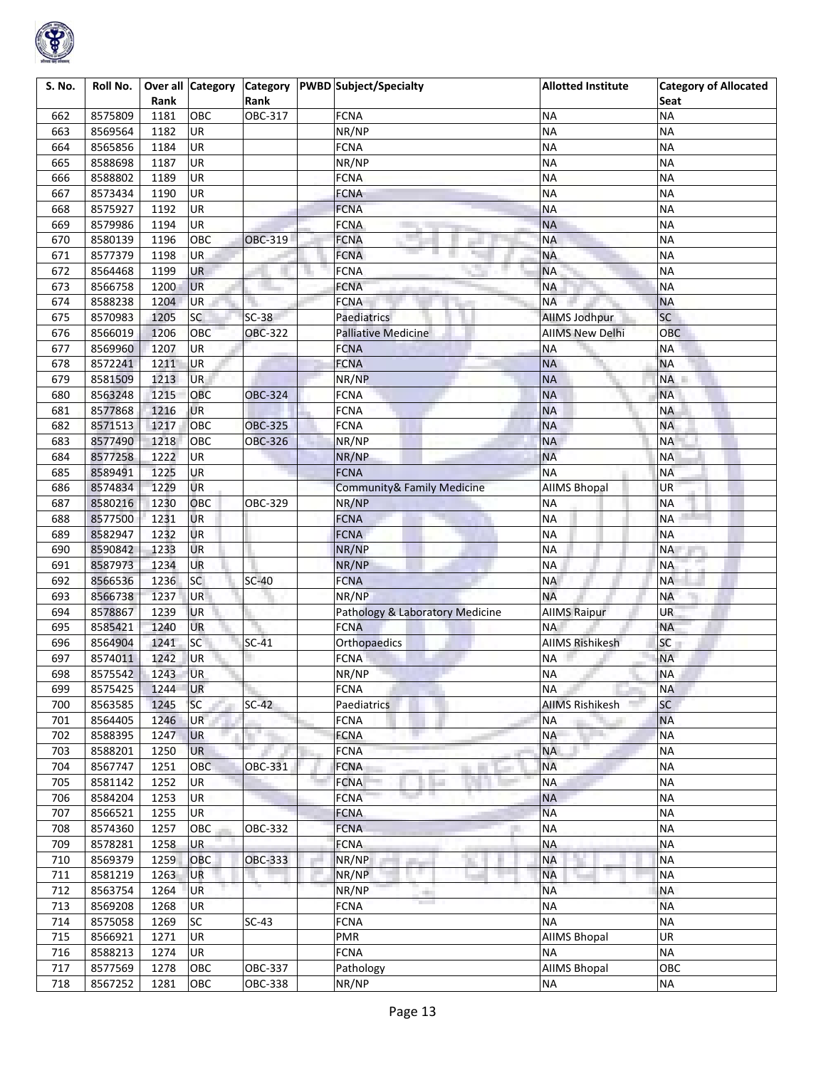| S. No. | Roll No. | Over all Rank | Category | Category Rank | PWBD | Subject/Specialty | Allotted Institute | Category of Allocated Seat |
|---|---|---|---|---|---|---|---|---|
| 662 | 8575809 | 1181 | OBC | OBC-317 | | FCNA | NA | NA |
| 663 | 8569564 | 1182 | UR | | | NR/NP | NA | NA |
| 664 | 8565856 | 1184 | UR | | | FCNA | NA | NA |
| 665 | 8588698 | 1187 | UR | | | NR/NP | NA | NA |
| 666 | 8588802 | 1189 | UR | | | FCNA | NA | NA |
| 667 | 8573434 | 1190 | UR | | | FCNA | NA | NA |
| 668 | 8575927 | 1192 | UR | | | FCNA | NA | NA |
| 669 | 8579986 | 1194 | UR | | | FCNA | NA | NA |
| 670 | 8580139 | 1196 | OBC | OBC-319 | | FCNA | NA | NA |
| 671 | 8577379 | 1198 | UR | | | FCNA | NA | NA |
| 672 | 8564468 | 1199 | UR | | | FCNA | NA | NA |
| 673 | 8566758 | 1200 | UR | | | FCNA | NA | NA |
| 674 | 8588238 | 1204 | UR | | | FCNA | NA | NA |
| 675 | 8570983 | 1205 | SC | SC-38 | | Paediatrics | AIIMS Jodhpur | SC |
| 676 | 8566019 | 1206 | OBC | OBC-322 | | Palliative Medicine | AIIMS New Delhi | OBC |
| 677 | 8569960 | 1207 | UR | | | FCNA | NA | NA |
| 678 | 8572241 | 1211 | UR | | | FCNA | NA | NA |
| 679 | 8581509 | 1213 | UR | | | NR/NP | NA | NA |
| 680 | 8563248 | 1215 | OBC | OBC-324 | | FCNA | NA | NA |
| 681 | 8577868 | 1216 | UR | | | FCNA | NA | NA |
| 682 | 8571513 | 1217 | OBC | OBC-325 | | FCNA | NA | NA |
| 683 | 8577490 | 1218 | OBC | OBC-326 | | NR/NP | NA | NA |
| 684 | 8577258 | 1222 | UR | | | NR/NP | NA | NA |
| 685 | 8589491 | 1225 | UR | | | FCNA | NA | NA |
| 686 | 8574834 | 1229 | UR | | | Community& Family Medicine | AIIMS Bhopal | UR |
| 687 | 8580216 | 1230 | OBC | OBC-329 | | NR/NP | NA | NA |
| 688 | 8577500 | 1231 | UR | | | FCNA | NA | NA |
| 689 | 8582947 | 1232 | UR | | | FCNA | NA | NA |
| 690 | 8590842 | 1233 | UR | | | NR/NP | NA | NA |
| 691 | 8587973 | 1234 | UR | | | NR/NP | NA | NA |
| 692 | 8566536 | 1236 | SC | SC-40 | | FCNA | NA | NA |
| 693 | 8566738 | 1237 | UR | | | NR/NP | NA | NA |
| 694 | 8578867 | 1239 | UR | | | Pathology & Laboratory Medicine | AIIMS Raipur | UR |
| 695 | 8585421 | 1240 | UR | | | FCNA | NA | NA |
| 696 | 8564904 | 1241 | SC | SC-41 | | Orthopaedics | AIIMS Rishikesh | SC |
| 697 | 8574011 | 1242 | UR | | | FCNA | NA | NA |
| 698 | 8575542 | 1243 | UR | | | NR/NP | NA | NA |
| 699 | 8575425 | 1244 | UR | | | FCNA | NA | NA |
| 700 | 8563585 | 1245 | SC | SC-42 | | Paediatrics | AIIMS Rishikesh | SC |
| 701 | 8564405 | 1246 | UR | | | FCNA | NA | NA |
| 702 | 8588395 | 1247 | UR | | | FCNA | NA | NA |
| 703 | 8588201 | 1250 | UR | | | FCNA | NA | NA |
| 704 | 8567747 | 1251 | OBC | OBC-331 | | FCNA | NA | NA |
| 705 | 8581142 | 1252 | UR | | | FCNA | NA | NA |
| 706 | 8584204 | 1253 | UR | | | FCNA | NA | NA |
| 707 | 8566521 | 1255 | UR | | | FCNA | NA | NA |
| 708 | 8574360 | 1257 | OBC | OBC-332 | | FCNA | NA | NA |
| 709 | 8578281 | 1258 | UR | | | FCNA | NA | NA |
| 710 | 8569379 | 1259 | OBC | OBC-333 | | NR/NP | NA | NA |
| 711 | 8581219 | 1263 | UR | | | NR/NP | NA | NA |
| 712 | 8563754 | 1264 | UR | | | NR/NP | NA | NA |
| 713 | 8569208 | 1268 | UR | | | FCNA | NA | NA |
| 714 | 8575058 | 1269 | SC | SC-43 | | FCNA | NA | NA |
| 715 | 8566921 | 1271 | UR | | | PMR | AIIMS Bhopal | UR |
| 716 | 8588213 | 1274 | UR | | | FCNA | NA | NA |
| 717 | 8577569 | 1278 | OBC | OBC-337 | | Pathology | AIIMS Bhopal | OBC |
| 718 | 8567252 | 1281 | OBC | OBC-338 | | NR/NP | NA | NA |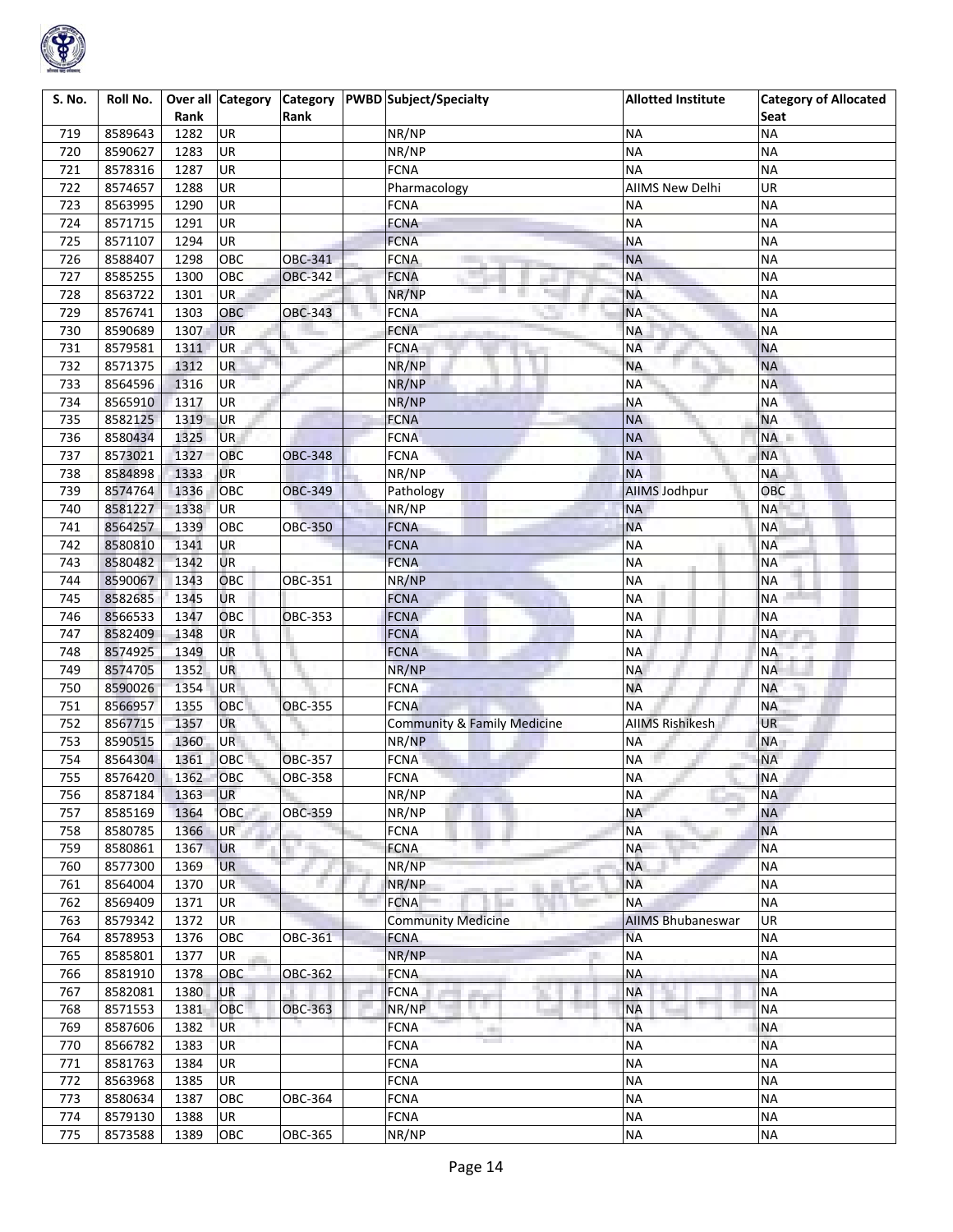| S. No. | Roll No. | Over all Rank | Category | Category Rank | PWBD | Subject/Specialty | Allotted Institute | Category of Allocated Seat |
|---|---|---|---|---|---|---|---|---|
| 719 | 8589643 | 1282 | UR | | | NR/NP | NA | NA |
| 720 | 8590627 | 1283 | UR | | | NR/NP | NA | NA |
| 721 | 8578316 | 1287 | UR | | | FCNA | NA | NA |
| 722 | 8574657 | 1288 | UR | | | Pharmacology | AIIMS New Delhi | UR |
| 723 | 8563995 | 1290 | UR | | | FCNA | NA | NA |
| 724 | 8571715 | 1291 | UR | | | FCNA | NA | NA |
| 725 | 8571107 | 1294 | UR | | | FCNA | NA | NA |
| 726 | 8588407 | 1298 | OBC | OBC-341 | | FCNA | NA | NA |
| 727 | 8585255 | 1300 | OBC | OBC-342 | | FCNA | NA | NA |
| 728 | 8563722 | 1301 | UR | | | NR/NP | NA | NA |
| 729 | 8576741 | 1303 | OBC | OBC-343 | | FCNA | NA | NA |
| 730 | 8590689 | 1307 | UR | | | FCNA | NA | NA |
| 731 | 8579581 | 1311 | UR | | | FCNA | NA | NA |
| 732 | 8571375 | 1312 | UR | | | NR/NP | NA | NA |
| 733 | 8564596 | 1316 | UR | | | NR/NP | NA | NA |
| 734 | 8565910 | 1317 | UR | | | NR/NP | NA | NA |
| 735 | 8582125 | 1319 | UR | | | FCNA | NA | NA |
| 736 | 8580434 | 1325 | UR | | | FCNA | NA | NA |
| 737 | 8573021 | 1327 | OBC | OBC-348 | | FCNA | NA | NA |
| 738 | 8584898 | 1333 | UR | | | NR/NP | NA | NA |
| 739 | 8574764 | 1336 | OBC | OBC-349 | | Pathology | AIIMS Jodhpur | OBC |
| 740 | 8581227 | 1338 | UR | | | NR/NP | NA | NA |
| 741 | 8564257 | 1339 | OBC | OBC-350 | | FCNA | NA | NA |
| 742 | 8580810 | 1341 | UR | | | FCNA | NA | NA |
| 743 | 8580482 | 1342 | UR | | | FCNA | NA | NA |
| 744 | 8590067 | 1343 | OBC | OBC-351 | | NR/NP | NA | NA |
| 745 | 8582685 | 1345 | UR | | | FCNA | NA | NA |
| 746 | 8566533 | 1347 | OBC | OBC-353 | | FCNA | NA | NA |
| 747 | 8582409 | 1348 | UR | | | FCNA | NA | NA |
| 748 | 8574925 | 1349 | UR | | | FCNA | NA | NA |
| 749 | 8574705 | 1352 | UR | | | NR/NP | NA | NA |
| 750 | 8590026 | 1354 | UR | | | FCNA | NA | NA |
| 751 | 8566957 | 1355 | OBC | OBC-355 | | FCNA | NA | NA |
| 752 | 8567715 | 1357 | UR | | | Community & Family Medicine | AIIMS Rishikesh | UR |
| 753 | 8590515 | 1360 | UR | | | NR/NP | NA | NA |
| 754 | 8564304 | 1361 | OBC | OBC-357 | | FCNA | NA | NA |
| 755 | 8576420 | 1362 | OBC | OBC-358 | | FCNA | NA | NA |
| 756 | 8587184 | 1363 | UR | | | NR/NP | NA | NA |
| 757 | 8585169 | 1364 | OBC | OBC-359 | | NR/NP | NA | NA |
| 758 | 8580785 | 1366 | UR | | | FCNA | NA | NA |
| 759 | 8580861 | 1367 | UR | | | FCNA | NA | NA |
| 760 | 8577300 | 1369 | UR | | | NR/NP | NA | NA |
| 761 | 8564004 | 1370 | UR | | | NR/NP | NA | NA |
| 762 | 8569409 | 1371 | UR | | | FCNA | NA | NA |
| 763 | 8579342 | 1372 | UR | | | Community Medicine | AIIMS Bhubaneswar | UR |
| 764 | 8578953 | 1376 | OBC | OBC-361 | | FCNA | NA | NA |
| 765 | 8585801 | 1377 | UR | | | NR/NP | NA | NA |
| 766 | 8581910 | 1378 | OBC | OBC-362 | | FCNA | NA | NA |
| 767 | 8582081 | 1380 | UR | | | FCNA | NA | NA |
| 768 | 8571553 | 1381 | OBC | OBC-363 | | NR/NP | NA | NA |
| 769 | 8587606 | 1382 | UR | | | FCNA | NA | NA |
| 770 | 8566782 | 1383 | UR | | | FCNA | NA | NA |
| 771 | 8581763 | 1384 | UR | | | FCNA | NA | NA |
| 772 | 8563968 | 1385 | UR | | | FCNA | NA | NA |
| 773 | 8580634 | 1387 | OBC | OBC-364 | | FCNA | NA | NA |
| 774 | 8579130 | 1388 | UR | | | FCNA | NA | NA |
| 775 | 8573588 | 1389 | OBC | OBC-365 | | NR/NP | NA | NA |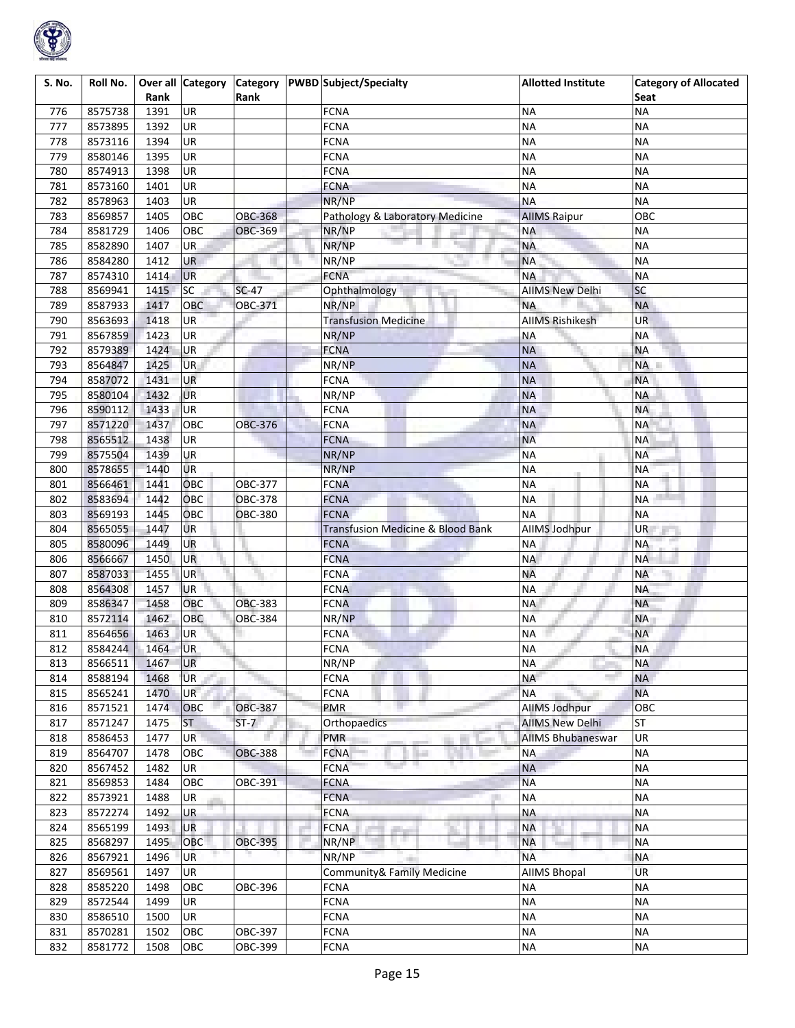| S. No. | Roll No. | Over all Rank | Category | Category Rank | PWBD | Subject/Specialty | Allotted Institute | Category of Allocated Seat |
|---|---|---|---|---|---|---|---|---|
| 776 | 8575738 | 1391 | UR | | | FCNA | NA | NA |
| 777 | 8573895 | 1392 | UR | | | FCNA | NA | NA |
| 778 | 8573116 | 1394 | UR | | | FCNA | NA | NA |
| 779 | 8580146 | 1395 | UR | | | FCNA | NA | NA |
| 780 | 8574913 | 1398 | UR | | | FCNA | NA | NA |
| 781 | 8573160 | 1401 | UR | | | FCNA | NA | NA |
| 782 | 8578963 | 1403 | UR | | | NR/NP | NA | NA |
| 783 | 8569857 | 1405 | OBC | OBC-368 | | Pathology & Laboratory Medicine | AIIMS Raipur | OBC |
| 784 | 8581729 | 1406 | OBC | OBC-369 | | NR/NP | NA | NA |
| 785 | 8582890 | 1407 | UR | | | NR/NP | NA | NA |
| 786 | 8584280 | 1412 | UR | | | NR/NP | NA | NA |
| 787 | 8574310 | 1414 | UR | | | FCNA | NA | NA |
| 788 | 8569941 | 1415 | SC | SC-47 | | Ophthalmology | AIIMS New Delhi | SC |
| 789 | 8587933 | 1417 | OBC | OBC-371 | | NR/NP | NA | NA |
| 790 | 8563693 | 1418 | UR | | | Transfusion Medicine | AIIMS Rishikesh | UR |
| 791 | 8567859 | 1423 | UR | | | NR/NP | NA | NA |
| 792 | 8579389 | 1424 | UR | | | FCNA | NA | NA |
| 793 | 8564847 | 1425 | UR | | | NR/NP | NA | NA |
| 794 | 8587072 | 1431 | UR | | | FCNA | NA | NA |
| 795 | 8580104 | 1432 | UR | | | NR/NP | NA | NA |
| 796 | 8590112 | 1433 | UR | | | FCNA | NA | NA |
| 797 | 8571220 | 1437 | OBC | OBC-376 | | FCNA | NA | NA |
| 798 | 8565512 | 1438 | UR | | | FCNA | NA | NA |
| 799 | 8575504 | 1439 | UR | | | NR/NP | NA | NA |
| 800 | 8578655 | 1440 | UR | | | NR/NP | NA | NA |
| 801 | 8566461 | 1441 | OBC | OBC-377 | | FCNA | NA | NA |
| 802 | 8583694 | 1442 | OBC | OBC-378 | | FCNA | NA | NA |
| 803 | 8569193 | 1445 | OBC | OBC-380 | | FCNA | NA | NA |
| 804 | 8565055 | 1447 | UR | | | Transfusion Medicine & Blood Bank | AIIMS Jodhpur | UR |
| 805 | 8580096 | 1449 | UR | | | FCNA | NA | NA |
| 806 | 8566667 | 1450 | UR | | | FCNA | NA | NA |
| 807 | 8587033 | 1455 | UR | | | FCNA | NA | NA |
| 808 | 8564308 | 1457 | UR | | | FCNA | NA | NA |
| 809 | 8586347 | 1458 | OBC | OBC-383 | | FCNA | NA | NA |
| 810 | 8572114 | 1462 | OBC | OBC-384 | | NR/NP | NA | NA |
| 811 | 8564656 | 1463 | UR | | | FCNA | NA | NA |
| 812 | 8584244 | 1464 | UR | | | FCNA | NA | NA |
| 813 | 8566511 | 1467 | UR | | | NR/NP | NA | NA |
| 814 | 8588194 | 1468 | UR | | | FCNA | NA | NA |
| 815 | 8565241 | 1470 | UR | | | FCNA | NA | NA |
| 816 | 8571521 | 1474 | OBC | OBC-387 | | PMR | AIIMS Jodhpur | OBC |
| 817 | 8571247 | 1475 | ST | ST-7 | | Orthopaedics | AIIMS New Delhi | ST |
| 818 | 8586453 | 1477 | UR | | | PMR | AIIMS Bhubaneswar | UR |
| 819 | 8564707 | 1478 | OBC | OBC-388 | | FCNA | NA | NA |
| 820 | 8567452 | 1482 | UR | | | FCNA | NA | NA |
| 821 | 8569853 | 1484 | OBC | OBC-391 | | FCNA | NA | NA |
| 822 | 8573921 | 1488 | UR | | | FCNA | NA | NA |
| 823 | 8572274 | 1492 | UR | | | FCNA | NA | NA |
| 824 | 8565199 | 1493 | UR | | | FCNA | NA | NA |
| 825 | 8568297 | 1495 | OBC | OBC-395 | | NR/NP | NA | NA |
| 826 | 8567921 | 1496 | UR | | | NR/NP | NA | NA |
| 827 | 8569561 | 1497 | UR | | | Community& Family Medicine | AIIMS Bhopal | UR |
| 828 | 8585220 | 1498 | OBC | OBC-396 | | FCNA | NA | NA |
| 829 | 8572544 | 1499 | UR | | | FCNA | NA | NA |
| 830 | 8586510 | 1500 | UR | | | FCNA | NA | NA |
| 831 | 8570281 | 1502 | OBC | OBC-397 | | FCNA | NA | NA |
| 832 | 8581772 | 1508 | OBC | OBC-399 | | FCNA | NA | NA |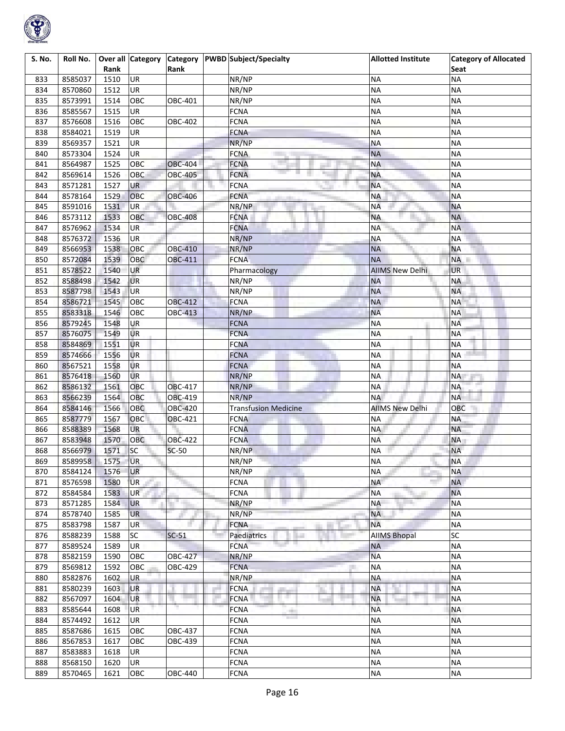| S. No. | Roll No. | Over all Rank | Category | Category Rank | PWBD | Subject/Specialty | Allotted Institute | Category of Allocated Seat |
|---|---|---|---|---|---|---|---|---|
| 833 | 8585037 | 1510 | UR | | | NR/NP | NA | NA |
| 834 | 8570860 | 1512 | UR | | | NR/NP | NA | NA |
| 835 | 8573991 | 1514 | OBC | OBC-401 | | NR/NP | NA | NA |
| 836 | 8585567 | 1515 | UR | | | FCNA | NA | NA |
| 837 | 8576608 | 1516 | OBC | OBC-402 | | FCNA | NA | NA |
| 838 | 8584021 | 1519 | UR | | | FCNA | NA | NA |
| 839 | 8569357 | 1521 | UR | | | NR/NP | NA | NA |
| 840 | 8573304 | 1524 | UR | | | FCNA | NA | NA |
| 841 | 8564987 | 1525 | OBC | OBC-404 | | FCNA | NA | NA |
| 842 | 8569614 | 1526 | OBC | OBC-405 | | FCNA | NA | NA |
| 843 | 8571281 | 1527 | UR | | | FCNA | NA | NA |
| 844 | 8578164 | 1529 | OBC | OBC-406 | | FCNA | NA | NA |
| 845 | 8591016 | 1531 | UR | | | NR/NP | NA | NA |
| 846 | 8573112 | 1533 | OBC | OBC-408 | | FCNA | NA | NA |
| 847 | 8576962 | 1534 | UR | | | FCNA | NA | NA |
| 848 | 8576372 | 1536 | UR | | | NR/NP | NA | NA |
| 849 | 8566953 | 1538 | OBC | OBC-410 | | NR/NP | NA | NA |
| 850 | 8572084 | 1539 | OBC | OBC-411 | | FCNA | NA | NA |
| 851 | 8578522 | 1540 | UR | | | Pharmacology | AIIMS New Delhi | UR |
| 852 | 8588498 | 1542 | UR | | | NR/NP | NA | NA |
| 853 | 8587798 | 1543 | UR | | | NR/NP | NA | NA |
| 854 | 8586721 | 1545 | OBC | OBC-412 | | FCNA | NA | NA |
| 855 | 8583318 | 1546 | OBC | OBC-413 | | NR/NP | NA | NA |
| 856 | 8579245 | 1548 | UR | | | FCNA | NA | NA |
| 857 | 8576075 | 1549 | UR | | | FCNA | NA | NA |
| 858 | 8584869 | 1551 | UR | | | FCNA | NA | NA |
| 859 | 8574666 | 1556 | UR | | | FCNA | NA | NA |
| 860 | 8567521 | 1558 | UR | | | FCNA | NA | NA |
| 861 | 8576418 | 1560 | UR | | | NR/NP | NA | NA |
| 862 | 8586132 | 1561 | OBC | OBC-417 | | NR/NP | NA | NA |
| 863 | 8566239 | 1564 | OBC | OBC-419 | | NR/NP | NA | NA |
| 864 | 8584146 | 1566 | OBC | OBC-420 | | Transfusion Medicine | AIIMS New Delhi | OBC |
| 865 | 8587779 | 1567 | OBC | OBC-421 | | FCNA | NA | NA |
| 866 | 8588389 | 1568 | UR | | | FCNA | NA | NA |
| 867 | 8583948 | 1570 | OBC | OBC-422 | | FCNA | NA | NA |
| 868 | 8566979 | 1571 | SC | SC-50 | | NR/NP | NA | NA |
| 869 | 8589958 | 1575 | UR | | | NR/NP | NA | NA |
| 870 | 8584124 | 1576 | UR | | | NR/NP | NA | NA |
| 871 | 8576598 | 1580 | UR | | | FCNA | NA | NA |
| 872 | 8584584 | 1583 | UR | | | FCNA | NA | NA |
| 873 | 8571285 | 1584 | UR | | | NR/NP | NA | NA |
| 874 | 8578740 | 1585 | UR | | | NR/NP | NA | NA |
| 875 | 8583798 | 1587 | UR | | | FCNA | NA | NA |
| 876 | 8588239 | 1588 | SC | SC-51 | | Paediatrics | AIIMS Bhopal | SC |
| 877 | 8589524 | 1589 | UR | | | FCNA | NA | NA |
| 878 | 8582159 | 1590 | OBC | OBC-427 | | NR/NP | NA | NA |
| 879 | 8569812 | 1592 | OBC | OBC-429 | | FCNA | NA | NA |
| 880 | 8582876 | 1602 | UR | | | NR/NP | NA | NA |
| 881 | 8580239 | 1603 | UR | | | FCNA | NA | NA |
| 882 | 8567097 | 1604 | UR | | | FCNA | NA | NA |
| 883 | 8585644 | 1608 | UR | | | FCNA | NA | NA |
| 884 | 8574492 | 1612 | UR | | | FCNA | NA | NA |
| 885 | 8587686 | 1615 | OBC | OBC-437 | | FCNA | NA | NA |
| 886 | 8567853 | 1617 | OBC | OBC-439 | | FCNA | NA | NA |
| 887 | 8583883 | 1618 | UR | | | FCNA | NA | NA |
| 888 | 8568150 | 1620 | UR | | | FCNA | NA | NA |
| 889 | 8570465 | 1621 | OBC | OBC-440 | | FCNA | NA | NA |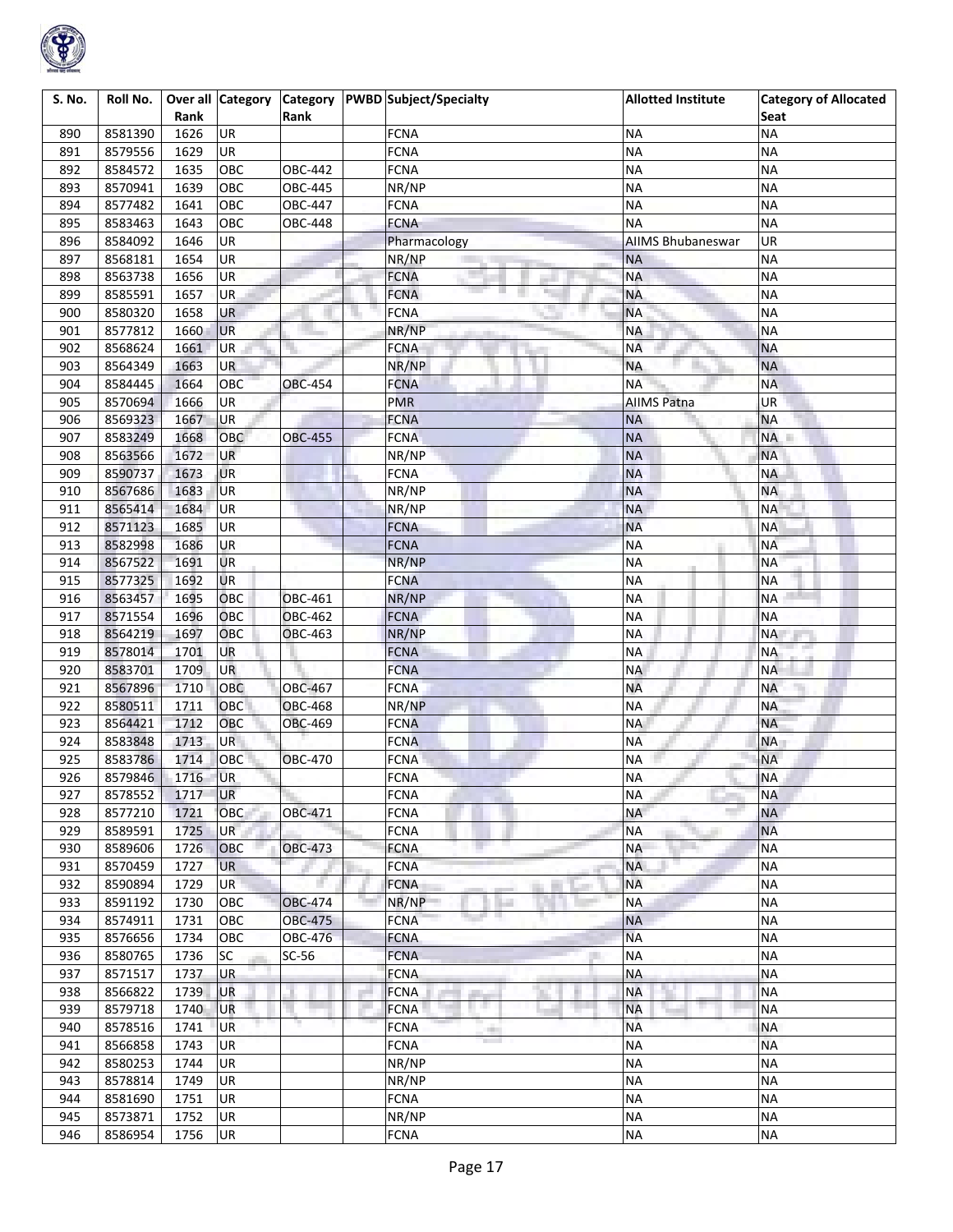| S. No. | Roll No. | Over all Rank | Category | Category Rank | PWBD | Subject/Specialty | Allotted Institute | Category of Allocated Seat |
|---|---|---|---|---|---|---|---|---|
| 890 | 8581390 | 1626 | UR | | | FCNA | NA | NA |
| 891 | 8579556 | 1629 | UR | | | FCNA | NA | NA |
| 892 | 8584572 | 1635 | OBC | OBC-442 | | FCNA | NA | NA |
| 893 | 8570941 | 1639 | OBC | OBC-445 | | NR/NP | NA | NA |
| 894 | 8577482 | 1641 | OBC | OBC-447 | | FCNA | NA | NA |
| 895 | 8583463 | 1643 | OBC | OBC-448 | | FCNA | NA | NA |
| 896 | 8584092 | 1646 | UR | | | Pharmacology | AIIMS Bhubaneswar | UR |
| 897 | 8568181 | 1654 | UR | | | NR/NP | NA | NA |
| 898 | 8563738 | 1656 | UR | | | FCNA | NA | NA |
| 899 | 8585591 | 1657 | UR | | | FCNA | NA | NA |
| 900 | 8580320 | 1658 | UR | | | FCNA | NA | NA |
| 901 | 8577812 | 1660 | UR | | | NR/NP | NA | NA |
| 902 | 8568624 | 1661 | UR | | | FCNA | NA | NA |
| 903 | 8564349 | 1663 | UR | | | NR/NP | NA | NA |
| 904 | 8584445 | 1664 | OBC | OBC-454 | | FCNA | NA | NA |
| 905 | 8570694 | 1666 | UR | | | PMR | AIIMS Patna | UR |
| 906 | 8569323 | 1667 | UR | | | FCNA | NA | NA |
| 907 | 8583249 | 1668 | OBC | OBC-455 | | FCNA | NA | NA |
| 908 | 8563566 | 1672 | UR | | | NR/NP | NA | NA |
| 909 | 8590737 | 1673 | UR | | | FCNA | NA | NA |
| 910 | 8567686 | 1683 | UR | | | NR/NP | NA | NA |
| 911 | 8565414 | 1684 | UR | | | NR/NP | NA | NA |
| 912 | 8571123 | 1685 | UR | | | FCNA | NA | NA |
| 913 | 8582998 | 1686 | UR | | | FCNA | NA | NA |
| 914 | 8567522 | 1691 | UR | | | NR/NP | NA | NA |
| 915 | 8577325 | 1692 | UR | | | FCNA | NA | NA |
| 916 | 8563457 | 1695 | OBC | OBC-461 | | NR/NP | NA | NA |
| 917 | 8571554 | 1696 | OBC | OBC-462 | | FCNA | NA | NA |
| 918 | 8564219 | 1697 | OBC | OBC-463 | | NR/NP | NA | NA |
| 919 | 8578014 | 1701 | UR | | | FCNA | NA | NA |
| 920 | 8583701 | 1709 | UR | | | FCNA | NA | NA |
| 921 | 8567896 | 1710 | OBC | OBC-467 | | FCNA | NA | NA |
| 922 | 8580511 | 1711 | OBC | OBC-468 | | NR/NP | NA | NA |
| 923 | 8564421 | 1712 | OBC | OBC-469 | | FCNA | NA | NA |
| 924 | 8583848 | 1713 | UR | | | FCNA | NA | NA |
| 925 | 8583786 | 1714 | OBC | OBC-470 | | FCNA | NA | NA |
| 926 | 8579846 | 1716 | UR | | | FCNA | NA | NA |
| 927 | 8578552 | 1717 | UR | | | FCNA | NA | NA |
| 928 | 8577210 | 1721 | OBC | OBC-471 | | FCNA | NA | NA |
| 929 | 8589591 | 1725 | UR | | | FCNA | NA | NA |
| 930 | 8589606 | 1726 | OBC | OBC-473 | | FCNA | NA | NA |
| 931 | 8570459 | 1727 | UR | | | FCNA | NA | NA |
| 932 | 8590894 | 1729 | UR | | | FCNA | NA | NA |
| 933 | 8591192 | 1730 | OBC | OBC-474 | | NR/NP | NA | NA |
| 934 | 8574911 | 1731 | OBC | OBC-475 | | FCNA | NA | NA |
| 935 | 8576656 | 1734 | OBC | OBC-476 | | FCNA | NA | NA |
| 936 | 8580765 | 1736 | SC | SC-56 | | FCNA | NA | NA |
| 937 | 8571517 | 1737 | UR | | | FCNA | NA | NA |
| 938 | 8566822 | 1739 | UR | | | FCNA | NA | NA |
| 939 | 8579718 | 1740 | UR | | | FCNA | NA | NA |
| 940 | 8578516 | 1741 | UR | | | FCNA | NA | NA |
| 941 | 8566858 | 1743 | UR | | | FCNA | NA | NA |
| 942 | 8580253 | 1744 | UR | | | NR/NP | NA | NA |
| 943 | 8578814 | 1749 | UR | | | NR/NP | NA | NA |
| 944 | 8581690 | 1751 | UR | | | FCNA | NA | NA |
| 945 | 8573871 | 1752 | UR | | | NR/NP | NA | NA |
| 946 | 8586954 | 1756 | UR | | | FCNA | NA | NA |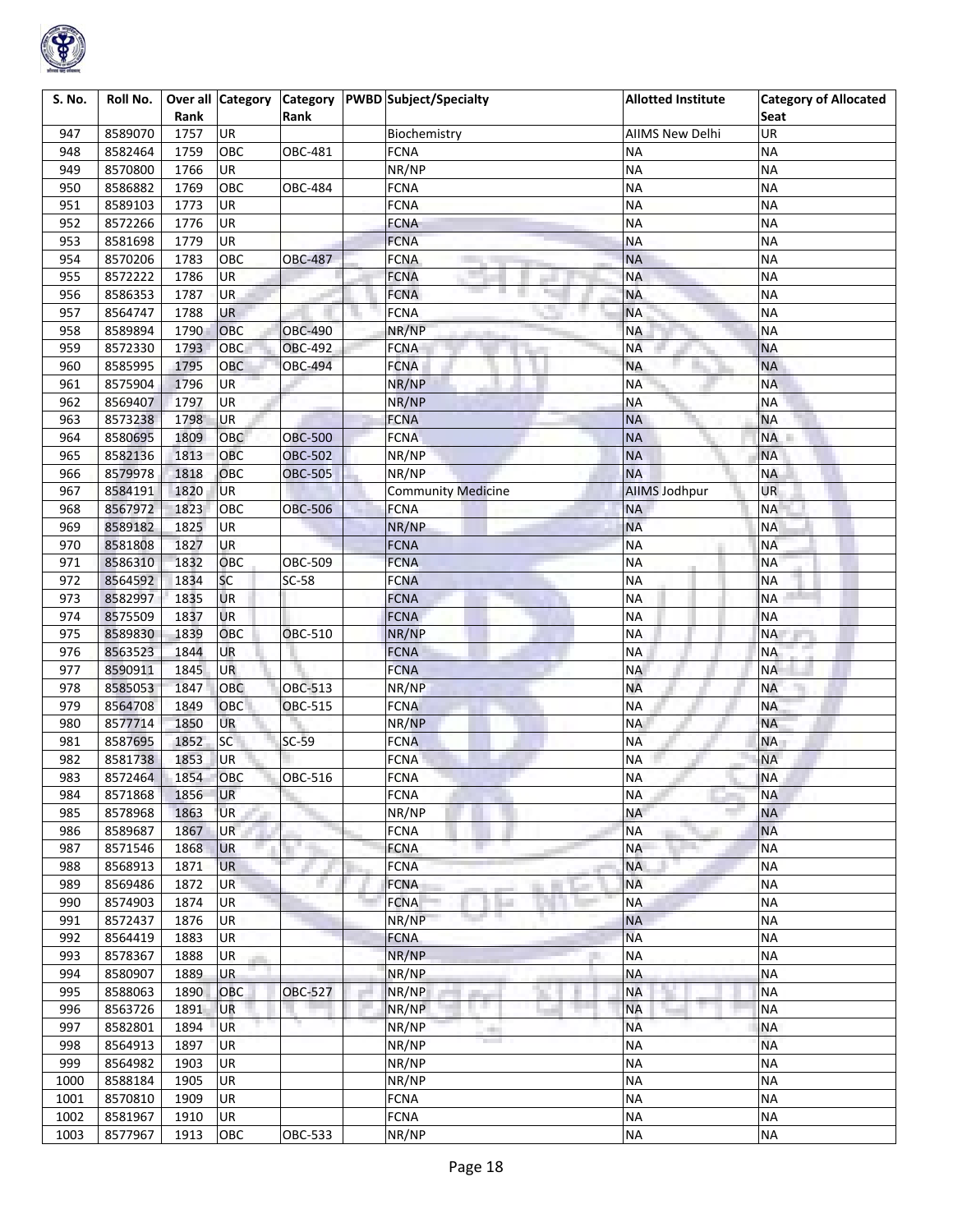| S. No. | Roll No. | Over all Rank | Category | Category Rank | PWBD | Subject/Specialty | Allotted Institute | Category of Allocated Seat |
|---|---|---|---|---|---|---|---|---|
| 947 | 8589070 | 1757 | UR | | | Biochemistry | AIIMS New Delhi | UR |
| 948 | 8582464 | 1759 | OBC | OBC-481 | | FCNA | NA | NA |
| 949 | 8570800 | 1766 | UR | | | NR/NP | NA | NA |
| 950 | 8586882 | 1769 | OBC | OBC-484 | | FCNA | NA | NA |
| 951 | 8589103 | 1773 | UR | | | FCNA | NA | NA |
| 952 | 8572266 | 1776 | UR | | | FCNA | NA | NA |
| 953 | 8581698 | 1779 | UR | | | FCNA | NA | NA |
| 954 | 8570206 | 1783 | OBC | OBC-487 | | FCNA | NA | NA |
| 955 | 8572222 | 1786 | UR | | | FCNA | NA | NA |
| 956 | 8586353 | 1787 | UR | | | FCNA | NA | NA |
| 957 | 8564747 | 1788 | UR | | | FCNA | NA | NA |
| 958 | 8589894 | 1790 | OBC | OBC-490 | | NR/NP | NA | NA |
| 959 | 8572330 | 1793 | OBC | OBC-492 | | FCNA | NA | NA |
| 960 | 8585995 | 1795 | OBC | OBC-494 | | FCNA | NA | NA |
| 961 | 8575904 | 1796 | UR | | | NR/NP | NA | NA |
| 962 | 8569407 | 1797 | UR | | | NR/NP | NA | NA |
| 963 | 8573238 | 1798 | UR | | | FCNA | NA | NA |
| 964 | 8580695 | 1809 | OBC | OBC-500 | | FCNA | NA | NA |
| 965 | 8582136 | 1813 | OBC | OBC-502 | | NR/NP | NA | NA |
| 966 | 8579978 | 1818 | OBC | OBC-505 | | NR/NP | NA | NA |
| 967 | 8584191 | 1820 | UR | | | Community Medicine | AIIMS Jodhpur | UR |
| 968 | 8567972 | 1823 | OBC | OBC-506 | | FCNA | NA | NA |
| 969 | 8589182 | 1825 | UR | | | NR/NP | NA | NA |
| 970 | 8581808 | 1827 | UR | | | FCNA | NA | NA |
| 971 | 8586310 | 1832 | OBC | OBC-509 | | FCNA | NA | NA |
| 972 | 8564592 | 1834 | SC | SC-58 | | FCNA | NA | NA |
| 973 | 8582997 | 1835 | UR | | | FCNA | NA | NA |
| 974 | 8575509 | 1837 | UR | | | FCNA | NA | NA |
| 975 | 8589830 | 1839 | OBC | OBC-510 | | NR/NP | NA | NA |
| 976 | 8563523 | 1844 | UR | | | FCNA | NA | NA |
| 977 | 8590911 | 1845 | UR | | | FCNA | NA | NA |
| 978 | 8585053 | 1847 | OBC | OBC-513 | | NR/NP | NA | NA |
| 979 | 8564708 | 1849 | OBC | OBC-515 | | FCNA | NA | NA |
| 980 | 8577714 | 1850 | UR | | | NR/NP | NA | NA |
| 981 | 8587695 | 1852 | SC | SC-59 | | FCNA | NA | NA |
| 982 | 8581738 | 1853 | UR | | | FCNA | NA | NA |
| 983 | 8572464 | 1854 | OBC | OBC-516 | | FCNA | NA | NA |
| 984 | 8571868 | 1856 | UR | | | FCNA | NA | NA |
| 985 | 8578968 | 1863 | UR | | | NR/NP | NA | NA |
| 986 | 8589687 | 1867 | UR | | | FCNA | NA | NA |
| 987 | 8571546 | 1868 | UR | | | FCNA | NA | NA |
| 988 | 8568913 | 1871 | UR | | | FCNA | NA | NA |
| 989 | 8569486 | 1872 | UR | | | FCNA | NA | NA |
| 990 | 8574903 | 1874 | UR | | | FCNA | NA | NA |
| 991 | 8572437 | 1876 | UR | | | NR/NP | NA | NA |
| 992 | 8564419 | 1883 | UR | | | FCNA | NA | NA |
| 993 | 8578367 | 1888 | UR | | | NR/NP | NA | NA |
| 994 | 8580907 | 1889 | UR | | | NR/NP | NA | NA |
| 995 | 8588063 | 1890 | OBC | OBC-527 | | NR/NP | NA | NA |
| 996 | 8563726 | 1891 | UR | | | NR/NP | NA | NA |
| 997 | 8582801 | 1894 | UR | | | NR/NP | NA | NA |
| 998 | 8564913 | 1897 | UR | | | NR/NP | NA | NA |
| 999 | 8564982 | 1903 | UR | | | NR/NP | NA | NA |
| 1000 | 8588184 | 1905 | UR | | | NR/NP | NA | NA |
| 1001 | 8570810 | 1909 | UR | | | FCNA | NA | NA |
| 1002 | 8581967 | 1910 | UR | | | FCNA | NA | NA |
| 1003 | 8577967 | 1913 | OBC | OBC-533 | | NR/NP | NA | NA |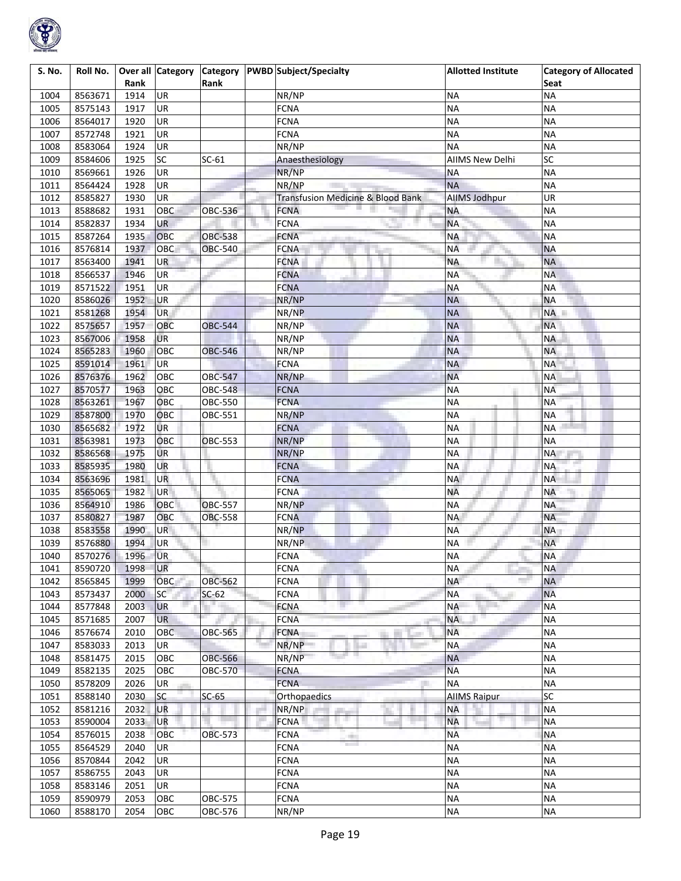| S. No. | Roll No. | Over all Rank | Category | Category Rank | PWBD | Subject/Specialty | Allotted Institute | Category of Allocated Seat |
|---|---|---|---|---|---|---|---|---|
| 1004 | 8563671 | 1914 | UR | | | NR/NP | NA | NA |
| 1005 | 8575143 | 1917 | UR | | | FCNA | NA | NA |
| 1006 | 8564017 | 1920 | UR | | | FCNA | NA | NA |
| 1007 | 8572748 | 1921 | UR | | | FCNA | NA | NA |
| 1008 | 8583064 | 1924 | UR | | | NR/NP | NA | NA |
| 1009 | 8584606 | 1925 | SC | SC-61 | | Anaesthesiology | AIIMS New Delhi | SC |
| 1010 | 8569661 | 1926 | UR | | | NR/NP | NA | NA |
| 1011 | 8564424 | 1928 | UR | | | NR/NP | NA | NA |
| 1012 | 8585827 | 1930 | UR | | | Transfusion Medicine & Blood Bank | AIIMS Jodhpur | UR |
| 1013 | 8588682 | 1931 | OBC | OBC-536 | | FCNA | NA | NA |
| 1014 | 8582837 | 1934 | UR | | | FCNA | NA | NA |
| 1015 | 8587264 | 1935 | OBC | OBC-538 | | FCNA | NA | NA |
| 1016 | 8576814 | 1937 | OBC | OBC-540 | | FCNA | NA | NA |
| 1017 | 8563400 | 1941 | UR | | | FCNA | NA | NA |
| 1018 | 8566537 | 1946 | UR | | | FCNA | NA | NA |
| 1019 | 8571522 | 1951 | UR | | | FCNA | NA | NA |
| 1020 | 8586026 | 1952 | UR | | | NR/NP | NA | NA |
| 1021 | 8581268 | 1954 | UR | | | NR/NP | NA | NA |
| 1022 | 8575657 | 1957 | OBC | OBC-544 | | NR/NP | NA | NA |
| 1023 | 8567006 | 1958 | UR | | | NR/NP | NA | NA |
| 1024 | 8565283 | 1960 | OBC | OBC-546 | | NR/NP | NA | NA |
| 1025 | 8591014 | 1961 | UR | | | FCNA | NA | NA |
| 1026 | 8576376 | 1962 | OBC | OBC-547 | | NR/NP | NA | NA |
| 1027 | 8570577 | 1963 | OBC | OBC-548 | | FCNA | NA | NA |
| 1028 | 8563261 | 1967 | OBC | OBC-550 | | FCNA | NA | NA |
| 1029 | 8587800 | 1970 | OBC | OBC-551 | | NR/NP | NA | NA |
| 1030 | 8565682 | 1972 | UR | | | FCNA | NA | NA |
| 1031 | 8563981 | 1973 | OBC | OBC-553 | | NR/NP | NA | NA |
| 1032 | 8586568 | 1975 | UR | | | NR/NP | NA | NA |
| 1033 | 8585935 | 1980 | UR | | | FCNA | NA | NA |
| 1034 | 8563696 | 1981 | UR | | | FCNA | NA | NA |
| 1035 | 8565065 | 1982 | UR | | | FCNA | NA | NA |
| 1036 | 8564910 | 1986 | OBC | OBC-557 | | NR/NP | NA | NA |
| 1037 | 8580827 | 1987 | OBC | OBC-558 | | FCNA | NA | NA |
| 1038 | 8583558 | 1990 | UR | | | NR/NP | NA | NA |
| 1039 | 8576880 | 1994 | UR | | | NR/NP | NA | NA |
| 1040 | 8570276 | 1996 | UR | | | FCNA | NA | NA |
| 1041 | 8590720 | 1998 | UR | | | FCNA | NA | NA |
| 1042 | 8565845 | 1999 | OBC | OBC-562 | | FCNA | NA | NA |
| 1043 | 8573437 | 2000 | SC | SC-62 | | FCNA | NA | NA |
| 1044 | 8577848 | 2003 | UR | | | FCNA | NA | NA |
| 1045 | 8571685 | 2007 | UR | | | FCNA | NA | NA |
| 1046 | 8576674 | 2010 | OBC | OBC-565 | | FCNA | NA | NA |
| 1047 | 8583033 | 2013 | UR | | | NR/NP | NA | NA |
| 1048 | 8581475 | 2015 | OBC | OBC-566 | | NR/NP | NA | NA |
| 1049 | 8582135 | 2025 | OBC | OBC-570 | | FCNA | NA | NA |
| 1050 | 8578209 | 2026 | UR | | | FCNA | NA | NA |
| 1051 | 8588140 | 2030 | SC | SC-65 | | Orthopaedics | AIIMS Raipur | SC |
| 1052 | 8581216 | 2032 | UR | | | NR/NP | NA | NA |
| 1053 | 8590004 | 2033 | UR | | | FCNA | NA | NA |
| 1054 | 8576015 | 2038 | OBC | OBC-573 | | FCNA | NA | NA |
| 1055 | 8564529 | 2040 | UR | | | FCNA | NA | NA |
| 1056 | 8570844 | 2042 | UR | | | FCNA | NA | NA |
| 1057 | 8586755 | 2043 | UR | | | FCNA | NA | NA |
| 1058 | 8583146 | 2051 | UR | | | FCNA | NA | NA |
| 1059 | 8590979 | 2053 | OBC | OBC-575 | | FCNA | NA | NA |
| 1060 | 8588170 | 2054 | OBC | OBC-576 | | NR/NP | NA | NA |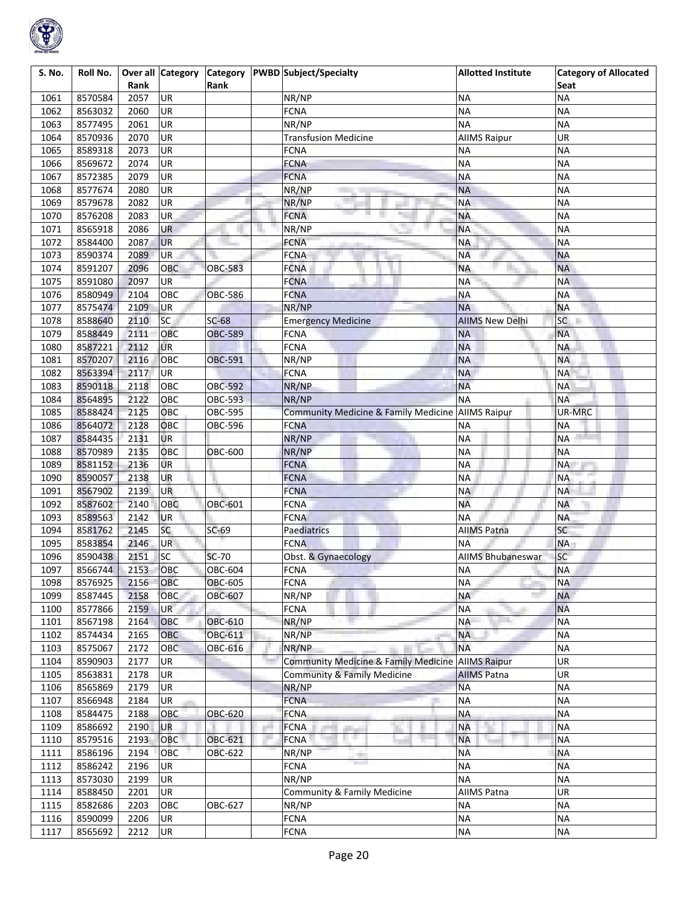| S. No. | Roll No. | Over all Rank | Category | Category Rank | PWBD | Subject/Specialty | Allotted Institute | Category of Allocated Seat |
|---|---|---|---|---|---|---|---|---|
| 1061 | 8570584 | 2057 | UR | | | NR/NP | NA | NA |
| 1062 | 8563032 | 2060 | UR | | | FCNA | NA | NA |
| 1063 | 8577495 | 2061 | UR | | | NR/NP | NA | NA |
| 1064 | 8570936 | 2070 | UR | | | Transfusion Medicine | AIIMS Raipur | UR |
| 1065 | 8589318 | 2073 | UR | | | FCNA | NA | NA |
| 1066 | 8569672 | 2074 | UR | | | FCNA | NA | NA |
| 1067 | 8572385 | 2079 | UR | | | FCNA | NA | NA |
| 1068 | 8577674 | 2080 | UR | | | NR/NP | NA | NA |
| 1069 | 8579678 | 2082 | UR | | | NR/NP | NA | NA |
| 1070 | 8576208 | 2083 | UR | | | FCNA | NA | NA |
| 1071 | 8565918 | 2086 | UR | | | NR/NP | NA | NA |
| 1072 | 8584400 | 2087 | UR | | | FCNA | NA | NA |
| 1073 | 8590374 | 2089 | UR | | | FCNA | NA | NA |
| 1074 | 8591207 | 2096 | OBC | OBC-583 | | FCNA | NA | NA |
| 1075 | 8591080 | 2097 | UR | | | FCNA | NA | NA |
| 1076 | 8580949 | 2104 | OBC | OBC-586 | | FCNA | NA | NA |
| 1077 | 8575474 | 2109 | UR | | | NR/NP | NA | NA |
| 1078 | 8588640 | 2110 | SC | SC-68 | | Emergency Medicine | AIIMS New Delhi | SC |
| 1079 | 8588449 | 2111 | OBC | OBC-589 | | FCNA | NA | NA |
| 1080 | 8587221 | 2112 | UR | | | FCNA | NA | NA |
| 1081 | 8570207 | 2116 | OBC | OBC-591 | | NR/NP | NA | NA |
| 1082 | 8563394 | 2117 | UR | | | FCNA | NA | NA |
| 1083 | 8590118 | 2118 | OBC | OBC-592 | | NR/NP | NA | NA |
| 1084 | 8564895 | 2122 | OBC | OBC-593 | | NR/NP | NA | NA |
| 1085 | 8588424 | 2125 | OBC | OBC-595 | | Community Medicine & Family Medicine | AIIMS Raipur | UR-MRC |
| 1086 | 8564072 | 2128 | OBC | OBC-596 | | FCNA | NA | NA |
| 1087 | 8584435 | 2131 | UR | | | NR/NP | NA | NA |
| 1088 | 8570989 | 2135 | OBC | OBC-600 | | NR/NP | NA | NA |
| 1089 | 8581152 | 2136 | UR | | | FCNA | NA | NA |
| 1090 | 8590057 | 2138 | UR | | | FCNA | NA | NA |
| 1091 | 8567902 | 2139 | UR | | | FCNA | NA | NA |
| 1092 | 8587602 | 2140 | OBC | OBC-601 | | FCNA | NA | NA |
| 1093 | 8589563 | 2142 | UR | | | FCNA | NA | NA |
| 1094 | 8581762 | 2145 | SC | SC-69 | | Paediatrics | AIIMS Patna | SC |
| 1095 | 8583854 | 2146 | UR | | | FCNA | NA | NA |
| 1096 | 8590438 | 2151 | SC | SC-70 | | Obst. & Gynaecology | AIIMS Bhubaneswar | SC |
| 1097 | 8566744 | 2153 | OBC | OBC-604 | | FCNA | NA | NA |
| 1098 | 8576925 | 2156 | OBC | OBC-605 | | FCNA | NA | NA |
| 1099 | 8587445 | 2158 | OBC | OBC-607 | | NR/NP | NA | NA |
| 1100 | 8577866 | 2159 | UR | | | FCNA | NA | NA |
| 1101 | 8567198 | 2164 | OBC | OBC-610 | | NR/NP | NA | NA |
| 1102 | 8574434 | 2165 | OBC | OBC-611 | | NR/NP | NA | NA |
| 1103 | 8575067 | 2172 | OBC | OBC-616 | | NR/NP | NA | NA |
| 1104 | 8590903 | 2177 | UR | | | Community Medicine & Family Medicine | AIIMS Raipur | UR |
| 1105 | 8563831 | 2178 | UR | | | Community & Family Medicine | AIIMS Patna | UR |
| 1106 | 8565869 | 2179 | UR | | | NR/NP | NA | NA |
| 1107 | 8566948 | 2184 | UR | | | FCNA | NA | NA |
| 1108 | 8584475 | 2188 | OBC | OBC-620 | | FCNA | NA | NA |
| 1109 | 8586692 | 2190 | UR | | | FCNA | NA | NA |
| 1110 | 8579516 | 2193 | OBC | OBC-621 | | FCNA | NA | NA |
| 1111 | 8586196 | 2194 | OBC | OBC-622 | | NR/NP | NA | NA |
| 1112 | 8586242 | 2196 | UR | | | FCNA | NA | NA |
| 1113 | 8573030 | 2199 | UR | | | NR/NP | NA | NA |
| 1114 | 8588450 | 2201 | UR | | | Community & Family Medicine | AIIMS Patna | UR |
| 1115 | 8582686 | 2203 | OBC | OBC-627 | | NR/NP | NA | NA |
| 1116 | 8590099 | 2206 | UR | | | FCNA | NA | NA |
| 1117 | 8565692 | 2212 | UR | | | FCNA | NA | NA |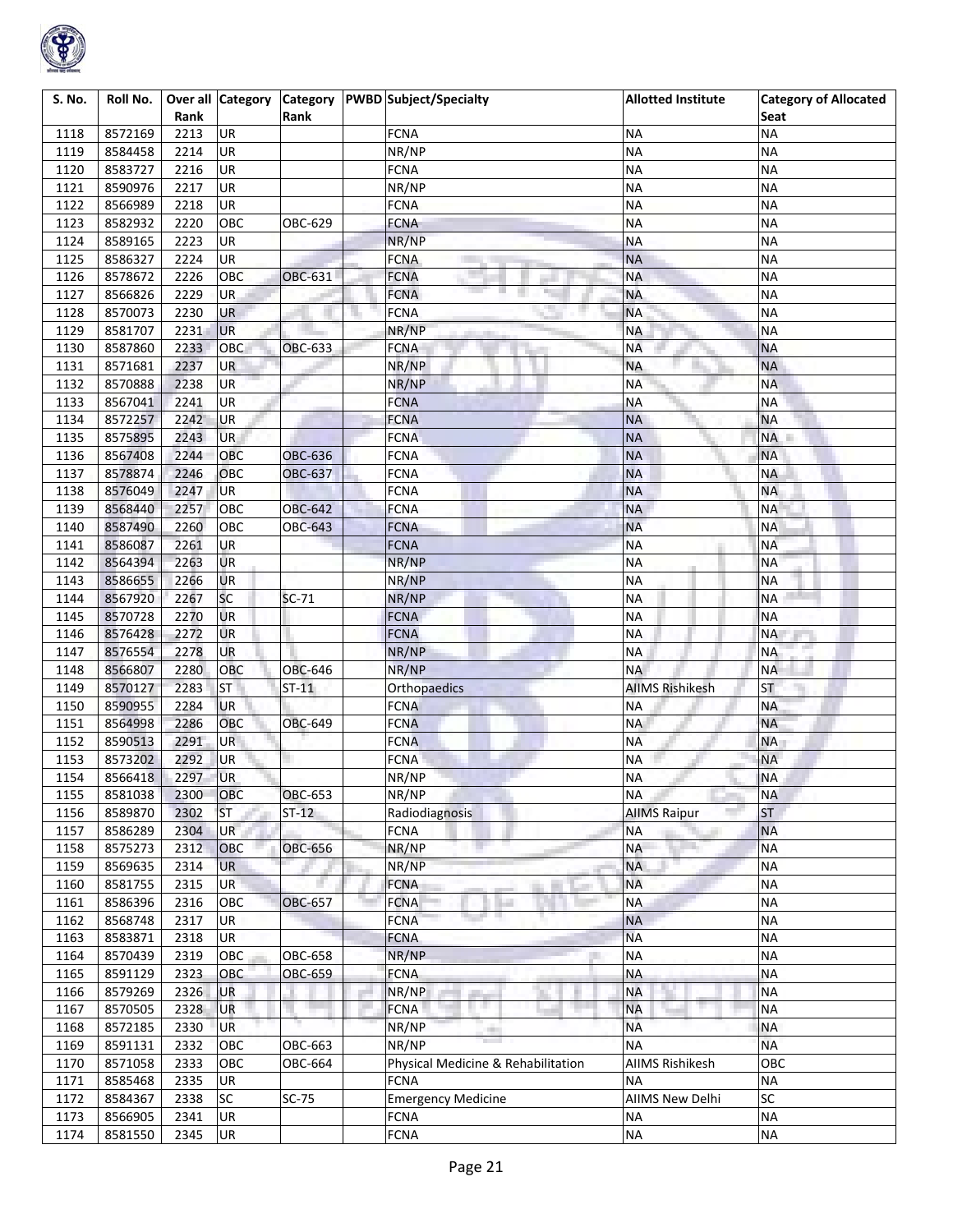| S. No. | Roll No. | Over all Rank | Category | Category Rank | PWBD | Subject/Specialty | Allotted Institute | Category of Allocated Seat |
|---|---|---|---|---|---|---|---|---|
| 1118 | 8572169 | 2213 | UR | | | FCNA | NA | NA |
| 1119 | 8584458 | 2214 | UR | | | NR/NP | NA | NA |
| 1120 | 8583727 | 2216 | UR | | | FCNA | NA | NA |
| 1121 | 8590976 | 2217 | UR | | | NR/NP | NA | NA |
| 1122 | 8566989 | 2218 | UR | | | FCNA | NA | NA |
| 1123 | 8582932 | 2220 | OBC | OBC-629 | | FCNA | NA | NA |
| 1124 | 8589165 | 2223 | UR | | | NR/NP | NA | NA |
| 1125 | 8586327 | 2224 | UR | | | FCNA | NA | NA |
| 1126 | 8578672 | 2226 | OBC | OBC-631 | | FCNA | NA | NA |
| 1127 | 8566826 | 2229 | UR | | | FCNA | NA | NA |
| 1128 | 8570073 | 2230 | UR | | | FCNA | NA | NA |
| 1129 | 8581707 | 2231 | UR | | | NR/NP | NA | NA |
| 1130 | 8587860 | 2233 | OBC | OBC-633 | | FCNA | NA | NA |
| 1131 | 8571681 | 2237 | UR | | | NR/NP | NA | NA |
| 1132 | 8570888 | 2238 | UR | | | NR/NP | NA | NA |
| 1133 | 8567041 | 2241 | UR | | | FCNA | NA | NA |
| 1134 | 8572257 | 2242 | UR | | | FCNA | NA | NA |
| 1135 | 8575895 | 2243 | UR | | | FCNA | NA | NA |
| 1136 | 8567408 | 2244 | OBC | OBC-636 | | FCNA | NA | NA |
| 1137 | 8578874 | 2246 | OBC | OBC-637 | | FCNA | NA | NA |
| 1138 | 8576049 | 2247 | UR | | | FCNA | NA | NA |
| 1139 | 8568440 | 2257 | OBC | OBC-642 | | FCNA | NA | NA |
| 1140 | 8587490 | 2260 | OBC | OBC-643 | | FCNA | NA | NA |
| 1141 | 8586087 | 2261 | UR | | | FCNA | NA | NA |
| 1142 | 8564394 | 2263 | UR | | | NR/NP | NA | NA |
| 1143 | 8586655 | 2266 | UR | | | NR/NP | NA | NA |
| 1144 | 8567920 | 2267 | SC | SC-71 | | NR/NP | NA | NA |
| 1145 | 8570728 | 2270 | UR | | | FCNA | NA | NA |
| 1146 | 8576428 | 2272 | UR | | | FCNA | NA | NA |
| 1147 | 8576554 | 2278 | UR | | | NR/NP | NA | NA |
| 1148 | 8566807 | 2280 | OBC | OBC-646 | | NR/NP | NA | NA |
| 1149 | 8570127 | 2283 | ST | ST-11 | | Orthopaedics | AIIMS Rishikesh | ST |
| 1150 | 8590955 | 2284 | UR | | | FCNA | NA | NA |
| 1151 | 8564998 | 2286 | OBC | OBC-649 | | FCNA | NA | NA |
| 1152 | 8590513 | 2291 | UR | | | FCNA | NA | NA |
| 1153 | 8573202 | 2292 | UR | | | FCNA | NA | NA |
| 1154 | 8566418 | 2297 | UR | | | NR/NP | NA | NA |
| 1155 | 8581038 | 2300 | OBC | OBC-653 | | NR/NP | NA | NA |
| 1156 | 8589870 | 2302 | ST | ST-12 | | Radiodiagnosis | AIIMS Raipur | ST |
| 1157 | 8586289 | 2304 | UR | | | FCNA | NA | NA |
| 1158 | 8575273 | 2312 | OBC | OBC-656 | | NR/NP | NA | NA |
| 1159 | 8569635 | 2314 | UR | | | NR/NP | NA | NA |
| 1160 | 8581755 | 2315 | UR | | | FCNA | NA | NA |
| 1161 | 8586396 | 2316 | OBC | OBC-657 | | FCNA | NA | NA |
| 1162 | 8568748 | 2317 | UR | | | FCNA | NA | NA |
| 1163 | 8583871 | 2318 | UR | | | FCNA | NA | NA |
| 1164 | 8570439 | 2319 | OBC | OBC-658 | | NR/NP | NA | NA |
| 1165 | 8591129 | 2323 | OBC | OBC-659 | | FCNA | NA | NA |
| 1166 | 8579269 | 2326 | UR | | | NR/NP | NA | NA |
| 1167 | 8570505 | 2328 | UR | | | FCNA | NA | NA |
| 1168 | 8572185 | 2330 | UR | | | NR/NP | NA | NA |
| 1169 | 8591131 | 2332 | OBC | OBC-663 | | NR/NP | NA | NA |
| 1170 | 8571058 | 2333 | OBC | OBC-664 | | Physical Medicine & Rehabilitation | AIIMS Rishikesh | OBC |
| 1171 | 8585468 | 2335 | UR | | | FCNA | NA | NA |
| 1172 | 8584367 | 2338 | SC | SC-75 | | Emergency Medicine | AIIMS New Delhi | SC |
| 1173 | 8566905 | 2341 | UR | | | FCNA | NA | NA |
| 1174 | 8581550 | 2345 | UR | | | FCNA | NA | NA |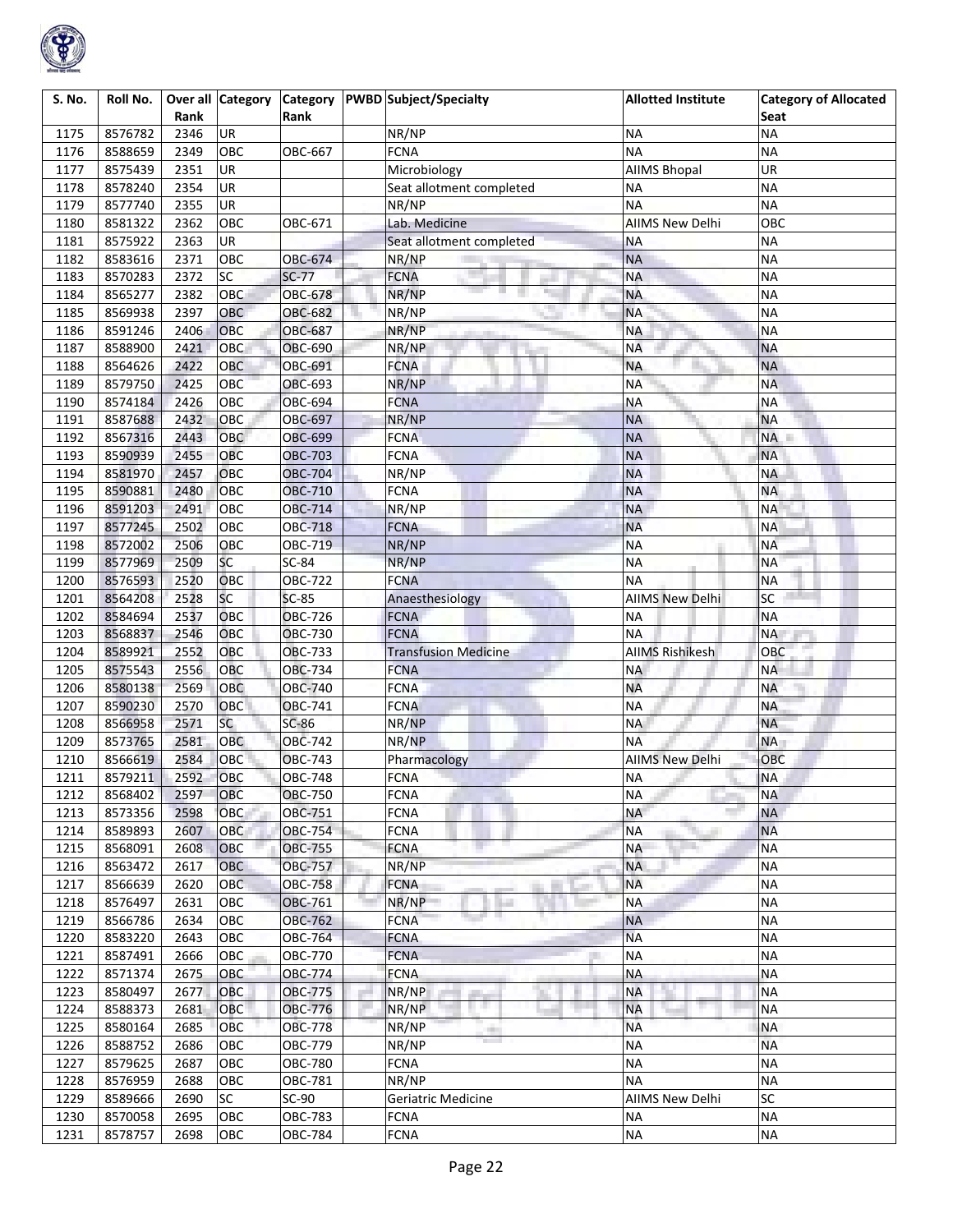| S. No. | Roll No. | Over all Rank | Category | Category Rank | PWBD | Subject/Specialty | Allotted Institute | Category of Allocated Seat |
|---|---|---|---|---|---|---|---|---|
| 1175 | 8576782 | 2346 | UR | | | NR/NP | NA | NA |
| 1176 | 8588659 | 2349 | OBC | OBC-667 | | FCNA | NA | NA |
| 1177 | 8575439 | 2351 | UR | | | Microbiology | AIIMS Bhopal | UR |
| 1178 | 8578240 | 2354 | UR | | | Seat allotment completed | NA | NA |
| 1179 | 8577740 | 2355 | UR | | | NR/NP | NA | NA |
| 1180 | 8581322 | 2362 | OBC | OBC-671 | | Lab. Medicine | AIIMS New Delhi | OBC |
| 1181 | 8575922 | 2363 | UR | | | Seat allotment completed | NA | NA |
| 1182 | 8583616 | 2371 | OBC | OBC-674 | | NR/NP | NA | NA |
| 1183 | 8570283 | 2372 | SC | SC-77 | | FCNA | NA | NA |
| 1184 | 8565277 | 2382 | OBC | OBC-678 | | NR/NP | NA | NA |
| 1185 | 8569938 | 2397 | OBC | OBC-682 | | NR/NP | NA | NA |
| 1186 | 8591246 | 2406 | OBC | OBC-687 | | NR/NP | NA | NA |
| 1187 | 8588900 | 2421 | OBC | OBC-690 | | NR/NP | NA | NA |
| 1188 | 8564626 | 2422 | OBC | OBC-691 | | FCNA | NA | NA |
| 1189 | 8579750 | 2425 | OBC | OBC-693 | | NR/NP | NA | NA |
| 1190 | 8574184 | 2426 | OBC | OBC-694 | | FCNA | NA | NA |
| 1191 | 8587688 | 2432 | OBC | OBC-697 | | NR/NP | NA | NA |
| 1192 | 8567316 | 2443 | OBC | OBC-699 | | FCNA | NA | NA |
| 1193 | 8590939 | 2455 | OBC | OBC-703 | | FCNA | NA | NA |
| 1194 | 8581970 | 2457 | OBC | OBC-704 | | NR/NP | NA | NA |
| 1195 | 8590881 | 2480 | OBC | OBC-710 | | FCNA | NA | NA |
| 1196 | 8591203 | 2491 | OBC | OBC-714 | | NR/NP | NA | NA |
| 1197 | 8577245 | 2502 | OBC | OBC-718 | | FCNA | NA | NA |
| 1198 | 8572002 | 2506 | OBC | OBC-719 | | NR/NP | NA | NA |
| 1199 | 8577969 | 2509 | SC | SC-84 | | NR/NP | NA | NA |
| 1200 | 8576593 | 2520 | OBC | OBC-722 | | FCNA | NA | NA |
| 1201 | 8564208 | 2528 | SC | SC-85 | | Anaesthesiology | AIIMS New Delhi | SC |
| 1202 | 8584694 | 2537 | OBC | OBC-726 | | FCNA | NA | NA |
| 1203 | 8568837 | 2546 | OBC | OBC-730 | | FCNA | NA | NA |
| 1204 | 8589921 | 2552 | OBC | OBC-733 | | Transfusion Medicine | AIIMS Rishikesh | OBC |
| 1205 | 8575543 | 2556 | OBC | OBC-734 | | FCNA | NA | NA |
| 1206 | 8580138 | 2569 | OBC | OBC-740 | | FCNA | NA | NA |
| 1207 | 8590230 | 2570 | OBC | OBC-741 | | FCNA | NA | NA |
| 1208 | 8566958 | 2571 | SC | SC-86 | | NR/NP | NA | NA |
| 1209 | 8573765 | 2581 | OBC | OBC-742 | | NR/NP | NA | NA |
| 1210 | 8566619 | 2584 | OBC | OBC-743 | | Pharmacology | AIIMS New Delhi | OBC |
| 1211 | 8579211 | 2592 | OBC | OBC-748 | | FCNA | NA | NA |
| 1212 | 8568402 | 2597 | OBC | OBC-750 | | FCNA | NA | NA |
| 1213 | 8573356 | 2598 | OBC | OBC-751 | | FCNA | NA | NA |
| 1214 | 8589893 | 2607 | OBC | OBC-754 | | FCNA | NA | NA |
| 1215 | 8568091 | 2608 | OBC | OBC-755 | | FCNA | NA | NA |
| 1216 | 8563472 | 2617 | OBC | OBC-757 | | NR/NP | NA | NA |
| 1217 | 8566639 | 2620 | OBC | OBC-758 | | FCNA | NA | NA |
| 1218 | 8576497 | 2631 | OBC | OBC-761 | | NR/NP | NA | NA |
| 1219 | 8566786 | 2634 | OBC | OBC-762 | | FCNA | NA | NA |
| 1220 | 8583220 | 2643 | OBC | OBC-764 | | FCNA | NA | NA |
| 1221 | 8587491 | 2666 | OBC | OBC-770 | | FCNA | NA | NA |
| 1222 | 8571374 | 2675 | OBC | OBC-774 | | FCNA | NA | NA |
| 1223 | 8580497 | 2677 | OBC | OBC-775 | | NR/NP | NA | NA |
| 1224 | 8588373 | 2681 | OBC | OBC-776 | | NR/NP | NA | NA |
| 1225 | 8580164 | 2685 | OBC | OBC-778 | | NR/NP | NA | NA |
| 1226 | 8588752 | 2686 | OBC | OBC-779 | | NR/NP | NA | NA |
| 1227 | 8579625 | 2687 | OBC | OBC-780 | | FCNA | NA | NA |
| 1228 | 8576959 | 2688 | OBC | OBC-781 | | NR/NP | NA | NA |
| 1229 | 8589666 | 2690 | SC | SC-90 | | Geriatric Medicine | AIIMS New Delhi | SC |
| 1230 | 8570058 | 2695 | OBC | OBC-783 | | FCNA | NA | NA |
| 1231 | 8578757 | 2698 | OBC | OBC-784 | | FCNA | NA | NA |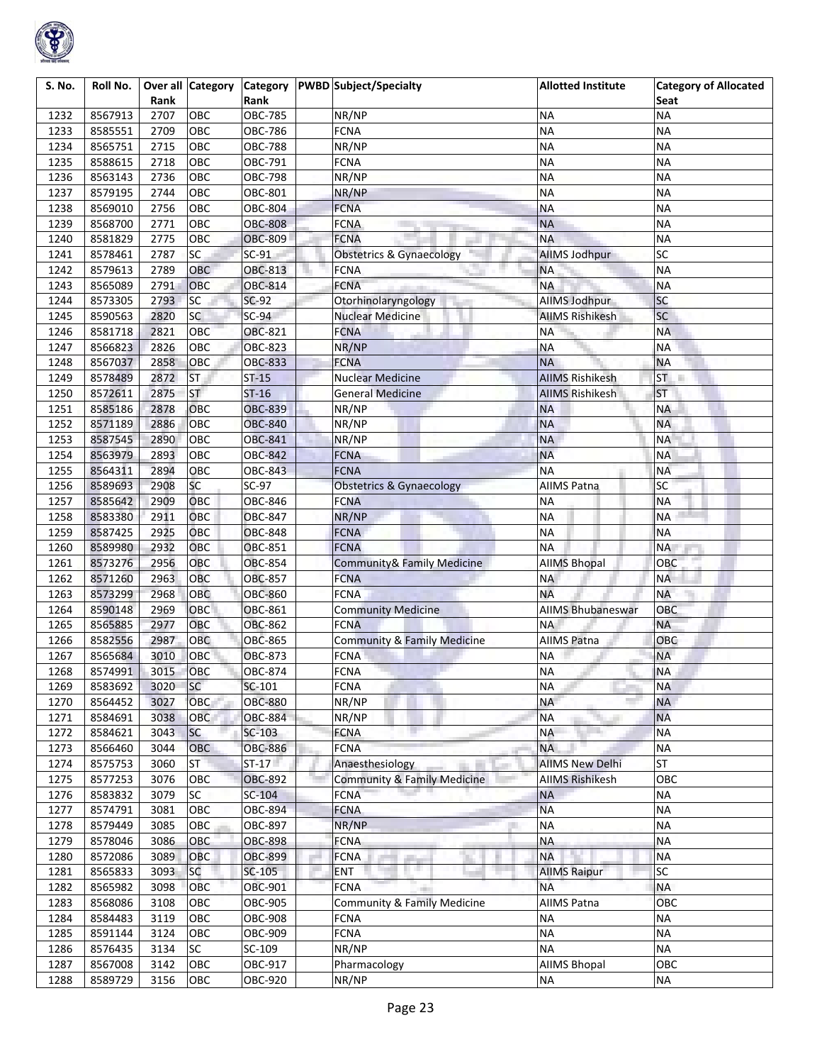| S. No. | Roll No. | Over all Rank | Category | Category Rank | PWBD | Subject/Specialty | Allotted Institute | Category of Allocated Seat |
|---|---|---|---|---|---|---|---|---|
| 1232 | 8567913 | 2707 | OBC | OBC-785 | | NR/NP | NA | NA |
| 1233 | 8585551 | 2709 | OBC | OBC-786 | | FCNA | NA | NA |
| 1234 | 8565751 | 2715 | OBC | OBC-788 | | NR/NP | NA | NA |
| 1235 | 8588615 | 2718 | OBC | OBC-791 | | FCNA | NA | NA |
| 1236 | 8563143 | 2736 | OBC | OBC-798 | | NR/NP | NA | NA |
| 1237 | 8579195 | 2744 | OBC | OBC-801 | | NR/NP | NA | NA |
| 1238 | 8569010 | 2756 | OBC | OBC-804 | | FCNA | NA | NA |
| 1239 | 8568700 | 2771 | OBC | OBC-808 | | FCNA | NA | NA |
| 1240 | 8581829 | 2775 | OBC | OBC-809 | | FCNA | NA | NA |
| 1241 | 8578461 | 2787 | SC | SC-91 | | Obstetrics & Gynaecology | AIIMS Jodhpur | SC |
| 1242 | 8579613 | 2789 | OBC | OBC-813 | | FCNA | NA | NA |
| 1243 | 8565089 | 2791 | OBC | OBC-814 | | FCNA | NA | NA |
| 1244 | 8573305 | 2793 | SC | SC-92 | | Otorhinolaryngology | AIIMS Jodhpur | SC |
| 1245 | 8590563 | 2820 | SC | SC-94 | | Nuclear Medicine | AIIMS Rishikesh | SC |
| 1246 | 8581718 | 2821 | OBC | OBC-821 | | FCNA | NA | NA |
| 1247 | 8566823 | 2826 | OBC | OBC-823 | | NR/NP | NA | NA |
| 1248 | 8567037 | 2858 | OBC | OBC-833 | | FCNA | NA | NA |
| 1249 | 8578489 | 2872 | ST | ST-15 | | Nuclear Medicine | AIIMS Rishikesh | ST |
| 1250 | 8572611 | 2875 | ST | ST-16 | | General Medicine | AIIMS Rishikesh | ST |
| 1251 | 8585186 | 2878 | OBC | OBC-839 | | NR/NP | NA | NA |
| 1252 | 8571189 | 2886 | OBC | OBC-840 | | NR/NP | NA | NA |
| 1253 | 8587545 | 2890 | OBC | OBC-841 | | NR/NP | NA | NA |
| 1254 | 8563979 | 2893 | OBC | OBC-842 | | FCNA | NA | NA |
| 1255 | 8564311 | 2894 | OBC | OBC-843 | | FCNA | NA | NA |
| 1256 | 8589693 | 2908 | SC | SC-97 | | Obstetrics & Gynaecology | AIIMS Patna | SC |
| 1257 | 8585642 | 2909 | OBC | OBC-846 | | FCNA | NA | NA |
| 1258 | 8583380 | 2911 | OBC | OBC-847 | | NR/NP | NA | NA |
| 1259 | 8587425 | 2925 | OBC | OBC-848 | | FCNA | NA | NA |
| 1260 | 8589980 | 2932 | OBC | OBC-851 | | FCNA | NA | NA |
| 1261 | 8573276 | 2956 | OBC | OBC-854 | | Community& Family Medicine | AIIMS Bhopal | OBC |
| 1262 | 8571260 | 2963 | OBC | OBC-857 | | FCNA | NA | NA |
| 1263 | 8573299 | 2968 | OBC | OBC-860 | | FCNA | NA | NA |
| 1264 | 8590148 | 2969 | OBC | OBC-861 | | Community Medicine | AIIMS Bhubaneswar | OBC |
| 1265 | 8565885 | 2977 | OBC | OBC-862 | | FCNA | NA | NA |
| 1266 | 8582556 | 2987 | OBC | OBC-865 | | Community & Family Medicine | AIIMS Patna | OBC |
| 1267 | 8565684 | 3010 | OBC | OBC-873 | | FCNA | NA | NA |
| 1268 | 8574991 | 3015 | OBC | OBC-874 | | FCNA | NA | NA |
| 1269 | 8583692 | 3020 | SC | SC-101 | | FCNA | NA | NA |
| 1270 | 8564452 | 3027 | OBC | OBC-880 | | NR/NP | NA | NA |
| 1271 | 8584691 | 3038 | OBC | OBC-884 | | NR/NP | NA | NA |
| 1272 | 8584621 | 3043 | SC | SC-103 | | FCNA | NA | NA |
| 1273 | 8566460 | 3044 | OBC | OBC-886 | | FCNA | NA | NA |
| 1274 | 8575753 | 3060 | ST | ST-17 | | Anaesthesiology | AIIMS New Delhi | ST |
| 1275 | 8577253 | 3076 | OBC | OBC-892 | | Community & Family Medicine | AIIMS Rishikesh | OBC |
| 1276 | 8583832 | 3079 | SC | SC-104 | | FCNA | NA | NA |
| 1277 | 8574791 | 3081 | OBC | OBC-894 | | FCNA | NA | NA |
| 1278 | 8579449 | 3085 | OBC | OBC-897 | | NR/NP | NA | NA |
| 1279 | 8578046 | 3086 | OBC | OBC-898 | | FCNA | NA | NA |
| 1280 | 8572086 | 3089 | OBC | OBC-899 | | FCNA | NA | NA |
| 1281 | 8565833 | 3093 | SC | SC-105 | | ENT | AIIMS Raipur | SC |
| 1282 | 8565982 | 3098 | OBC | OBC-901 | | FCNA | NA | NA |
| 1283 | 8568086 | 3108 | OBC | OBC-905 | | Community & Family Medicine | AIIMS Patna | OBC |
| 1284 | 8584483 | 3119 | OBC | OBC-908 | | FCNA | NA | NA |
| 1285 | 8591144 | 3124 | OBC | OBC-909 | | FCNA | NA | NA |
| 1286 | 8576435 | 3134 | SC | SC-109 | | NR/NP | NA | NA |
| 1287 | 8567008 | 3142 | OBC | OBC-917 | | Pharmacology | AIIMS Bhopal | OBC |
| 1288 | 8589729 | 3156 | OBC | OBC-920 | | NR/NP | NA | NA |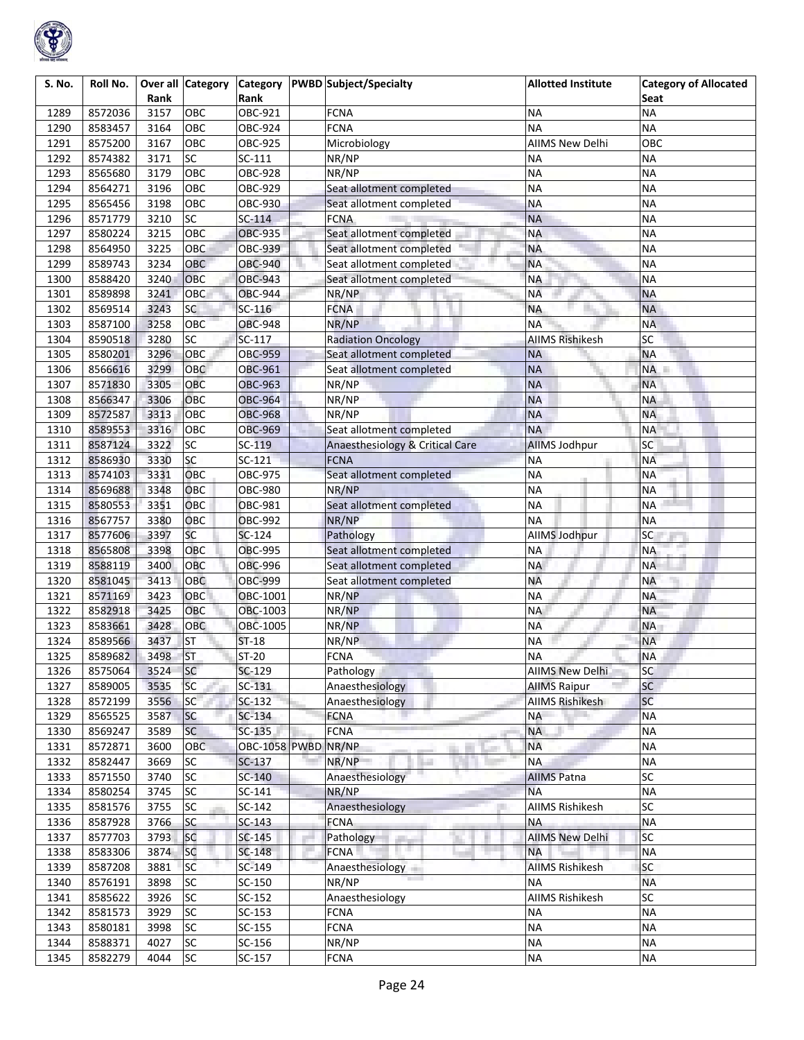| S. No. | Roll No. | Over all Rank | Category | Category Rank | PWBD | Subject/Specialty | Allotted Institute | Category of Allocated Seat |
|---|---|---|---|---|---|---|---|---|
| 1289 | 8572036 | 3157 | OBC | OBC-921 | | FCNA | NA | NA |
| 1290 | 8583457 | 3164 | OBC | OBC-924 | | FCNA | NA | NA |
| 1291 | 8575200 | 3167 | OBC | OBC-925 | | Microbiology | AIIMS New Delhi | OBC |
| 1292 | 8574382 | 3171 | SC | SC-111 | | NR/NP | NA | NA |
| 1293 | 8565680 | 3179 | OBC | OBC-928 | | NR/NP | NA | NA |
| 1294 | 8564271 | 3196 | OBC | OBC-929 | | Seat allotment completed | NA | NA |
| 1295 | 8565456 | 3198 | OBC | OBC-930 | | Seat allotment completed | NA | NA |
| 1296 | 8571779 | 3210 | SC | SC-114 | | FCNA | NA | NA |
| 1297 | 8580224 | 3215 | OBC | OBC-935 | | Seat allotment completed | NA | NA |
| 1298 | 8564950 | 3225 | OBC | OBC-939 | | Seat allotment completed | NA | NA |
| 1299 | 8589743 | 3234 | OBC | OBC-940 | | Seat allotment completed | NA | NA |
| 1300 | 8588420 | 3240 | OBC | OBC-943 | | Seat allotment completed | NA | NA |
| 1301 | 8589898 | 3241 | OBC | OBC-944 | | NR/NP | NA | NA |
| 1302 | 8569514 | 3243 | SC | SC-116 | | FCNA | NA | NA |
| 1303 | 8587100 | 3258 | OBC | OBC-948 | | NR/NP | NA | NA |
| 1304 | 8590518 | 3280 | SC | SC-117 | | Radiation Oncology | AIIMS Rishikesh | SC |
| 1305 | 8580201 | 3296 | OBC | OBC-959 | | Seat allotment completed | NA | NA |
| 1306 | 8566616 | 3299 | OBC | OBC-961 | | Seat allotment completed | NA | NA |
| 1307 | 8571830 | 3305 | OBC | OBC-963 | | NR/NP | NA | NA |
| 1308 | 8566347 | 3306 | OBC | OBC-964 | | NR/NP | NA | NA |
| 1309 | 8572587 | 3313 | OBC | OBC-968 | | NR/NP | NA | NA |
| 1310 | 8589553 | 3316 | OBC | OBC-969 | | Seat allotment completed | NA | NA |
| 1311 | 8587124 | 3322 | SC | SC-119 | | Anaesthesiology & Critical Care | AIIMS Jodhpur | SC |
| 1312 | 8586930 | 3330 | SC | SC-121 | | FCNA | NA | NA |
| 1313 | 8574103 | 3331 | OBC | OBC-975 | | Seat allotment completed | NA | NA |
| 1314 | 8569688 | 3348 | OBC | OBC-980 | | NR/NP | NA | NA |
| 1315 | 8580553 | 3351 | OBC | OBC-981 | | Seat allotment completed | NA | NA |
| 1316 | 8567757 | 3380 | OBC | OBC-992 | | NR/NP | NA | NA |
| 1317 | 8577606 | 3397 | SC | SC-124 | | Pathology | AIIMS Jodhpur | SC |
| 1318 | 8565808 | 3398 | OBC | OBC-995 | | Seat allotment completed | NA | NA |
| 1319 | 8588119 | 3400 | OBC | OBC-996 | | Seat allotment completed | NA | NA |
| 1320 | 8581045 | 3413 | OBC | OBC-999 | | Seat allotment completed | NA | NA |
| 1321 | 8571169 | 3423 | OBC | OBC-1001 | | NR/NP | NA | NA |
| 1322 | 8582918 | 3425 | OBC | OBC-1003 | | NR/NP | NA | NA |
| 1323 | 8583661 | 3428 | OBC | OBC-1005 | | NR/NP | NA | NA |
| 1324 | 8589566 | 3437 | ST | ST-18 | | NR/NP | NA | NA |
| 1325 | 8589682 | 3498 | ST | ST-20 | | FCNA | NA | NA |
| 1326 | 8575064 | 3524 | SC | SC-129 | | Pathology | AIIMS New Delhi | SC |
| 1327 | 8589005 | 3535 | SC | SC-131 | | Anaesthesiology | AIIMS Raipur | SC |
| 1328 | 8572199 | 3556 | SC | SC-132 | | Anaesthesiology | AIIMS Rishikesh | SC |
| 1329 | 8565525 | 3587 | SC | SC-134 | | FCNA | NA | NA |
| 1330 | 8569247 | 3589 | SC | SC-135 | | FCNA | NA | NA |
| 1331 | 8572871 | 3600 | OBC | OBC-1058 | PWBD | NR/NP | NA | NA |
| 1332 | 8582447 | 3669 | SC | SC-137 | | NR/NP | NA | NA |
| 1333 | 8571550 | 3740 | SC | SC-140 | | Anaesthesiology | AIIMS Patna | SC |
| 1334 | 8580254 | 3745 | SC | SC-141 | | NR/NP | NA | NA |
| 1335 | 8581576 | 3755 | SC | SC-142 | | Anaesthesiology | AIIMS Rishikesh | SC |
| 1336 | 8587928 | 3766 | SC | SC-143 | | FCNA | NA | NA |
| 1337 | 8577703 | 3793 | SC | SC-145 | | Pathology | AIIMS New Delhi | SC |
| 1338 | 8583306 | 3874 | SC | SC-148 | | FCNA | NA | NA |
| 1339 | 8587208 | 3881 | SC | SC-149 | | Anaesthesiology | AIIMS Rishikesh | SC |
| 1340 | 8576191 | 3898 | SC | SC-150 | | NR/NP | NA | NA |
| 1341 | 8585622 | 3926 | SC | SC-152 | | Anaesthesiology | AIIMS Rishikesh | SC |
| 1342 | 8581573 | 3929 | SC | SC-153 | | FCNA | NA | NA |
| 1343 | 8580181 | 3998 | SC | SC-155 | | FCNA | NA | NA |
| 1344 | 8588371 | 4027 | SC | SC-156 | | NR/NP | NA | NA |
| 1345 | 8582279 | 4044 | SC | SC-157 | | FCNA | NA | NA |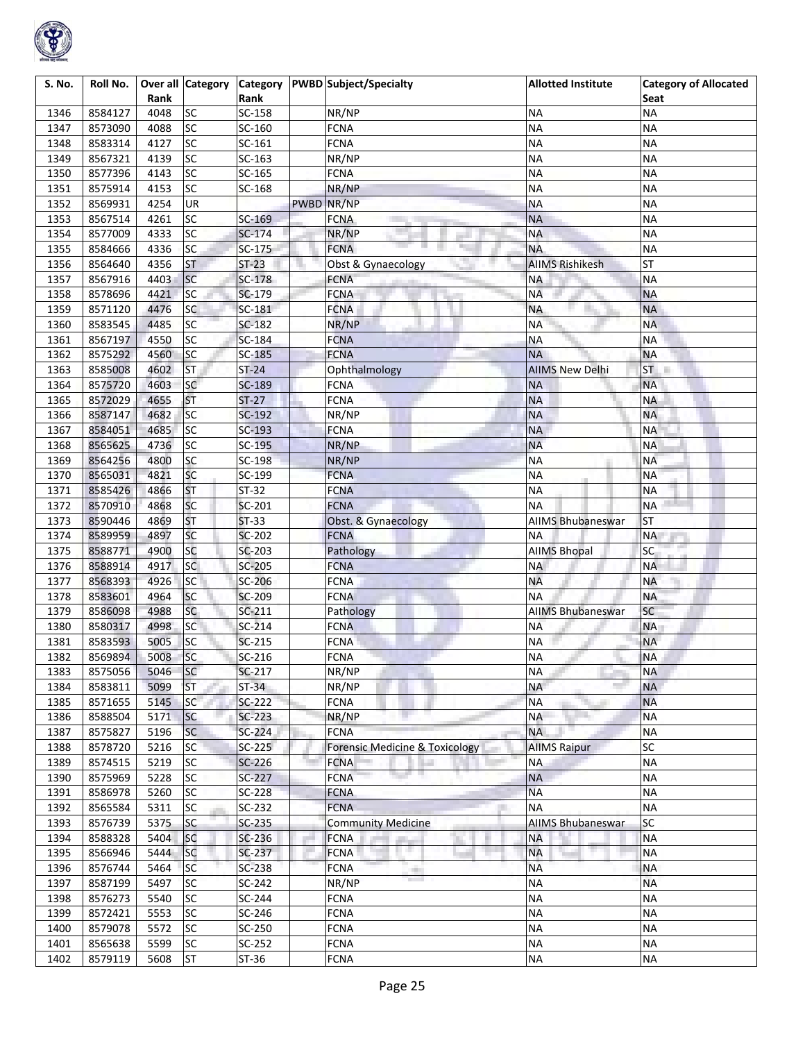| S. No. | Roll No. | Over all Rank | Category | Category Rank | PWBD | Subject/Specialty | Allotted Institute | Category of Allocated Seat |
|---|---|---|---|---|---|---|---|---|
| 1346 | 8584127 | 4048 | SC | SC-158 | | NR/NP | NA | NA |
| 1347 | 8573090 | 4088 | SC | SC-160 | | FCNA | NA | NA |
| 1348 | 8583314 | 4127 | SC | SC-161 | | FCNA | NA | NA |
| 1349 | 8567321 | 4139 | SC | SC-163 | | NR/NP | NA | NA |
| 1350 | 8577396 | 4143 | SC | SC-165 | | FCNA | NA | NA |
| 1351 | 8575914 | 4153 | SC | SC-168 | | NR/NP | NA | NA |
| 1352 | 8569931 | 4254 | UR | | PWBD | NR/NP | NA | NA |
| 1353 | 8567514 | 4261 | SC | SC-169 | | FCNA | NA | NA |
| 1354 | 8577009 | 4333 | SC | SC-174 | | NR/NP | NA | NA |
| 1355 | 8584666 | 4336 | SC | SC-175 | | FCNA | NA | NA |
| 1356 | 8564640 | 4356 | ST | ST-23 | | Obst & Gynaecology | AIIMS Rishikesh | ST |
| 1357 | 8567916 | 4403 | SC | SC-178 | | FCNA | NA | NA |
| 1358 | 8578696 | 4421 | SC | SC-179 | | FCNA | NA | NA |
| 1359 | 8571120 | 4476 | SC | SC-181 | | FCNA | NA | NA |
| 1360 | 8583545 | 4485 | SC | SC-182 | | NR/NP | NA | NA |
| 1361 | 8567197 | 4550 | SC | SC-184 | | FCNA | NA | NA |
| 1362 | 8575292 | 4560 | SC | SC-185 | | FCNA | NA | NA |
| 1363 | 8585008 | 4602 | ST | ST-24 | | Ophthalmology | AIIMS New Delhi | ST |
| 1364 | 8575720 | 4603 | SC | SC-189 | | FCNA | NA | NA |
| 1365 | 8572029 | 4655 | ST | ST-27 | | FCNA | NA | NA |
| 1366 | 8587147 | 4682 | SC | SC-192 | | NR/NP | NA | NA |
| 1367 | 8584051 | 4685 | SC | SC-193 | | FCNA | NA | NA |
| 1368 | 8565625 | 4736 | SC | SC-195 | | NR/NP | NA | NA |
| 1369 | 8564256 | 4800 | SC | SC-198 | | NR/NP | NA | NA |
| 1370 | 8565031 | 4821 | SC | SC-199 | | FCNA | NA | NA |
| 1371 | 8585426 | 4866 | ST | ST-32 | | FCNA | NA | NA |
| 1372 | 8570910 | 4868 | SC | SC-201 | | FCNA | NA | NA |
| 1373 | 8590446 | 4869 | ST | ST-33 | | Obst. & Gynaecology | AIIMS Bhubaneswar | ST |
| 1374 | 8589959 | 4897 | SC | SC-202 | | FCNA | NA | NA |
| 1375 | 8588771 | 4900 | SC | SC-203 | | Pathology | AIIMS Bhopal | SC |
| 1376 | 8588914 | 4917 | SC | SC-205 | | FCNA | NA | NA |
| 1377 | 8568393 | 4926 | SC | SC-206 | | FCNA | NA | NA |
| 1378 | 8583601 | 4964 | SC | SC-209 | | FCNA | NA | NA |
| 1379 | 8586098 | 4988 | SC | SC-211 | | Pathology | AIIMS Bhubaneswar | SC |
| 1380 | 8580317 | 4998 | SC | SC-214 | | FCNA | NA | NA |
| 1381 | 8583593 | 5005 | SC | SC-215 | | FCNA | NA | NA |
| 1382 | 8569894 | 5008 | SC | SC-216 | | FCNA | NA | NA |
| 1383 | 8575056 | 5046 | SC | SC-217 | | NR/NP | NA | NA |
| 1384 | 8583811 | 5099 | ST | ST-34 | | NR/NP | NA | NA |
| 1385 | 8571655 | 5145 | SC | SC-222 | | FCNA | NA | NA |
| 1386 | 8588504 | 5171 | SC | SC-223 | | NR/NP | NA | NA |
| 1387 | 8575827 | 5196 | SC | SC-224 | | FCNA | NA | NA |
| 1388 | 8578720 | 5216 | SC | SC-225 | | Forensic Medicine & Toxicology | AIIMS Raipur | SC |
| 1389 | 8574515 | 5219 | SC | SC-226 | | FCNA | NA | NA |
| 1390 | 8575969 | 5228 | SC | SC-227 | | FCNA | NA | NA |
| 1391 | 8586978 | 5260 | SC | SC-228 | | FCNA | NA | NA |
| 1392 | 8565584 | 5311 | SC | SC-232 | | FCNA | NA | NA |
| 1393 | 8576739 | 5375 | SC | SC-235 | | Community Medicine | AIIMS Bhubaneswar | SC |
| 1394 | 8588328 | 5404 | SC | SC-236 | | FCNA | NA | NA |
| 1395 | 8566946 | 5444 | SC | SC-237 | | FCNA | NA | NA |
| 1396 | 8576744 | 5464 | SC | SC-238 | | FCNA | NA | NA |
| 1397 | 8587199 | 5497 | SC | SC-242 | | NR/NP | NA | NA |
| 1398 | 8576273 | 5540 | SC | SC-244 | | FCNA | NA | NA |
| 1399 | 8572421 | 5553 | SC | SC-246 | | FCNA | NA | NA |
| 1400 | 8579078 | 5572 | SC | SC-250 | | FCNA | NA | NA |
| 1401 | 8565638 | 5599 | SC | SC-252 | | FCNA | NA | NA |
| 1402 | 8579119 | 5608 | ST | ST-36 | | FCNA | NA | NA |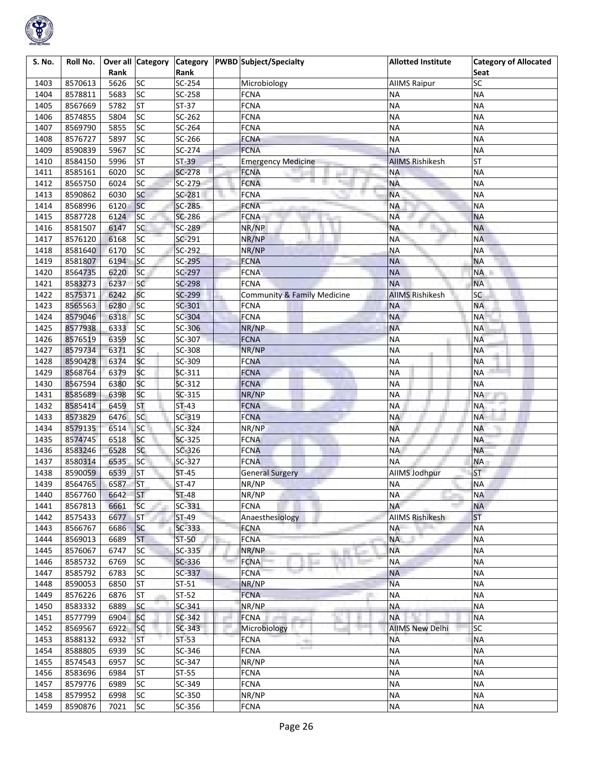| S. No. | Roll No. | Over all Rank | Category | Category Rank | PWBD | Subject/Specialty | Allotted Institute | Category of Allocated Seat |
|---|---|---|---|---|---|---|---|---|
| 1403 | 8570613 | 5626 | SC | SC-254 | | Microbiology | AIIMS Raipur | SC |
| 1404 | 8578811 | 5683 | SC | SC-258 | | FCNA | NA | NA |
| 1405 | 8567669 | 5782 | ST | ST-37 | | FCNA | NA | NA |
| 1406 | 8574855 | 5804 | SC | SC-262 | | FCNA | NA | NA |
| 1407 | 8569790 | 5855 | SC | SC-264 | | FCNA | NA | NA |
| 1408 | 8576727 | 5897 | SC | SC-266 | | FCNA | NA | NA |
| 1409 | 8590839 | 5967 | SC | SC-274 | | FCNA | NA | NA |
| 1410 | 8584150 | 5996 | ST | ST-39 | | Emergency Medicine | AIIMS Rishikesh | ST |
| 1411 | 8585161 | 6020 | SC | SC-278 | | FCNA | NA | NA |
| 1412 | 8565750 | 6024 | SC | SC-279 | | FCNA | NA | NA |
| 1413 | 8590862 | 6030 | SC | SC-281 | | FCNA | NA | NA |
| 1414 | 8568996 | 6120 | SC | SC-285 | | FCNA | NA | NA |
| 1415 | 8587728 | 6124 | SC | SC-286 | | FCNA | NA | NA |
| 1416 | 8581507 | 6147 | SC | SC-289 | | NR/NP | NA | NA |
| 1417 | 8576120 | 6168 | SC | SC-291 | | NR/NP | NA | NA |
| 1418 | 8581640 | 6170 | SC | SC-292 | | NR/NP | NA | NA |
| 1419 | 8581807 | 6194 | SC | SC-295 | | FCNA | NA | NA |
| 1420 | 8564735 | 6220 | SC | SC-297 | | FCNA | NA | NA |
| 1421 | 8583273 | 6237 | SC | SC-298 | | FCNA | NA | NA |
| 1422 | 8575371 | 6242 | SC | SC-299 | | Community & Family Medicine | AIIMS Rishikesh | SC |
| 1423 | 8565563 | 6280 | SC | SC-301 | | FCNA | NA | NA |
| 1424 | 8579046 | 6318 | SC | SC-304 | | FCNA | NA | NA |
| 1425 | 8577938 | 6333 | SC | SC-306 | | NR/NP | NA | NA |
| 1426 | 8576519 | 6359 | SC | SC-307 | | FCNA | NA | NA |
| 1427 | 8579734 | 6371 | SC | SC-308 | | NR/NP | NA | NA |
| 1428 | 8590428 | 6374 | SC | SC-309 | | FCNA | NA | NA |
| 1429 | 8568764 | 6379 | SC | SC-311 | | FCNA | NA | NA |
| 1430 | 8567594 | 6380 | SC | SC-312 | | FCNA | NA | NA |
| 1431 | 8585689 | 6398 | SC | SC-315 | | NR/NP | NA | NA |
| 1432 | 8585414 | 6459 | ST | ST-43 | | FCNA | NA | NA |
| 1433 | 8573829 | 6476 | SC | SC-319 | | FCNA | NA | NA |
| 1434 | 8579135 | 6514 | SC | SC-324 | | NR/NP | NA | NA |
| 1435 | 8574745 | 6518 | SC | SC-325 | | FCNA | NA | NA |
| 1436 | 8583246 | 6528 | SC | SC-326 | | FCNA | NA | NA |
| 1437 | 8580314 | 6535 | SC | SC-327 | | FCNA | NA | NA |
| 1438 | 8590059 | 6539 | ST | ST-45 | | General Surgery | AIIMS Jodhpur | ST |
| 1439 | 8564765 | 6587 | ST | ST-47 | | NR/NP | NA | NA |
| 1440 | 8567760 | 6642 | ST | ST-48 | | NR/NP | NA | NA |
| 1441 | 8567813 | 6661 | SC | SC-331 | | FCNA | NA | NA |
| 1442 | 8575433 | 6677 | ST | ST-49 | | Anaesthesiology | AIIMS Rishikesh | ST |
| 1443 | 8566767 | 6686 | SC | SC-333 | | FCNA | NA | NA |
| 1444 | 8569013 | 6689 | ST | ST-50 | | FCNA | NA | NA |
| 1445 | 8576067 | 6747 | SC | SC-335 | | NR/NP | NA | NA |
| 1446 | 8585732 | 6769 | SC | SC-336 | | FCNA | NA | NA |
| 1447 | 8585792 | 6783 | SC | SC-337 | | FCNA | NA | NA |
| 1448 | 8590053 | 6850 | ST | ST-51 | | NR/NP | NA | NA |
| 1449 | 8576226 | 6876 | ST | ST-52 | | FCNA | NA | NA |
| 1450 | 8583332 | 6889 | SC | SC-341 | | NR/NP | NA | NA |
| 1451 | 8577799 | 6904 | SC | SC-342 | | FCNA | NA | NA |
| 1452 | 8569567 | 6922 | SC | SC-343 | | Microbiology | AIIMS New Delhi | SC |
| 1453 | 8588132 | 6932 | ST | ST-53 | | FCNA | NA | NA |
| 1454 | 8588805 | 6939 | SC | SC-346 | | FCNA | NA | NA |
| 1455 | 8574543 | 6957 | SC | SC-347 | | NR/NP | NA | NA |
| 1456 | 8583696 | 6984 | ST | ST-55 | | FCNA | NA | NA |
| 1457 | 8579776 | 6989 | SC | SC-349 | | FCNA | NA | NA |
| 1458 | 8579952 | 6998 | SC | SC-350 | | NR/NP | NA | NA |
| 1459 | 8590876 | 7021 | SC | SC-356 | | FCNA | NA | NA |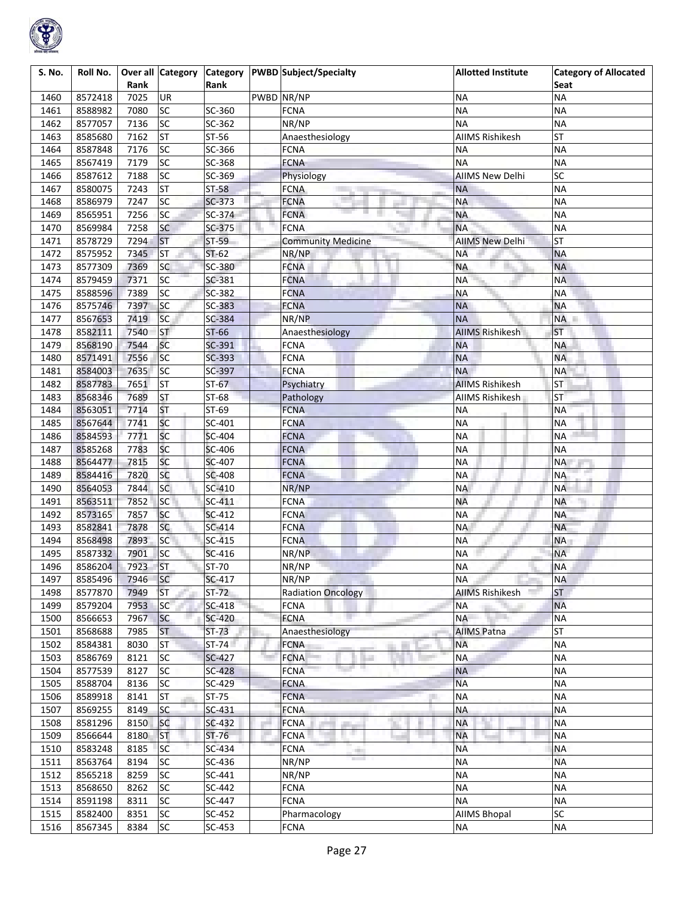| S. No. | Roll No. | Over all Rank | Category | Category Rank | PWBD | Subject/Specialty | Allotted Institute | Category of Allocated Seat |
|---|---|---|---|---|---|---|---|---|
| 1460 | 8572418 | 7025 | UR | | PWBD | NR/NP | NA | NA |
| 1461 | 8588982 | 7080 | SC | SC-360 | | FCNA | NA | NA |
| 1462 | 8577057 | 7136 | SC | SC-362 | | NR/NP | NA | NA |
| 1463 | 8585680 | 7162 | ST | ST-56 | | Anaesthesiology | AIIMS Rishikesh | ST |
| 1464 | 8587848 | 7176 | SC | SC-366 | | FCNA | NA | NA |
| 1465 | 8567419 | 7179 | SC | SC-368 | | FCNA | NA | NA |
| 1466 | 8587612 | 7188 | SC | SC-369 | | Physiology | AIIMS New Delhi | SC |
| 1467 | 8580075 | 7243 | ST | ST-58 | | FCNA | NA | NA |
| 1468 | 8586979 | 7247 | SC | SC-373 | | FCNA | NA | NA |
| 1469 | 8565951 | 7256 | SC | SC-374 | | FCNA | NA | NA |
| 1470 | 8569984 | 7258 | SC | SC-375 | | FCNA | NA | NA |
| 1471 | 8578729 | 7294 | ST | ST-59 | | Community Medicine | AIIMS New Delhi | ST |
| 1472 | 8575952 | 7345 | ST | ST-62 | | NR/NP | NA | NA |
| 1473 | 8577309 | 7369 | SC | SC-380 | | FCNA | NA | NA |
| 1474 | 8579459 | 7371 | SC | SC-381 | | FCNA | NA | NA |
| 1475 | 8588596 | 7389 | SC | SC-382 | | FCNA | NA | NA |
| 1476 | 8575746 | 7397 | SC | SC-383 | | FCNA | NA | NA |
| 1477 | 8567653 | 7419 | SC | SC-384 | | NR/NP | NA | NA |
| 1478 | 8582111 | 7540 | ST | ST-66 | | Anaesthesiology | AIIMS Rishikesh | ST |
| 1479 | 8568190 | 7544 | SC | SC-391 | | FCNA | NA | NA |
| 1480 | 8571491 | 7556 | SC | SC-393 | | FCNA | NA | NA |
| 1481 | 8584003 | 7635 | SC | SC-397 | | FCNA | NA | NA |
| 1482 | 8587783 | 7651 | ST | ST-67 | | Psychiatry | AIIMS Rishikesh | ST |
| 1483 | 8568346 | 7689 | ST | ST-68 | | Pathology | AIIMS Rishikesh | ST |
| 1484 | 8563051 | 7714 | ST | ST-69 | | FCNA | NA | NA |
| 1485 | 8567644 | 7741 | SC | SC-401 | | FCNA | NA | NA |
| 1486 | 8584593 | 7771 | SC | SC-404 | | FCNA | NA | NA |
| 1487 | 8585268 | 7783 | SC | SC-406 | | FCNA | NA | NA |
| 1488 | 8564477 | 7815 | SC | SC-407 | | FCNA | NA | NA |
| 1489 | 8584416 | 7820 | SC | SC-408 | | FCNA | NA | NA |
| 1490 | 8564053 | 7844 | SC | SC-410 | | NR/NP | NA | NA |
| 1491 | 8563511 | 7852 | SC | SC-411 | | FCNA | NA | NA |
| 1492 | 8573165 | 7857 | SC | SC-412 | | FCNA | NA | NA |
| 1493 | 8582841 | 7878 | SC | SC-414 | | FCNA | NA | NA |
| 1494 | 8568498 | 7893 | SC | SC-415 | | FCNA | NA | NA |
| 1495 | 8587332 | 7901 | SC | SC-416 | | NR/NP | NA | NA |
| 1496 | 8586204 | 7923 | ST | ST-70 | | NR/NP | NA | NA |
| 1497 | 8585496 | 7946 | SC | SC-417 | | NR/NP | NA | NA |
| 1498 | 8577870 | 7949 | ST | ST-72 | | Radiation Oncology | AIIMS Rishikesh | ST |
| 1499 | 8579204 | 7953 | SC | SC-418 | | FCNA | NA | NA |
| 1500 | 8566653 | 7967 | SC | SC-420 | | FCNA | NA | NA |
| 1501 | 8568688 | 7985 | ST | ST-73 | | Anaesthesiology | AIIMS Patna | ST |
| 1502 | 8584381 | 8030 | ST | ST-74 | | FCNA | NA | NA |
| 1503 | 8586769 | 8121 | SC | SC-427 | | FCNA | NA | NA |
| 1504 | 8577539 | 8127 | SC | SC-428 | | FCNA | NA | NA |
| 1505 | 8588704 | 8136 | SC | SC-429 | | FCNA | NA | NA |
| 1506 | 8589918 | 8141 | ST | ST-75 | | FCNA | NA | NA |
| 1507 | 8569255 | 8149 | SC | SC-431 | | FCNA | NA | NA |
| 1508 | 8581296 | 8150 | SC | SC-432 | | FCNA | NA | NA |
| 1509 | 8566644 | 8180 | ST | ST-76 | | FCNA | NA | NA |
| 1510 | 8583248 | 8185 | SC | SC-434 | | FCNA | NA | NA |
| 1511 | 8563764 | 8194 | SC | SC-436 | | NR/NP | NA | NA |
| 1512 | 8565218 | 8259 | SC | SC-441 | | NR/NP | NA | NA |
| 1513 | 8568650 | 8262 | SC | SC-442 | | FCNA | NA | NA |
| 1514 | 8591198 | 8311 | SC | SC-447 | | FCNA | NA | NA |
| 1515 | 8582400 | 8351 | SC | SC-452 | | Pharmacology | AIIMS Bhopal | SC |
| 1516 | 8567345 | 8384 | SC | SC-453 | | FCNA | NA | NA |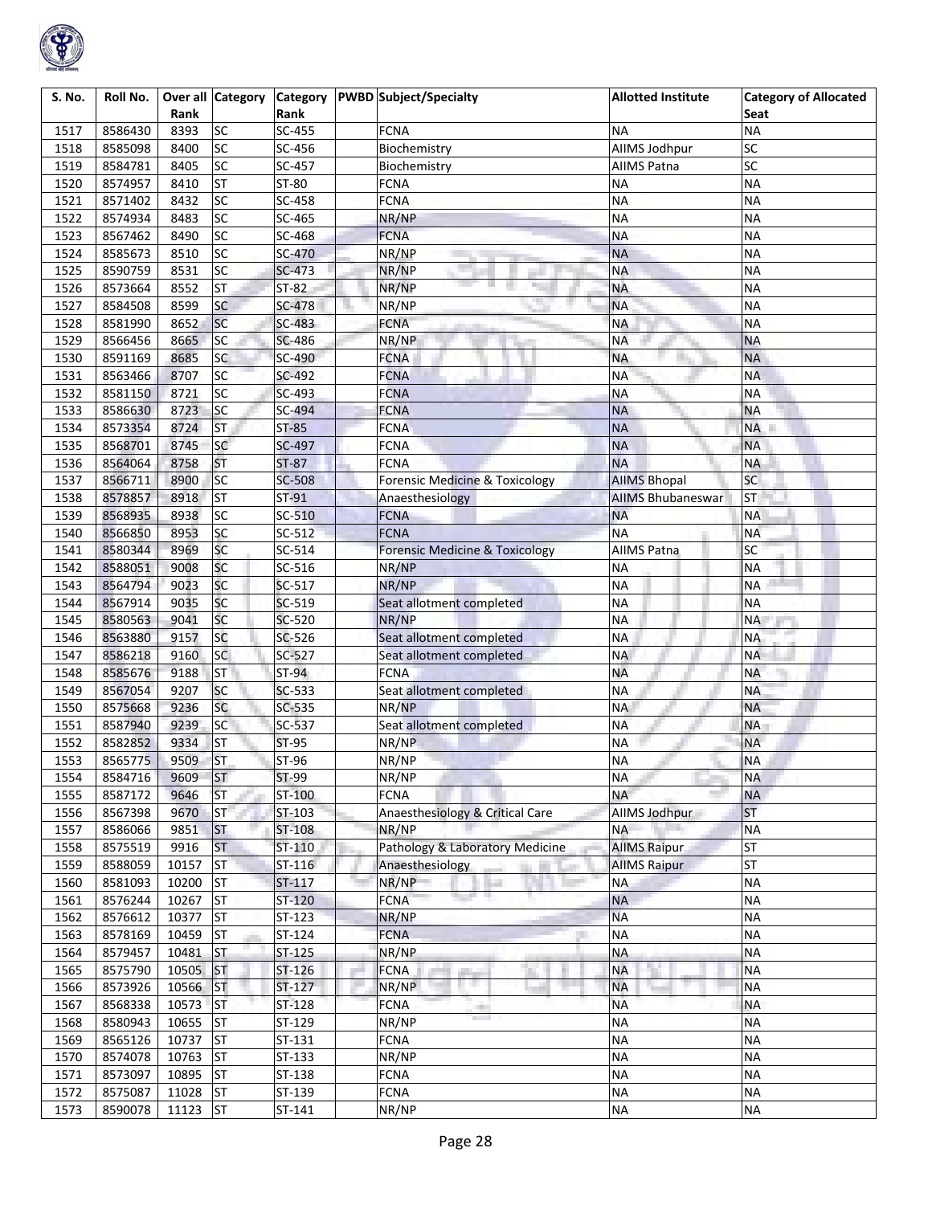| S. No. | Roll No. | Over all Rank | Category | Category Rank | PWBD | Subject/Specialty | Allotted Institute | Category of Allocated Seat |
|---|---|---|---|---|---|---|---|---|
| 1517 | 8586430 | 8393 | SC | SC-455 | | FCNA | NA | NA |
| 1518 | 8585098 | 8400 | SC | SC-456 | | Biochemistry | AIIMS Jodhpur | SC |
| 1519 | 8584781 | 8405 | SC | SC-457 | | Biochemistry | AIIMS Patna | SC |
| 1520 | 8574957 | 8410 | ST | ST-80 | | FCNA | NA | NA |
| 1521 | 8571402 | 8432 | SC | SC-458 | | FCNA | NA | NA |
| 1522 | 8574934 | 8483 | SC | SC-465 | | NR/NP | NA | NA |
| 1523 | 8567462 | 8490 | SC | SC-468 | | FCNA | NA | NA |
| 1524 | 8585673 | 8510 | SC | SC-470 | | NR/NP | NA | NA |
| 1525 | 8590759 | 8531 | SC | SC-473 | | NR/NP | NA | NA |
| 1526 | 8573664 | 8552 | ST | ST-82 | | NR/NP | NA | NA |
| 1527 | 8584508 | 8599 | SC | SC-478 | | NR/NP | NA | NA |
| 1528 | 8581990 | 8652 | SC | SC-483 | | FCNA | NA | NA |
| 1529 | 8566456 | 8665 | SC | SC-486 | | NR/NP | NA | NA |
| 1530 | 8591169 | 8685 | SC | SC-490 | | FCNA | NA | NA |
| 1531 | 8563466 | 8707 | SC | SC-492 | | FCNA | NA | NA |
| 1532 | 8581150 | 8721 | SC | SC-493 | | FCNA | NA | NA |
| 1533 | 8586630 | 8723 | SC | SC-494 | | FCNA | NA | NA |
| 1534 | 8573354 | 8724 | ST | ST-85 | | FCNA | NA | NA |
| 1535 | 8568701 | 8745 | SC | SC-497 | | FCNA | NA | NA |
| 1536 | 8564064 | 8758 | ST | ST-87 | | FCNA | NA | NA |
| 1537 | 8566711 | 8900 | SC | SC-508 | | Forensic Medicine & Toxicology | AIIMS Bhopal | SC |
| 1538 | 8578857 | 8918 | ST | ST-91 | | Anaesthesiology | AIIMS Bhubaneswar | ST |
| 1539 | 8568935 | 8938 | SC | SC-510 | | FCNA | NA | NA |
| 1540 | 8566850 | 8953 | SC | SC-512 | | FCNA | NA | NA |
| 1541 | 8580344 | 8969 | SC | SC-514 | | Forensic Medicine & Toxicology | AIIMS Patna | SC |
| 1542 | 8588051 | 9008 | SC | SC-516 | | NR/NP | NA | NA |
| 1543 | 8564794 | 9023 | SC | SC-517 | | NR/NP | NA | NA |
| 1544 | 8567914 | 9035 | SC | SC-519 | | Seat allotment completed | NA | NA |
| 1545 | 8580563 | 9041 | SC | SC-520 | | NR/NP | NA | NA |
| 1546 | 8563880 | 9157 | SC | SC-526 | | Seat allotment completed | NA | NA |
| 1547 | 8586218 | 9160 | SC | SC-527 | | Seat allotment completed | NA | NA |
| 1548 | 8585676 | 9188 | ST | ST-94 | | FCNA | NA | NA |
| 1549 | 8567054 | 9207 | SC | SC-533 | | Seat allotment completed | NA | NA |
| 1550 | 8575668 | 9236 | SC | SC-535 | | NR/NP | NA | NA |
| 1551 | 8587940 | 9239 | SC | SC-537 | | Seat allotment completed | NA | NA |
| 1552 | 8582852 | 9334 | ST | ST-95 | | NR/NP | NA | NA |
| 1553 | 8565775 | 9509 | ST | ST-96 | | NR/NP | NA | NA |
| 1554 | 8584716 | 9609 | ST | ST-99 | | NR/NP | NA | NA |
| 1555 | 8587172 | 9646 | ST | ST-100 | | FCNA | NA | NA |
| 1556 | 8567398 | 9670 | ST | ST-103 | | Anaesthesiology & Critical Care | AIIMS Jodhpur | ST |
| 1557 | 8586066 | 9851 | ST | ST-108 | | NR/NP | NA | NA |
| 1558 | 8575519 | 9916 | ST | ST-110 | | Pathology & Laboratory Medicine | AIIMS Raipur | ST |
| 1559 | 8588059 | 10157 | ST | ST-116 | | Anaesthesiology | AIIMS Raipur | ST |
| 1560 | 8581093 | 10200 | ST | ST-117 | | NR/NP | NA | NA |
| 1561 | 8576244 | 10267 | ST | ST-120 | | FCNA | NA | NA |
| 1562 | 8576612 | 10377 | ST | ST-123 | | NR/NP | NA | NA |
| 1563 | 8578169 | 10459 | ST | ST-124 | | FCNA | NA | NA |
| 1564 | 8579457 | 10481 | ST | ST-125 | | NR/NP | NA | NA |
| 1565 | 8575790 | 10505 | ST | ST-126 | | FCNA | NA | NA |
| 1566 | 8573926 | 10566 | ST | ST-127 | | NR/NP | NA | NA |
| 1567 | 8568338 | 10573 | ST | ST-128 | | FCNA | NA | NA |
| 1568 | 8580943 | 10655 | ST | ST-129 | | NR/NP | NA | NA |
| 1569 | 8565126 | 10737 | ST | ST-131 | | FCNA | NA | NA |
| 1570 | 8574078 | 10763 | ST | ST-133 | | NR/NP | NA | NA |
| 1571 | 8573097 | 10895 | ST | ST-138 | | FCNA | NA | NA |
| 1572 | 8575087 | 11028 | ST | ST-139 | | FCNA | NA | NA |
| 1573 | 8590078 | 11123 | ST | ST-141 | | NR/NP | NA | NA |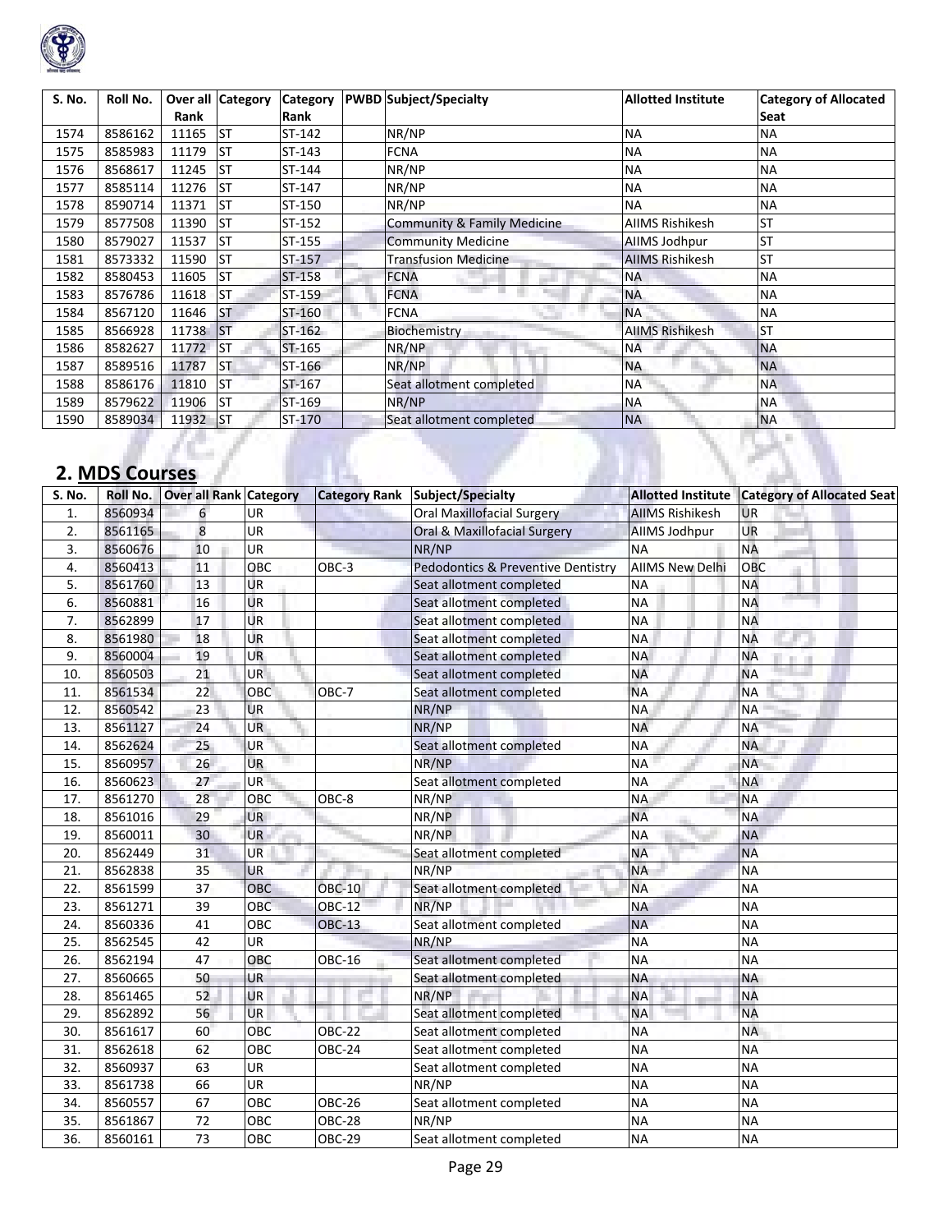| S. No. | Roll No. | Over all Rank | Category | Category Rank | PWBD | Subject/Specialty | Allotted Institute | Category of Allocated Seat |
|---|---|---|---|---|---|---|---|---|
| 1574 | 8586162 | 11165 | ST | ST-142 | | NR/NP | NA | NA |
| 1575 | 8585983 | 11179 | ST | ST-143 | | FCNA | NA | NA |
| 1576 | 8568617 | 11245 | ST | ST-144 | | NR/NP | NA | NA |
| 1577 | 8585114 | 11276 | ST | ST-147 | | NR/NP | NA | NA |
| 1578 | 8590714 | 11371 | ST | ST-150 | | NR/NP | NA | NA |
| 1579 | 8577508 | 11390 | ST | ST-152 | | Community & Family Medicine | AIIMS Rishikesh | ST |
| 1580 | 8579027 | 11537 | ST | ST-155 | | Community Medicine | AIIMS Jodhpur | ST |
| 1581 | 8573332 | 11590 | ST | ST-157 | | Transfusion Medicine | AIIMS Rishikesh | ST |
| 1582 | 8580453 | 11605 | ST | ST-158 | | FCNA | NA | NA |
| 1583 | 8576786 | 11618 | ST | ST-159 | | FCNA | NA | NA |
| 1584 | 8567120 | 11646 | ST | ST-160 | | FCNA | NA | NA |
| 1585 | 8566928 | 11738 | ST | ST-162 | | Biochemistry | AIIMS Rishikesh | ST |
| 1586 | 8582627 | 11772 | ST | ST-165 | | NR/NP | NA | NA |
| 1587 | 8589516 | 11787 | ST | ST-166 | | NR/NP | NA | NA |
| 1588 | 8586176 | 11810 | ST | ST-167 | | Seat allotment completed | NA | NA |
| 1589 | 8579622 | 11906 | ST | ST-169 | | NR/NP | NA | NA |
| 1590 | 8589034 | 11932 | ST | ST-170 | | Seat allotment completed | NA | NA |

## 2. MDS Courses

| S. No. | Roll No. | Over all Rank | Category | Category Rank | Subject/Specialty | Allotted Institute | Category of Allocated Seat |
|---|---|---|---|---|---|---|---|
| 1. | 8560934 | 6 | UR | | Oral Maxillofacial Surgery | AIIMS Rishikesh | UR |
| 2. | 8561165 | 8 | UR | | Oral & Maxillofacial Surgery | AIIMS Jodhpur | UR |
| 3. | 8560676 | 10 | UR | | NR/NP | NA | NA |
| 4. | 8560413 | 11 | OBC | OBC-3 | Pedodontics & Preventive Dentistry | AIIMS New Delhi | OBC |
| 5. | 8561760 | 13 | UR | | Seat allotment completed | NA | NA |
| 6. | 8560881 | 16 | UR | | Seat allotment completed | NA | NA |
| 7. | 8562899 | 17 | UR | | Seat allotment completed | NA | NA |
| 8. | 8561980 | 18 | UR | | Seat allotment completed | NA | NA |
| 9. | 8560004 | 19 | UR | | Seat allotment completed | NA | NA |
| 10. | 8560503 | 21 | UR | | Seat allotment completed | NA | NA |
| 11. | 8561534 | 22 | OBC | OBC-7 | Seat allotment completed | NA | NA |
| 12. | 8560542 | 23 | UR | | NR/NP | NA | NA |
| 13. | 8561127 | 24 | UR | | NR/NP | NA | NA |
| 14. | 8562624 | 25 | UR | | Seat allotment completed | NA | NA |
| 15. | 8560957 | 26 | UR | | NR/NP | NA | NA |
| 16. | 8560623 | 27 | UR | | Seat allotment completed | NA | NA |
| 17. | 8561270 | 28 | OBC | OBC-8 | NR/NP | NA | NA |
| 18. | 8561016 | 29 | UR | | NR/NP | NA | NA |
| 19. | 8560011 | 30 | UR | | NR/NP | NA | NA |
| 20. | 8562449 | 31 | UR | | Seat allotment completed | NA | NA |
| 21. | 8562838 | 35 | UR | | NR/NP | NA | NA |
| 22. | 8561599 | 37 | OBC | OBC-10 | Seat allotment completed | NA | NA |
| 23. | 8561271 | 39 | OBC | OBC-12 | NR/NP | NA | NA |
| 24. | 8560336 | 41 | OBC | OBC-13 | Seat allotment completed | NA | NA |
| 25. | 8562545 | 42 | UR | | NR/NP | NA | NA |
| 26. | 8562194 | 47 | OBC | OBC-16 | Seat allotment completed | NA | NA |
| 27. | 8560665 | 50 | UR | | Seat allotment completed | NA | NA |
| 28. | 8561465 | 52 | UR | | NR/NP | NA | NA |
| 29. | 8562892 | 56 | UR | | Seat allotment completed | NA | NA |
| 30. | 8561617 | 60 | OBC | OBC-22 | Seat allotment completed | NA | NA |
| 31. | 8562618 | 62 | OBC | OBC-24 | Seat allotment completed | NA | NA |
| 32. | 8560937 | 63 | UR | | Seat allotment completed | NA | NA |
| 33. | 8561738 | 66 | UR | | NR/NP | NA | NA |
| 34. | 8560557 | 67 | OBC | OBC-26 | Seat allotment completed | NA | NA |
| 35. | 8561867 | 72 | OBC | OBC-28 | NR/NP | NA | NA |
| 36. | 8560161 | 73 | OBC | OBC-29 | Seat allotment completed | NA | NA |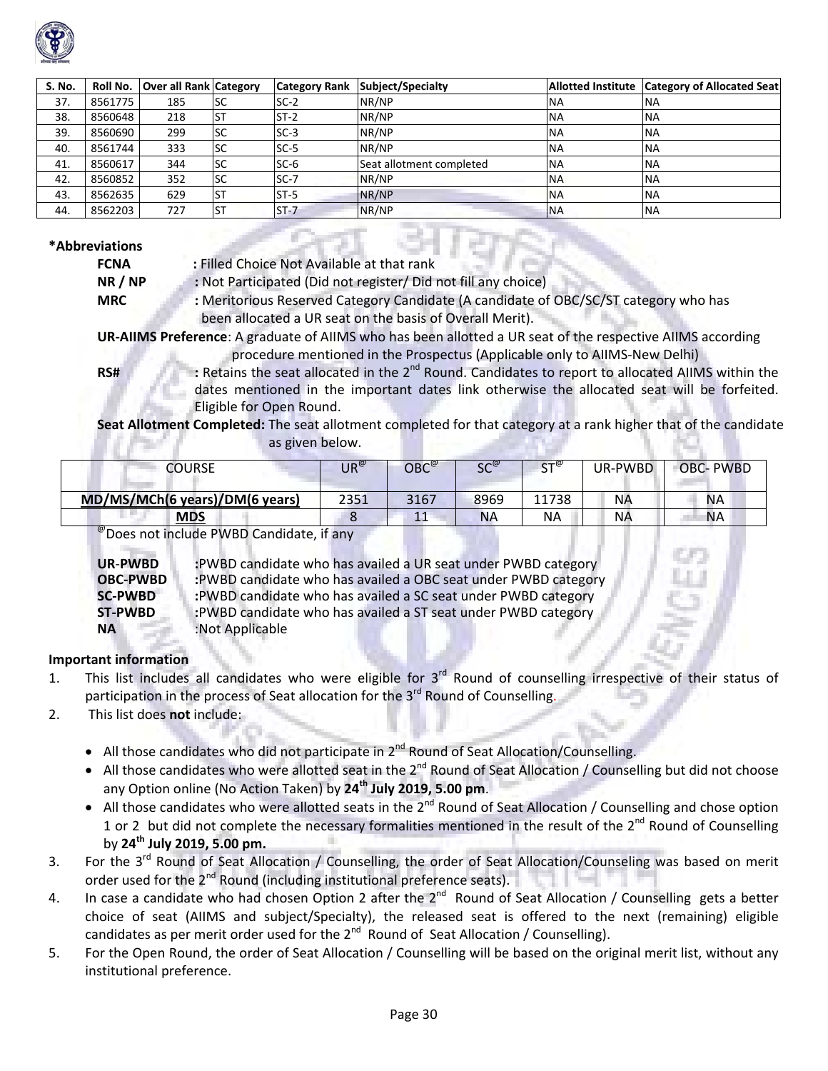| S. No. | Roll No. | Over all Rank | Category | Category Rank | Subject/Specialty | Allotted Institute | Category of Allocated Seat |
|---|---|---|---|---|---|---|---|
| 37. | 8561775 | 185 | SC | SC-2 | NR/NP | NA | NA |
| 38. | 8560648 | 218 | ST | ST-2 | NR/NP | NA | NA |
| 39. | 8560690 | 299 | SC | SC-3 | NR/NP | NA | NA |
| 40. | 8561744 | 333 | SC | SC-5 | NR/NP | NA | NA |
| 41. | 8560617 | 344 | SC | SC-6 | Seat allotment completed | NA | NA |
| 42. | 8560852 | 352 | SC | SC-7 | NR/NP | NA | NA |
| 43. | 8562635 | 629 | ST | ST-5 | NR/NP | NA | NA |
| 44. | 8562203 | 727 | ST | ST-7 | NR/NP | NA | NA |

**\*Abbreviations**

**FCNA** : Filled Choice Not Available at that rank

**NR / NP** : Not Participated (Did not register/ Did not fill any choice)

**MRC** : Meritorious Reserved Category Candidate (A candidate of OBC/SC/ST category who has been allocated a UR seat on the basis of Overall Merit).

**UR-AIIMS Preference**: A graduate of AIIMS who has been allotted a UR seat of the respective AIIMS according procedure mentioned in the Prospectus (Applicable only to AIIMS-New Delhi)

**RS#** : Retains the seat allocated in the 2nd Round. Candidates to report to allocated AIIMS within the dates mentioned in the important dates link otherwise the allocated seat will be forfeited. Eligible for Open Round.

**Seat Allotment Completed:** The seat allotment completed for that category at a rank higher that of the candidate as given below.

| COURSE | UR@ | OBC@ | SC@ | ST@ | UR-PWBD | OBC- PWBD |
|---|---|---|---|---|---|---|
| **MD/MS/MCh(6 years)/DM(6 years)** | 2351 | 3167 | 8969 | 11738 | NA | NA |
| **MDS** | 8 | 11 | NA | NA | NA | NA |

@Does not include PWBD Candidate, if any

**UR-PWBD** :PWBD candidate who has availed a UR seat under PWBD category

**OBC-PWBD** :PWBD candidate who has availed a OBC seat under PWBD category

**SC-PWBD** :PWBD candidate who has availed a SC seat under PWBD category

**ST-PWBD** :PWBD candidate who has availed a ST seat under PWBD category

**NA** :Not Applicable

**Important information**

1. This list includes all candidates who were eligible for 3rd Round of counselling irrespective of their status of participation in the process of Seat allocation for the 3rd Round of Counselling.
2. This list does **not** include:
   - All those candidates who did not participate in 2nd Round of Seat Allocation/Counselling.
   - All those candidates who were allotted seat in the 2nd Round of Seat Allocation / Counselling but did not choose any Option online (No Action Taken) by **24th July 2019, 5.00 pm**.
   - All those candidates who were allotted seats in the 2nd Round of Seat Allocation / Counselling and chose option 1 or 2 but did not complete the necessary formalities mentioned in the result of the 2nd Round of Counselling by **24th July 2019, 5.00 pm.**
3. For the 3rd Round of Seat Allocation / Counselling, the order of Seat Allocation/Counseling was based on merit order used for the 2nd Round (including institutional preference seats).
4. In case a candidate who had chosen Option 2 after the 2nd Round of Seat Allocation / Counselling gets a better choice of seat (AIIMS and subject/Specialty), the released seat is offered to the next (remaining) eligible candidates as per merit order used for the 2nd Round of Seat Allocation / Counselling).
5. For the Open Round, the order of Seat Allocation / Counselling will be based on the original merit list, without any institutional preference.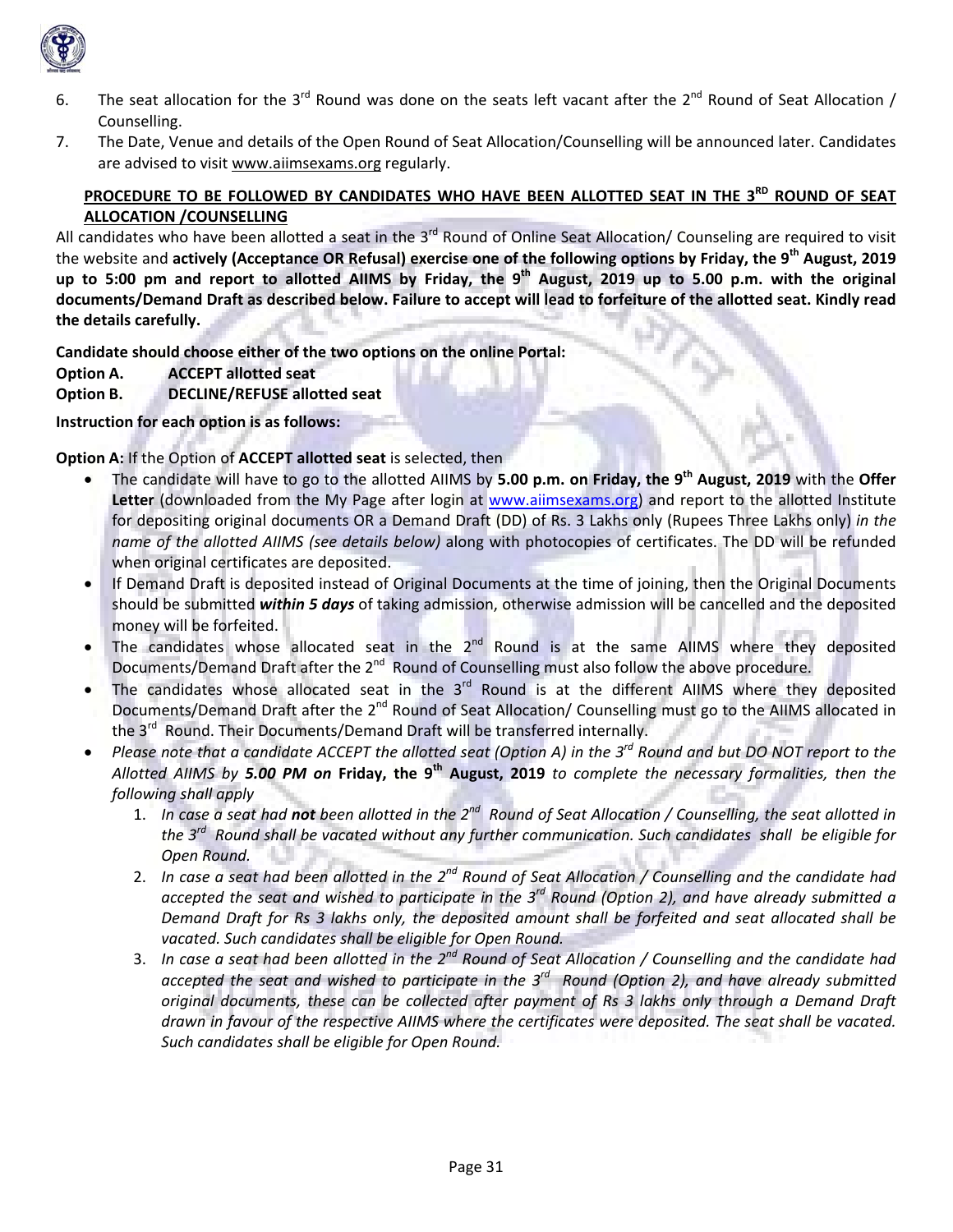6. The seat allocation for the 3rd Round was done on the seats left vacant after the 2nd Round of Seat Allocation / Counselling.
7. The Date, Venue and details of the Open Round of Seat Allocation/Counselling will be announced later. Candidates are advised to visit www.aiimsexams.org regularly.

**PROCEDURE TO BE FOLLOWED BY CANDIDATES WHO HAVE BEEN ALLOTTED SEAT IN THE 3RD ROUND OF SEAT ALLOCATION /COUNSELLING**

All candidates who have been allotted a seat in the 3rd Round of Online Seat Allocation/ Counseling are required to visit the website and **actively (Acceptance OR Refusal) exercise one of the following options by Friday, the 9th August, 2019 up to 5:00 pm and report to allotted AIIMS by Friday, the 9th August, 2019 up to 5.00 p.m. with the original documents/Demand Draft as described below. Failure to accept will lead to forfeiture of the allotted seat. Kindly read the details carefully.**

**Candidate should choose either of the two options on the online Portal:**

**Option A. ACCEPT allotted seat**

**Option B. DECLINE/REFUSE allotted seat**

**Instruction for each option is as follows:**

**Option A:** If the Option of **ACCEPT allotted seat** is selected, then

- The candidate will have to go to the allotted AIIMS by **5.00 p.m. on Friday, the 9th August, 2019** with the **Offer Letter** (downloaded from the My Page after login at www.aiimsexams.org) and report to the allotted Institute for depositing original documents OR a Demand Draft (DD) of Rs. 3 Lakhs only (Rupees Three Lakhs only) *in the name of the allotted AIIMS (see details below)* along with photocopies of certificates. The DD will be refunded when original certificates are deposited.
- If Demand Draft is deposited instead of Original Documents at the time of joining, then the Original Documents should be submitted ***within 5 days*** of taking admission, otherwise admission will be cancelled and the deposited money will be forfeited.
- The candidates whose allocated seat in the 2nd Round is at the same AIIMS where they deposited Documents/Demand Draft after the 2nd Round of Counselling must also follow the above procedure.
- The candidates whose allocated seat in the 3rd Round is at the different AIIMS where they deposited Documents/Demand Draft after the 2nd Round of Seat Allocation/ Counselling must go to the AIIMS allocated in the 3rd Round. Their Documents/Demand Draft will be transferred internally.
- *Please note that a candidate ACCEPT the allotted seat (Option A) in the 3rd Round and but DO NOT report to the Allotted AIIMS by **5.00 PM on*** **Friday, the 9th August, 2019** *to complete the necessary formalities, then the following shall apply*
  1. *In case a seat had **not** been allotted in the 2nd Round of Seat Allocation / Counselling, the seat allotted in the 3rd Round shall be vacated without any further communication. Such candidates shall be eligible for Open Round.*
  2. *In case a seat had been allotted in the 2nd Round of Seat Allocation / Counselling and the candidate had accepted the seat and wished to participate in the 3rd Round (Option 2), and have already submitted a Demand Draft for Rs 3 lakhs only, the deposited amount shall be forfeited and seat allocated shall be vacated. Such candidates shall be eligible for Open Round.*
  3. *In case a seat had been allotted in the 2nd Round of Seat Allocation / Counselling and the candidate had accepted the seat and wished to participate in the 3rd Round (Option 2), and have already submitted original documents, these can be collected after payment of Rs 3 lakhs only through a Demand Draft drawn in favour of the respective AIIMS where the certificates were deposited. The seat shall be vacated. Such candidates shall be eligible for Open Round.*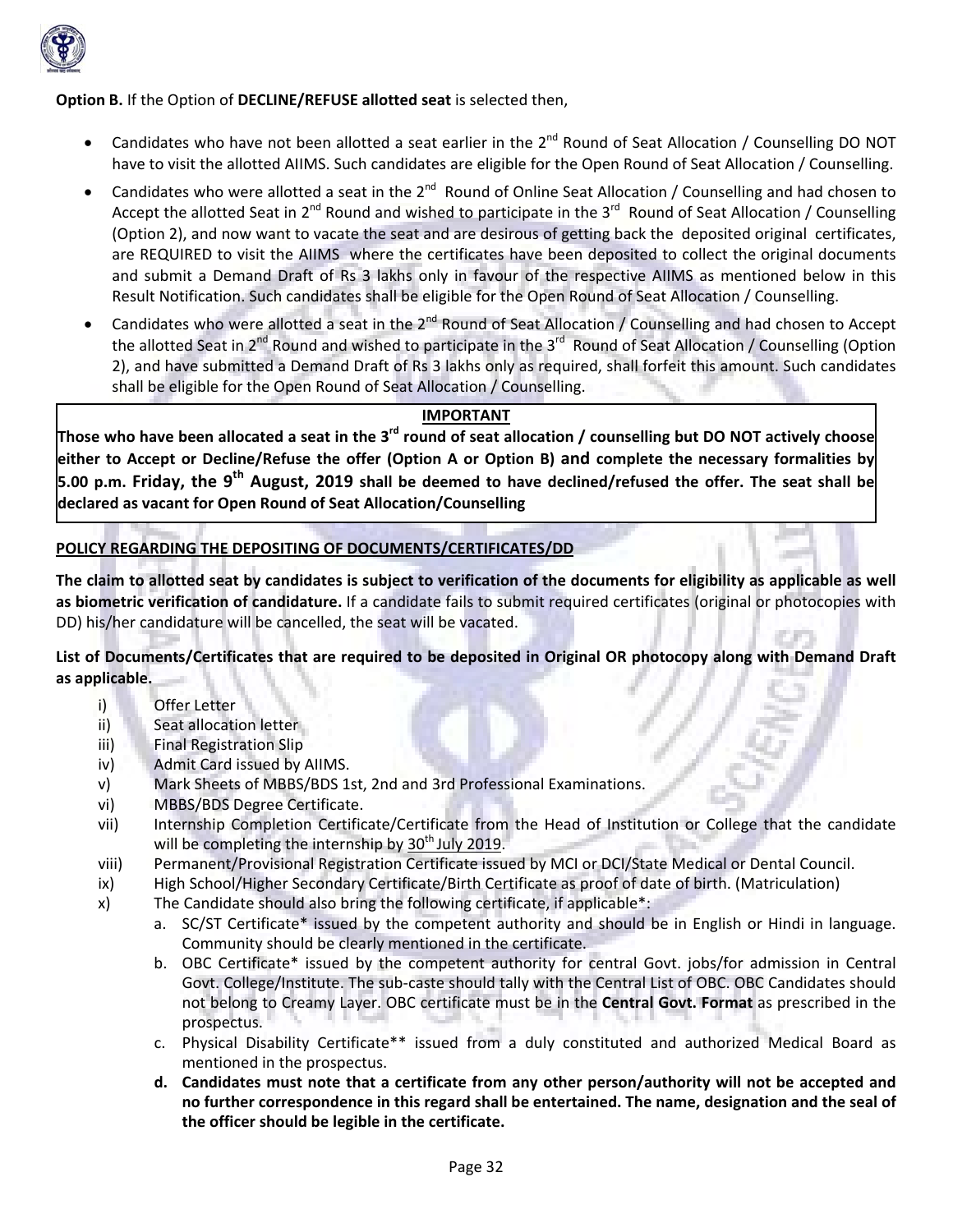**Option B.** If the Option of **DECLINE/REFUSE allotted seat** is selected then,

- Candidates who have not been allotted a seat earlier in the 2nd Round of Seat Allocation / Counselling DO NOT have to visit the allotted AIIMS. Such candidates are eligible for the Open Round of Seat Allocation / Counselling.
- Candidates who were allotted a seat in the 2nd Round of Online Seat Allocation / Counselling and had chosen to Accept the allotted Seat in 2nd Round and wished to participate in the 3rd Round of Seat Allocation / Counselling (Option 2), and now want to vacate the seat and are desirous of getting back the deposited original certificates, are REQUIRED to visit the AIIMS where the certificates have been deposited to collect the original documents and submit a Demand Draft of Rs 3 lakhs only in favour of the respective AIIMS as mentioned below in this Result Notification. Such candidates shall be eligible for the Open Round of Seat Allocation / Counselling.
- Candidates who were allotted a seat in the 2nd Round of Seat Allocation / Counselling and had chosen to Accept the allotted Seat in 2nd Round and wished to participate in the 3rd Round of Seat Allocation / Counselling (Option 2), and have submitted a Demand Draft of Rs 3 lakhs only as required, shall forfeit this amount. Such candidates shall be eligible for the Open Round of Seat Allocation / Counselling.

**IMPORTANT**

**Those who have been allocated a seat in the 3rd round of seat allocation / counselling but DO NOT actively choose either to Accept or Decline/Refuse the offer (Option A or Option B) and complete the necessary formalities by 5.00 p.m. Friday, the 9th August, 2019 shall be deemed to have declined/refused the offer. The seat shall be declared as vacant for Open Round of Seat Allocation/Counselling**

**POLICY REGARDING THE DEPOSITING OF DOCUMENTS/CERTIFICATES/DD**

**The claim to allotted seat by candidates is subject to verification of the documents for eligibility as applicable as well as biometric verification of candidature.** If a candidate fails to submit required certificates (original or photocopies with DD) his/her candidature will be cancelled, the seat will be vacated.

**List of Documents/Certificates that are required to be deposited in Original OR photocopy along with Demand Draft as applicable.**

i) Offer Letter
ii) Seat allocation letter
iii) Final Registration Slip
iv) Admit Card issued by AIIMS.
v) Mark Sheets of MBBS/BDS 1st, 2nd and 3rd Professional Examinations.
vi) MBBS/BDS Degree Certificate.
vii) Internship Completion Certificate/Certificate from the Head of Institution or College that the candidate will be completing the internship by 30th July 2019.
viii) Permanent/Provisional Registration Certificate issued by MCI or DCI/State Medical or Dental Council.
ix) High School/Higher Secondary Certificate/Birth Certificate as proof of date of birth. (Matriculation)
x) The Candidate should also bring the following certificate, if applicable*:
   a. SC/ST Certificate* issued by the competent authority and should be in English or Hindi in language. Community should be clearly mentioned in the certificate.
   b. OBC Certificate* issued by the competent authority for central Govt. jobs/for admission in Central Govt. College/Institute. The sub-caste should tally with the Central List of OBC. OBC Candidates should not belong to Creamy Layer. OBC certificate must be in the **Central Govt. Format** as prescribed in the prospectus.
   c. Physical Disability Certificate** issued from a duly constituted and authorized Medical Board as mentioned in the prospectus.
   d. **Candidates must note that a certificate from any other person/authority will not be accepted and no further correspondence in this regard shall be entertained. The name, designation and the seal of the officer should be legible in the certificate.**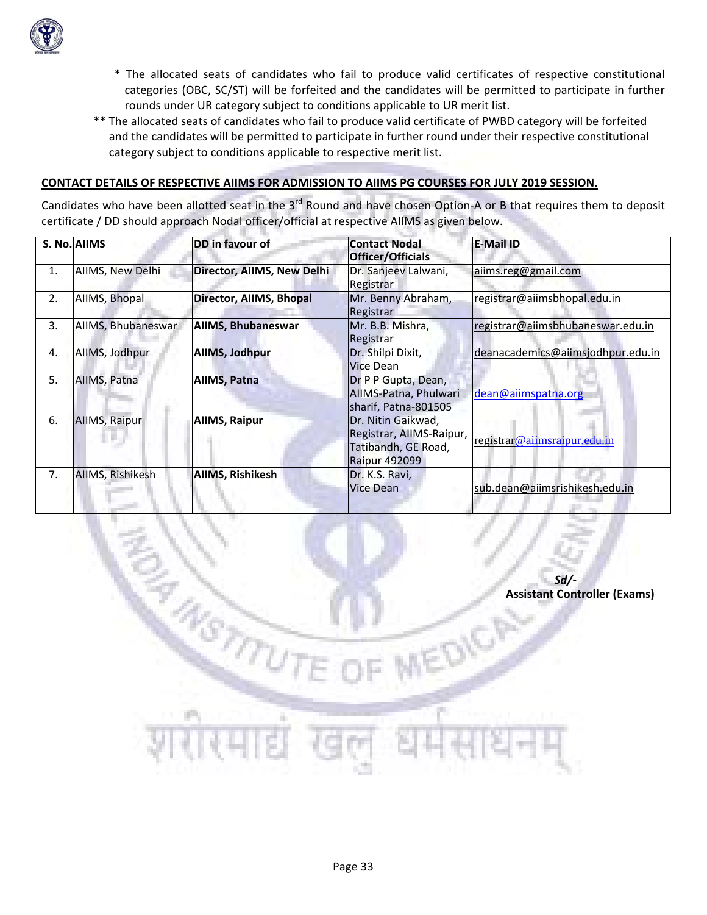\* The allocated seats of candidates who fail to produce valid certificates of respective constitutional categories (OBC, SC/ST) will be forfeited and the candidates will be permitted to participate in further rounds under UR category subject to conditions applicable to UR merit list.

\*\* The allocated seats of candidates who fail to produce valid certificate of PWBD category will be forfeited and the candidates will be permitted to participate in further round under their respective constitutional category subject to conditions applicable to respective merit list.

**CONTACT DETAILS OF RESPECTIVE AIIMS FOR ADMISSION TO AIIMS PG COURSES FOR JULY 2019 SESSION.**

Candidates who have been allotted seat in the 3rd Round and have chosen Option-A or B that requires them to deposit certificate / DD should approach Nodal officer/official at respective AIIMS as given below.

| S. No. | AIIMS | DD in favour of | Contact Nodal Officer/Officials | E-Mail ID |
|---|---|---|---|---|
| 1. | AIIMS, New Delhi | **Director, AIIMS, New Delhi** | Dr. Sanjeev Lalwani, Registrar | aiims.reg@gmail.com |
| 2. | AIIMS, Bhopal | **Director, AIIMS, Bhopal** | Mr. Benny Abraham, Registrar | registrar@aiimsbhopal.edu.in |
| 3. | AIIMS, Bhubaneswar | **AIIMS, Bhubaneswar** | Mr. B.B. Mishra, Registrar | registrar@aiimsbhubaneswar.edu.in |
| 4. | AIIMS, Jodhpur | **AIIMS, Jodhpur** | Dr. Shilpi Dixit, Vice Dean | deanacademics@aiimsjodhpur.edu.in |
| 5. | AIIMS, Patna | **AIIMS, Patna** | Dr P P Gupta, Dean, AIIMS-Patna, Phulwari sharif, Patna-801505 | dean@aiimspatna.org |
| 6. | AIIMS, Raipur | **AIIMS, Raipur** | Dr. Nitin Gaikwad, Registrar, AIIMS-Raipur, Tatibandh, GE Road, Raipur 492099 | registrar@aiimsraipur.edu.in |
| 7. | AIIMS, Rishikesh | **AIIMS, Rishikesh** | Dr. K.S. Ravi, Vice Dean | sub.dean@aiimsrishikesh.edu.in |

***Sd/-***
**Assistant Controller (Exams)**